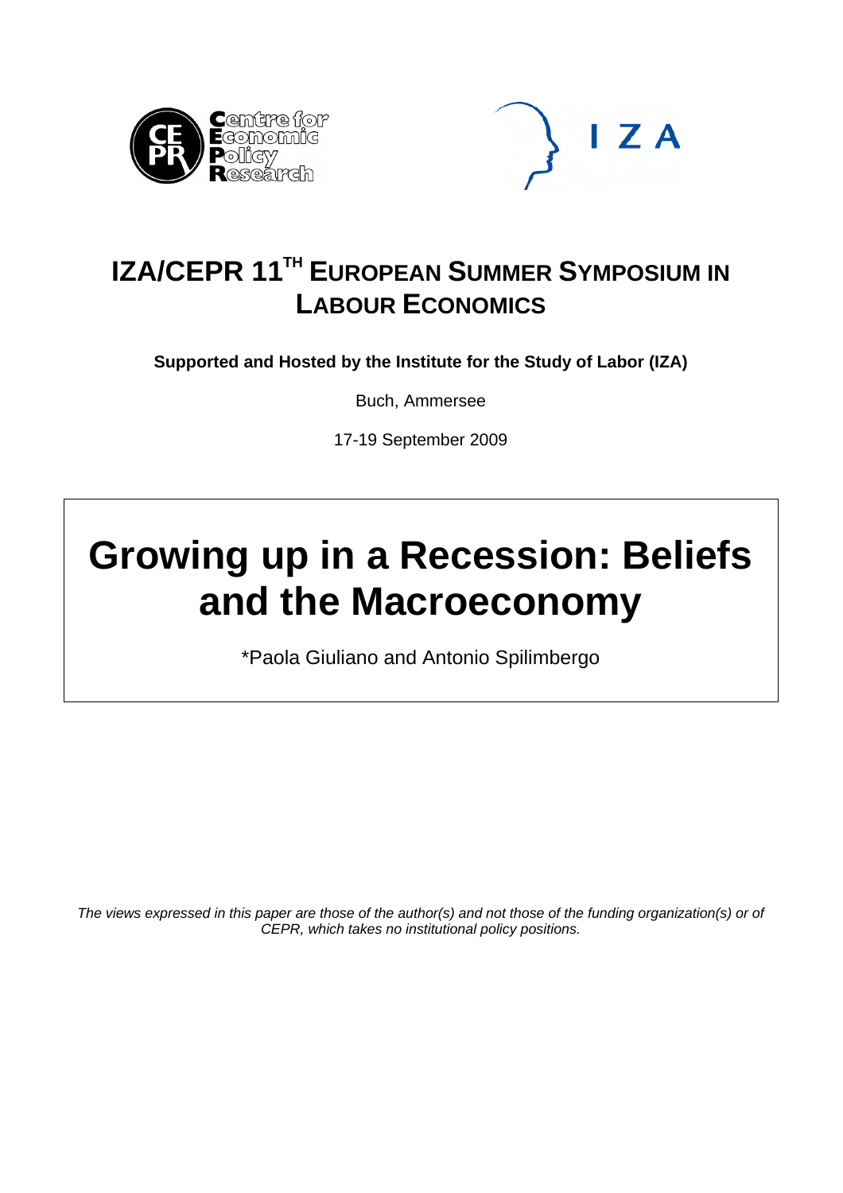# IZA/CEPR 11TH EUROPEAN SUMMER SYMPOSIUM IN LABOUR ECONOMICS

**Supported and Hosted by the Institute for the Study of Labor (IZA)**

Buch, Ammersee

17-19 September 2009

# Growing up in a Recession: Beliefs and the Macroeconomy

*Paola Giuliano and Antonio Spilimbergo

*The views expressed in this paper are those of the author(s) and not those of the funding organization(s) or of CEPR, which takes no institutional policy positions.*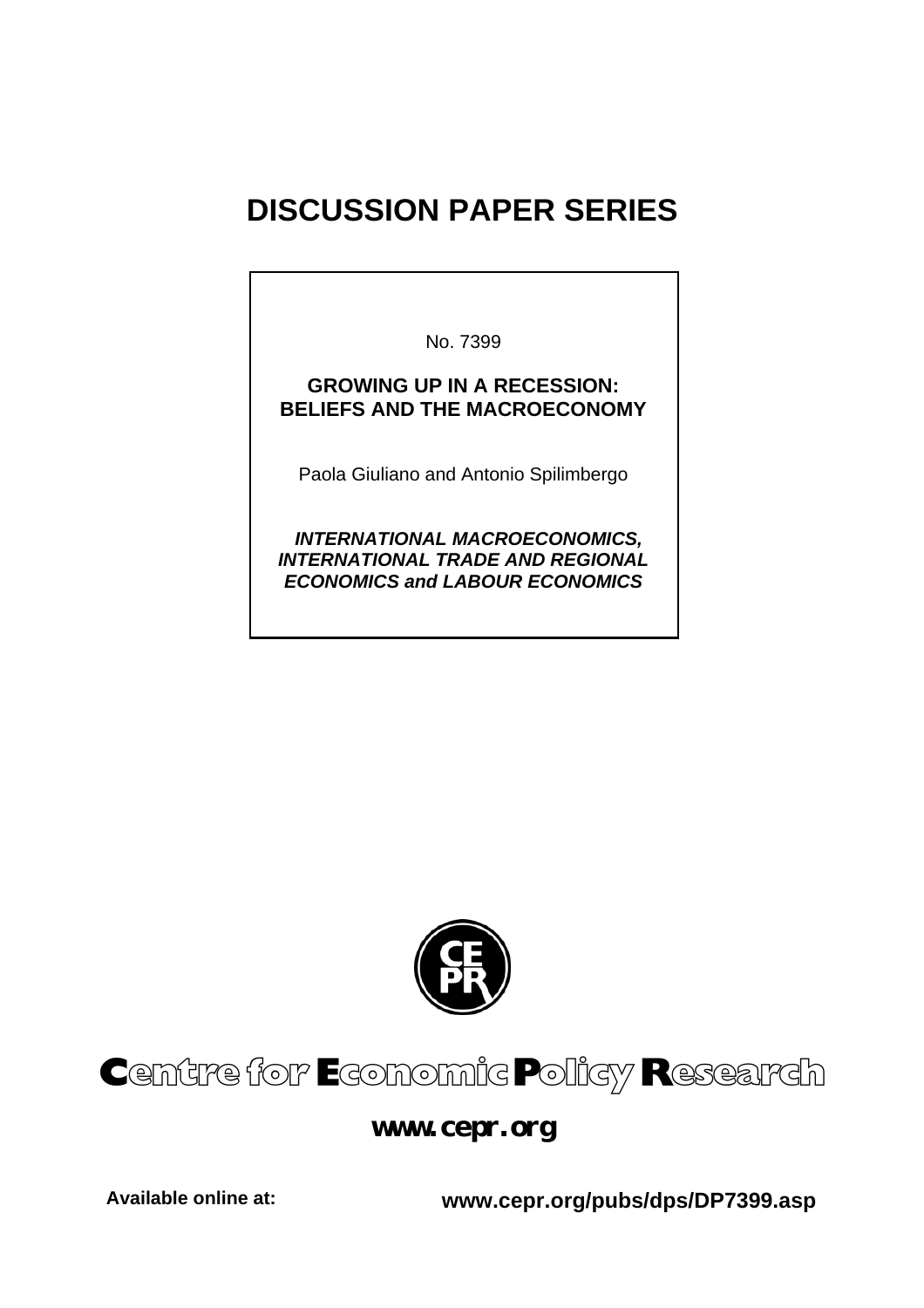# DISCUSSION PAPER SERIES

No. 7399

**GROWING UP IN A RECESSION: BELIEFS AND THE MACROECONOMY**

Paola Giuliano and Antonio Spilimbergo

***INTERNATIONAL MACROECONOMICS, INTERNATIONAL TRADE AND REGIONAL ECONOMICS and LABOUR ECONOMICS***

**Centre for Economic Policy Research**

**www.cepr.org**

**Available online at:** **www.cepr.org/pubs/dps/DP7399.asp**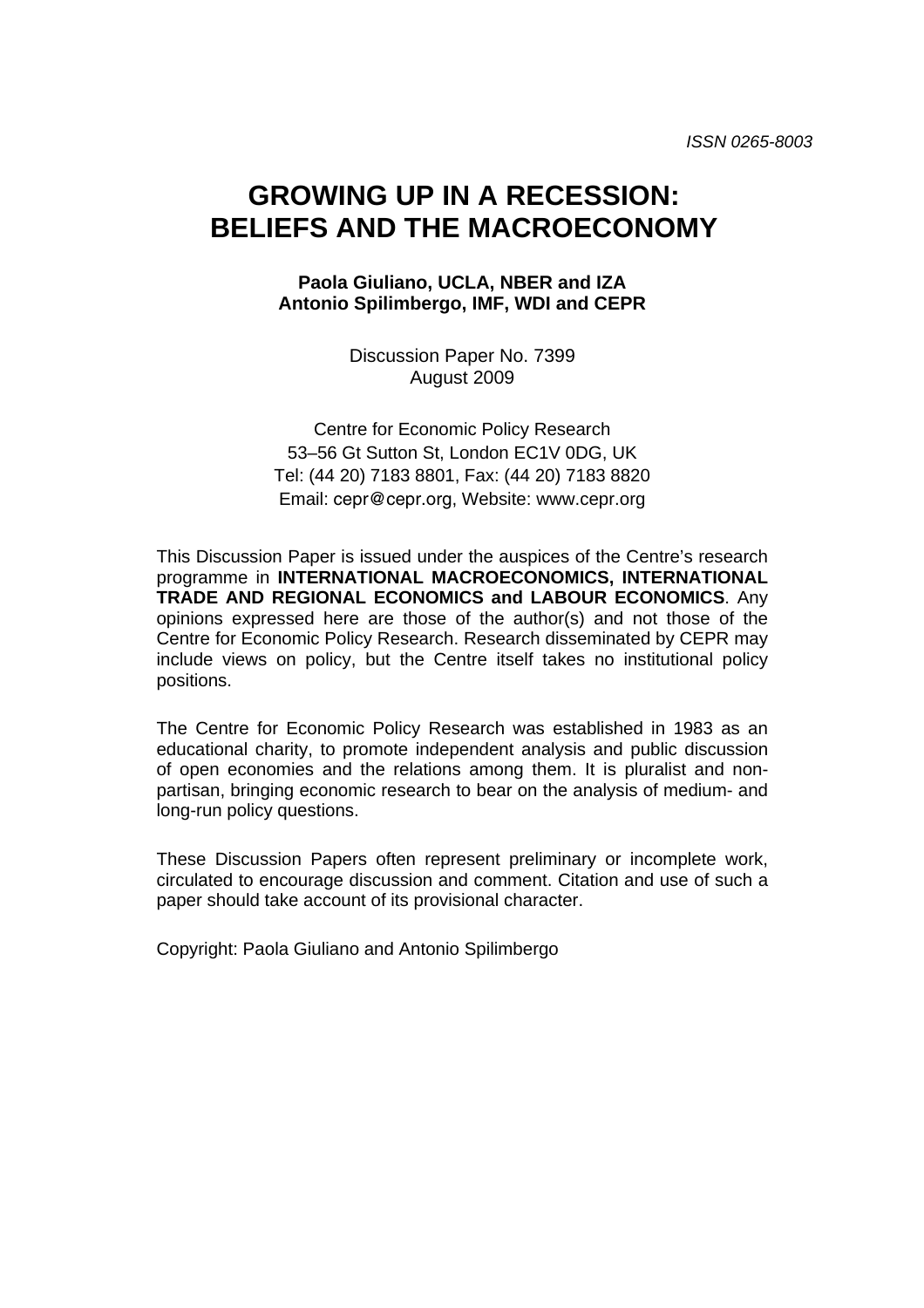*ISSN 0265-8003*

# GROWING UP IN A RECESSION: BELIEFS AND THE MACROECONOMY

**Paola Giuliano, UCLA, NBER and IZA**
**Antonio Spilimbergo, IMF, WDI and CEPR**

Discussion Paper No. 7399
August 2009

Centre for Economic Policy Research
53–56 Gt Sutton St, London EC1V 0DG, UK
Tel: (44 20) 7183 8801, Fax: (44 20) 7183 8820
Email: cepr@cepr.org, Website: www.cepr.org

This Discussion Paper is issued under the auspices of the Centre's research programme in **INTERNATIONAL MACROECONOMICS, INTERNATIONAL TRADE AND REGIONAL ECONOMICS and LABOUR ECONOMICS**. Any opinions expressed here are those of the author(s) and not those of the Centre for Economic Policy Research. Research disseminated by CEPR may include views on policy, but the Centre itself takes no institutional policy positions.

The Centre for Economic Policy Research was established in 1983 as an educational charity, to promote independent analysis and public discussion of open economies and the relations among them. It is pluralist and non-partisan, bringing economic research to bear on the analysis of medium- and long-run policy questions.

These Discussion Papers often represent preliminary or incomplete work, circulated to encourage discussion and comment. Citation and use of such a paper should take account of its provisional character.

Copyright: Paola Giuliano and Antonio Spilimbergo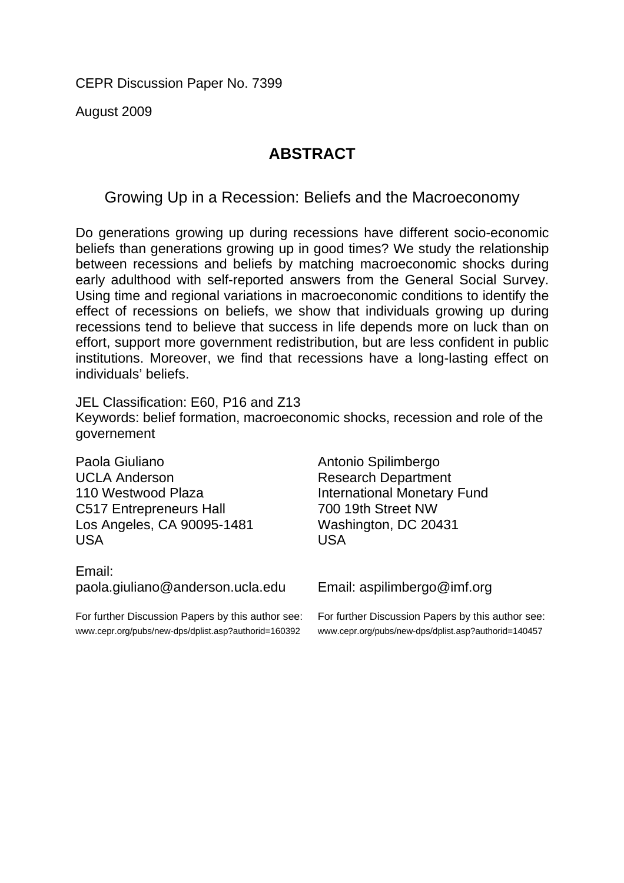CEPR Discussion Paper No. 7399

August 2009

## ABSTRACT

### Growing Up in a Recession: Beliefs and the Macroeconomy

Do generations growing up during recessions have different socio-economic beliefs than generations growing up in good times? We study the relationship between recessions and beliefs by matching macroeconomic shocks during early adulthood with self-reported answers from the General Social Survey. Using time and regional variations in macroeconomic conditions to identify the effect of recessions on beliefs, we show that individuals growing up during recessions tend to believe that success in life depends more on luck than on effort, support more government redistribution, but are less confident in public institutions. Moreover, we find that recessions have a long-lasting effect on individuals' beliefs.

JEL Classification: E60, P16 and Z13
Keywords: belief formation, macroeconomic shocks, recession and role of the governement

Paola Giuliano
UCLA Anderson
110 Westwood Plaza
C517 Entrepreneurs Hall
Los Angeles, CA 90095-1481
USA

Email:
paola.giuliano@anderson.ucla.edu

For further Discussion Papers by this author see:
www.cepr.org/pubs/new-dps/dplist.asp?authorid=160392

Antonio Spilimbergo
Research Department
International Monetary Fund
700 19th Street NW
Washington, DC 20431
USA

Email: aspilimbergo@imf.org

For further Discussion Papers by this author see:
www.cepr.org/pubs/new-dps/dplist.asp?authorid=140457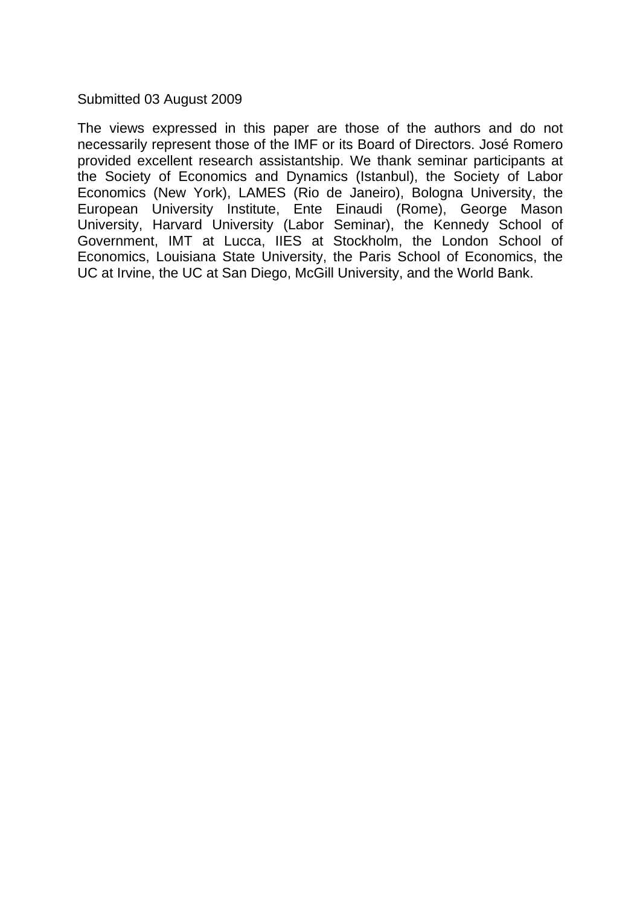Submitted 03 August 2009

The views expressed in this paper are those of the authors and do not necessarily represent those of the IMF or its Board of Directors. José Romero provided excellent research assistantship. We thank seminar participants at the Society of Economics and Dynamics (Istanbul), the Society of Labor Economics (New York), LAMES (Rio de Janeiro), Bologna University, the European University Institute, Ente Einaudi (Rome), George Mason University, Harvard University (Labor Seminar), the Kennedy School of Government, IMT at Lucca, IIES at Stockholm, the London School of Economics, Louisiana State University, the Paris School of Economics, the UC at Irvine, the UC at San Diego, McGill University, and the World Bank.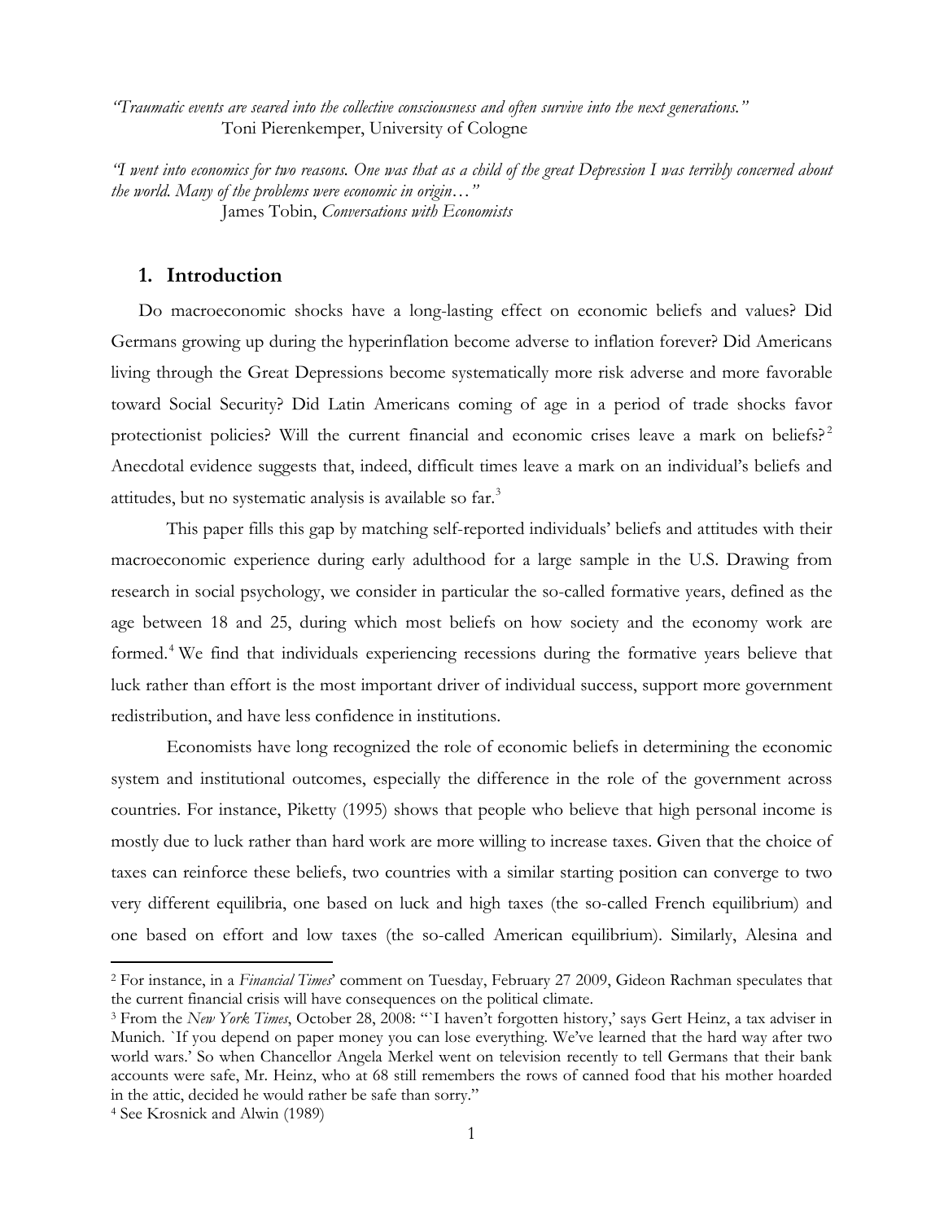*"Traumatic events are seared into the collective consciousness and often survive into the next generations."*
Toni Pierenkemper, University of Cologne

*"I went into economics for two reasons. One was that as a child of the great Depression I was terribly concerned about the world. Many of the problems were economic in origin…"*
James Tobin, *Conversations with Economists*

## 1. Introduction

Do macroeconomic shocks have a long-lasting effect on economic beliefs and values? Did Germans growing up during the hyperinflation become adverse to inflation forever? Did Americans living through the Great Depressions become systematically more risk adverse and more favorable toward Social Security? Did Latin Americans coming of age in a period of trade shocks favor protectionist policies? Will the current financial and economic crises leave a mark on beliefs?[2] Anecdotal evidence suggests that, indeed, difficult times leave a mark on an individual's beliefs and attitudes, but no systematic analysis is available so far.[3]

This paper fills this gap by matching self-reported individuals' beliefs and attitudes with their macroeconomic experience during early adulthood for a large sample in the U.S. Drawing from research in social psychology, we consider in particular the so-called formative years, defined as the age between 18 and 25, during which most beliefs on how society and the economy work are formed.[4] We find that individuals experiencing recessions during the formative years believe that luck rather than effort is the most important driver of individual success, support more government redistribution, and have less confidence in institutions.

Economists have long recognized the role of economic beliefs in determining the economic system and institutional outcomes, especially the difference in the role of the government across countries. For instance, Piketty (1995) shows that people who believe that high personal income is mostly due to luck rather than hard work are more willing to increase taxes. Given that the choice of taxes can reinforce these beliefs, two countries with a similar starting position can converge to two very different equilibria, one based on luck and high taxes (the so-called French equilibrium) and one based on effort and low taxes (the so-called American equilibrium). Similarly, Alesina and

---

[2] For instance, in a *Financial Times*' comment on Tuesday, February 27 2009, Gideon Rachman speculates that the current financial crisis will have consequences on the political climate.

[3] From the *New York Times*, October 28, 2008: "`I haven't forgotten history,' says Gert Heinz, a tax adviser in Munich. `If you depend on paper money you can lose everything. We've learned that the hard way after two world wars.' So when Chancellor Angela Merkel went on television recently to tell Germans that their bank accounts were safe, Mr. Heinz, who at 68 still remembers the rows of canned food that his mother hoarded in the attic, decided he would rather be safe than sorry."

[4] See Krosnick and Alwin (1989)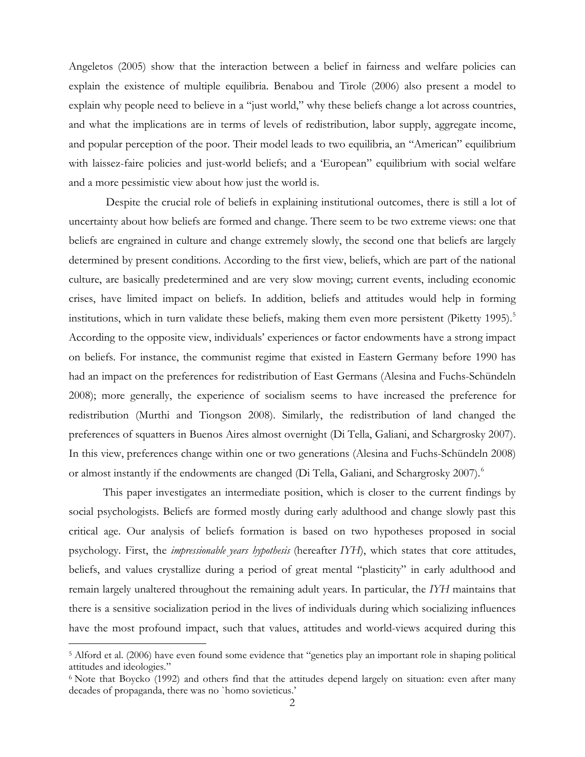Angeletos (2005) show that the interaction between a belief in fairness and welfare policies can explain the existence of multiple equilibria. Benabou and Tirole (2006) also present a model to explain why people need to believe in a "just world," why these beliefs change a lot across countries, and what the implications are in terms of levels of redistribution, labor supply, aggregate income, and popular perception of the poor. Their model leads to two equilibria, an "American" equilibrium with laissez-faire policies and just-world beliefs; and a 'European" equilibrium with social welfare and a more pessimistic view about how just the world is.

Despite the crucial role of beliefs in explaining institutional outcomes, there is still a lot of uncertainty about how beliefs are formed and change. There seem to be two extreme views: one that beliefs are engrained in culture and change extremely slowly, the second one that beliefs are largely determined by present conditions. According to the first view, beliefs, which are part of the national culture, are basically predetermined and are very slow moving; current events, including economic crises, have limited impact on beliefs. In addition, beliefs and attitudes would help in forming institutions, which in turn validate these beliefs, making them even more persistent (Piketty 1995).[5] According to the opposite view, individuals' experiences or factor endowments have a strong impact on beliefs. For instance, the communist regime that existed in Eastern Germany before 1990 has had an impact on the preferences for redistribution of East Germans (Alesina and Fuchs-Schündeln 2008); more generally, the experience of socialism seems to have increased the preference for redistribution (Murthi and Tiongson 2008). Similarly, the redistribution of land changed the preferences of squatters in Buenos Aires almost overnight (Di Tella, Galiani, and Schargrosky 2007). In this view, preferences change within one or two generations (Alesina and Fuchs-Schündeln 2008) or almost instantly if the endowments are changed (Di Tella, Galiani, and Schargrosky 2007).[6]

This paper investigates an intermediate position, which is closer to the current findings by social psychologists. Beliefs are formed mostly during early adulthood and change slowly past this critical age. Our analysis of beliefs formation is based on two hypotheses proposed in social psychology. First, the *impressionable years hypothesis* (hereafter *IYH*), which states that core attitudes, beliefs, and values crystallize during a period of great mental "plasticity" in early adulthood and remain largely unaltered throughout the remaining adult years. In particular, the *IYH* maintains that there is a sensitive socialization period in the lives of individuals during which socializing influences have the most profound impact, such that values, attitudes and world-views acquired during this

[5] Alford et al. (2006) have even found some evidence that "genetics play an important role in shaping political attitudes and ideologies."

[6] Note that Boycko (1992) and others find that the attitudes depend largely on situation: even after many decades of propaganda, there was no `homo sovieticus.'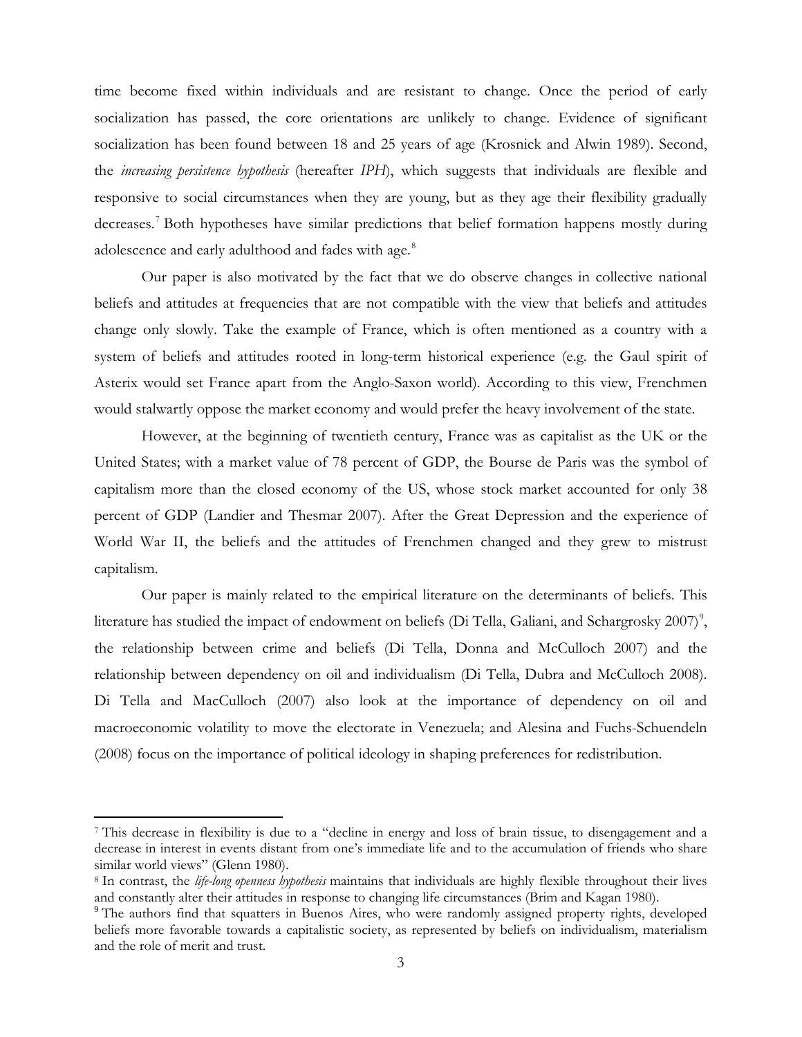time become fixed within individuals and are resistant to change. Once the period of early socialization has passed, the core orientations are unlikely to change. Evidence of significant socialization has been found between 18 and 25 years of age (Krosnick and Alwin 1989). Second, the *increasing persistence hypothesis* (hereafter *IPH*), which suggests that individuals are flexible and responsive to social circumstances when they are young, but as they age their flexibility gradually decreases.[7] Both hypotheses have similar predictions that belief formation happens mostly during adolescence and early adulthood and fades with age.[8]

Our paper is also motivated by the fact that we do observe changes in collective national beliefs and attitudes at frequencies that are not compatible with the view that beliefs and attitudes change only slowly. Take the example of France, which is often mentioned as a country with a system of beliefs and attitudes rooted in long-term historical experience (e.g. the Gaul spirit of Asterix would set France apart from the Anglo-Saxon world). According to this view, Frenchmen would stalwartly oppose the market economy and would prefer the heavy involvement of the state.

However, at the beginning of twentieth century, France was as capitalist as the UK or the United States; with a market value of 78 percent of GDP, the Bourse de Paris was the symbol of capitalism more than the closed economy of the US, whose stock market accounted for only 38 percent of GDP (Landier and Thesmar 2007). After the Great Depression and the experience of World War II, the beliefs and the attitudes of Frenchmen changed and they grew to mistrust capitalism.

Our paper is mainly related to the empirical literature on the determinants of beliefs. This literature has studied the impact of endowment on beliefs (Di Tella, Galiani, and Schargrosky 2007)[9], the relationship between crime and beliefs (Di Tella, Donna and McCulloch 2007) and the relationship between dependency on oil and individualism (Di Tella, Dubra and McCulloch 2008). Di Tella and MacCulloch (2007) also look at the importance of dependency on oil and macroeconomic volatility to move the electorate in Venezuela; and Alesina and Fuchs-Schuendeln (2008) focus on the importance of political ideology in shaping preferences for redistribution.

---

[7] This decrease in flexibility is due to a "decline in energy and loss of brain tissue, to disengagement and a decrease in interest in events distant from one's immediate life and to the accumulation of friends who share similar world views" (Glenn 1980).

[8] In contrast, the *life-long openness hypothesis* maintains that individuals are highly flexible throughout their lives and constantly alter their attitudes in response to changing life circumstances (Brim and Kagan 1980).

[9] The authors find that squatters in Buenos Aires, who were randomly assigned property rights, developed beliefs more favorable towards a capitalistic society, as represented by beliefs on individualism, materialism and the role of merit and trust.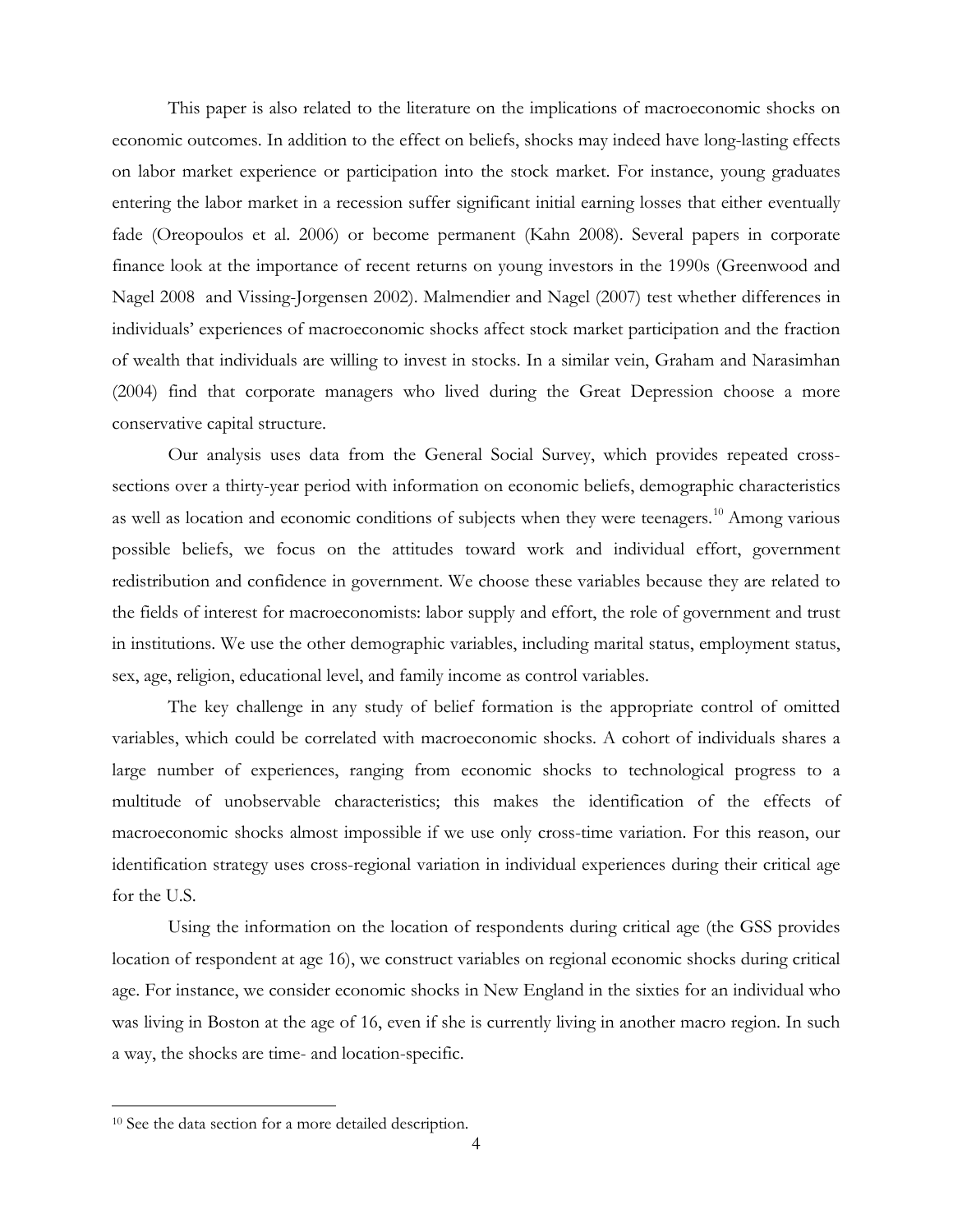This paper is also related to the literature on the implications of macroeconomic shocks on economic outcomes. In addition to the effect on beliefs, shocks may indeed have long-lasting effects on labor market experience or participation into the stock market. For instance, young graduates entering the labor market in a recession suffer significant initial earning losses that either eventually fade (Oreopoulos et al. 2006) or become permanent (Kahn 2008). Several papers in corporate finance look at the importance of recent returns on young investors in the 1990s (Greenwood and Nagel 2008 and Vissing-Jorgensen 2002). Malmendier and Nagel (2007) test whether differences in individuals' experiences of macroeconomic shocks affect stock market participation and the fraction of wealth that individuals are willing to invest in stocks. In a similar vein, Graham and Narasimhan (2004) find that corporate managers who lived during the Great Depression choose a more conservative capital structure.

Our analysis uses data from the General Social Survey, which provides repeated cross-sections over a thirty-year period with information on economic beliefs, demographic characteristics as well as location and economic conditions of subjects when they were teenagers.[10] Among various possible beliefs, we focus on the attitudes toward work and individual effort, government redistribution and confidence in government. We choose these variables because they are related to the fields of interest for macroeconomists: labor supply and effort, the role of government and trust in institutions. We use the other demographic variables, including marital status, employment status, sex, age, religion, educational level, and family income as control variables.

The key challenge in any study of belief formation is the appropriate control of omitted variables, which could be correlated with macroeconomic shocks. A cohort of individuals shares a large number of experiences, ranging from economic shocks to technological progress to a multitude of unobservable characteristics; this makes the identification of the effects of macroeconomic shocks almost impossible if we use only cross-time variation. For this reason, our identification strategy uses cross-regional variation in individual experiences during their critical age for the U.S.

Using the information on the location of respondents during critical age (the GSS provides location of respondent at age 16), we construct variables on regional economic shocks during critical age. For instance, we consider economic shocks in New England in the sixties for an individual who was living in Boston at the age of 16, even if she is currently living in another macro region. In such a way, the shocks are time- and location-specific.

[10] See the data section for a more detailed description.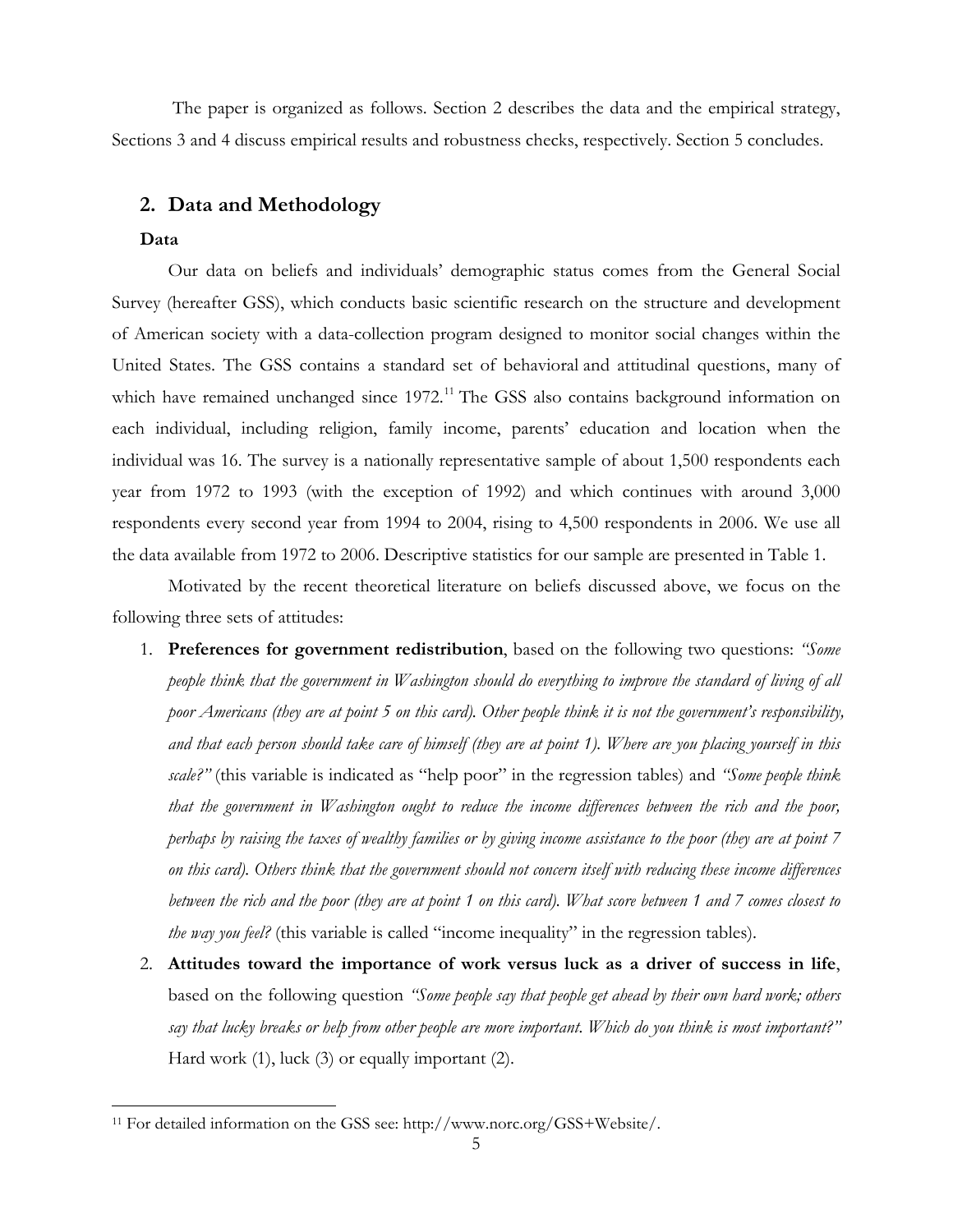The paper is organized as follows. Section 2 describes the data and the empirical strategy, Sections 3 and 4 discuss empirical results and robustness checks, respectively. Section 5 concludes.

## 2. Data and Methodology

**Data**

Our data on beliefs and individuals' demographic status comes from the General Social Survey (hereafter GSS), which conducts basic scientific research on the structure and development of American society with a data-collection program designed to monitor social changes within the United States. The GSS contains a standard set of behavioral and attitudinal questions, many of which have remained unchanged since 1972.[11] The GSS also contains background information on each individual, including religion, family income, parents' education and location when the individual was 16. The survey is a nationally representative sample of about 1,500 respondents each year from 1972 to 1993 (with the exception of 1992) and which continues with around 3,000 respondents every second year from 1994 to 2004, rising to 4,500 respondents in 2006. We use all the data available from 1972 to 2006. Descriptive statistics for our sample are presented in Table 1.

Motivated by the recent theoretical literature on beliefs discussed above, we focus on the following three sets of attitudes:

1. **Preferences for government redistribution**, based on the following two questions: *"Some people think that the government in Washington should do everything to improve the standard of living of all poor Americans (they are at point 5 on this card). Other people think it is not the government's responsibility, and that each person should take care of himself (they are at point 1). Where are you placing yourself in this scale?"* (this variable is indicated as "help poor" in the regression tables) and *"Some people think that the government in Washington ought to reduce the income differences between the rich and the poor, perhaps by raising the taxes of wealthy families or by giving income assistance to the poor (they are at point 7 on this card). Others think that the government should not concern itself with reducing these income differences between the rich and the poor (they are at point 1 on this card). What score between 1 and 7 comes closest to the way you feel?* (this variable is called "income inequality" in the regression tables).
2. **Attitudes toward the importance of work versus luck as a driver of success in life**, based on the following question *"Some people say that people get ahead by their own hard work; others say that lucky breaks or help from other people are more important. Which do you think is most important?"* Hard work (1), luck (3) or equally important (2).

[11] For detailed information on the GSS see: http://www.norc.org/GSS+Website/.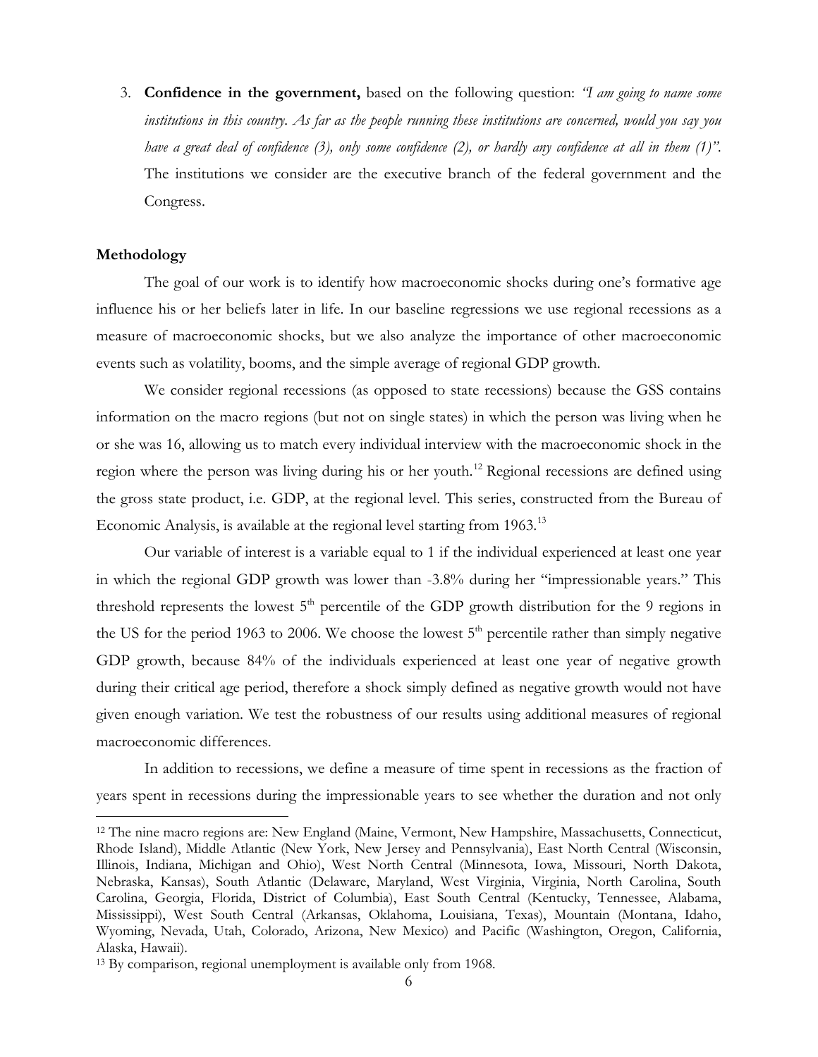3. **Confidence in the government,** based on the following question: *"I am going to name some institutions in this country. As far as the people running these institutions are concerned, would you say you have a great deal of confidence (3), only some confidence (2), or hardly any confidence at all in them (1)".* The institutions we consider are the executive branch of the federal government and the Congress.

**Methodology**

The goal of our work is to identify how macroeconomic shocks during one's formative age influence his or her beliefs later in life. In our baseline regressions we use regional recessions as a measure of macroeconomic shocks, but we also analyze the importance of other macroeconomic events such as volatility, booms, and the simple average of regional GDP growth.

We consider regional recessions (as opposed to state recessions) because the GSS contains information on the macro regions (but not on single states) in which the person was living when he or she was 16, allowing us to match every individual interview with the macroeconomic shock in the region where the person was living during his or her youth.[12] Regional recessions are defined using the gross state product, i.e. GDP, at the regional level. This series, constructed from the Bureau of Economic Analysis, is available at the regional level starting from 1963.[13]

Our variable of interest is a variable equal to 1 if the individual experienced at least one year in which the regional GDP growth was lower than -3.8% during her "impressionable years." This threshold represents the lowest 5[th] percentile of the GDP growth distribution for the 9 regions in the US for the period 1963 to 2006. We choose the lowest 5[th] percentile rather than simply negative GDP growth, because 84% of the individuals experienced at least one year of negative growth during their critical age period, therefore a shock simply defined as negative growth would not have given enough variation. We test the robustness of our results using additional measures of regional macroeconomic differences.

In addition to recessions, we define a measure of time spent in recessions as the fraction of years spent in recessions during the impressionable years to see whether the duration and not only

---

[12] The nine macro regions are: New England (Maine, Vermont, New Hampshire, Massachusetts, Connecticut, Rhode Island), Middle Atlantic (New York, New Jersey and Pennsylvania), East North Central (Wisconsin, Illinois, Indiana, Michigan and Ohio), West North Central (Minnesota, Iowa, Missouri, North Dakota, Nebraska, Kansas), South Atlantic (Delaware, Maryland, West Virginia, Virginia, North Carolina, South Carolina, Georgia, Florida, District of Columbia), East South Central (Kentucky, Tennessee, Alabama, Mississippi), West South Central (Arkansas, Oklahoma, Louisiana, Texas), Mountain (Montana, Idaho, Wyoming, Nevada, Utah, Colorado, Arizona, New Mexico) and Pacific (Washington, Oregon, California, Alaska, Hawaii).

[13] By comparison, regional unemployment is available only from 1968.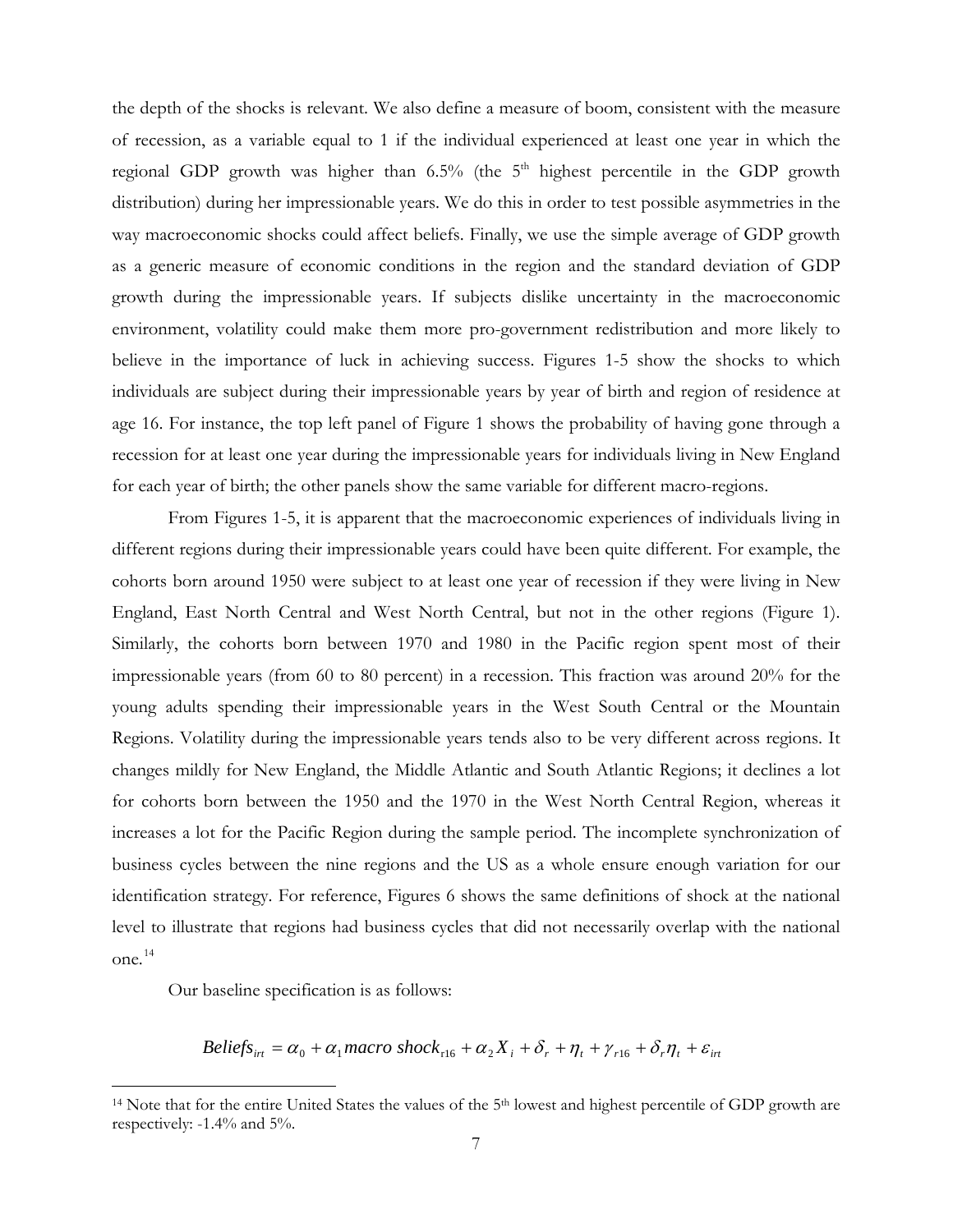the depth of the shocks is relevant. We also define a measure of boom, consistent with the measure of recession, as a variable equal to 1 if the individual experienced at least one year in which the regional GDP growth was higher than 6.5% (the 5th highest percentile in the GDP growth distribution) during her impressionable years. We do this in order to test possible asymmetries in the way macroeconomic shocks could affect beliefs. Finally, we use the simple average of GDP growth as a generic measure of economic conditions in the region and the standard deviation of GDP growth during the impressionable years. If subjects dislike uncertainty in the macroeconomic environment, volatility could make them more pro-government redistribution and more likely to believe in the importance of luck in achieving success. Figures 1-5 show the shocks to which individuals are subject during their impressionable years by year of birth and region of residence at age 16. For instance, the top left panel of Figure 1 shows the probability of having gone through a recession for at least one year during the impressionable years for individuals living in New England for each year of birth; the other panels show the same variable for different macro-regions.

From Figures 1-5, it is apparent that the macroeconomic experiences of individuals living in different regions during their impressionable years could have been quite different. For example, the cohorts born around 1950 were subject to at least one year of recession if they were living in New England, East North Central and West North Central, but not in the other regions (Figure 1). Similarly, the cohorts born between 1970 and 1980 in the Pacific region spent most of their impressionable years (from 60 to 80 percent) in a recession. This fraction was around 20% for the young adults spending their impressionable years in the West South Central or the Mountain Regions. Volatility during the impressionable years tends also to be very different across regions. It changes mildly for New England, the Middle Atlantic and South Atlantic Regions; it declines a lot for cohorts born between the 1950 and the 1970 in the West North Central Region, whereas it increases a lot for the Pacific Region during the sample period. The incomplete synchronization of business cycles between the nine regions and the US as a whole ensure enough variation for our identification strategy. For reference, Figures 6 shows the same definitions of shock at the national level to illustrate that regions had business cycles that did not necessarily overlap with the national one.[14]

Our baseline specification is as follows:

$$Beliefs_{irt} = \alpha_0 + \alpha_1 macro\ shock_{r16} + \alpha_2 X_i + \delta_r + \eta_t + \gamma_{r16} + \delta_r \eta_t + \varepsilon_{irt}$$

[14] Note that for the entire United States the values of the 5th lowest and highest percentile of GDP growth are respectively: -1.4% and 5%.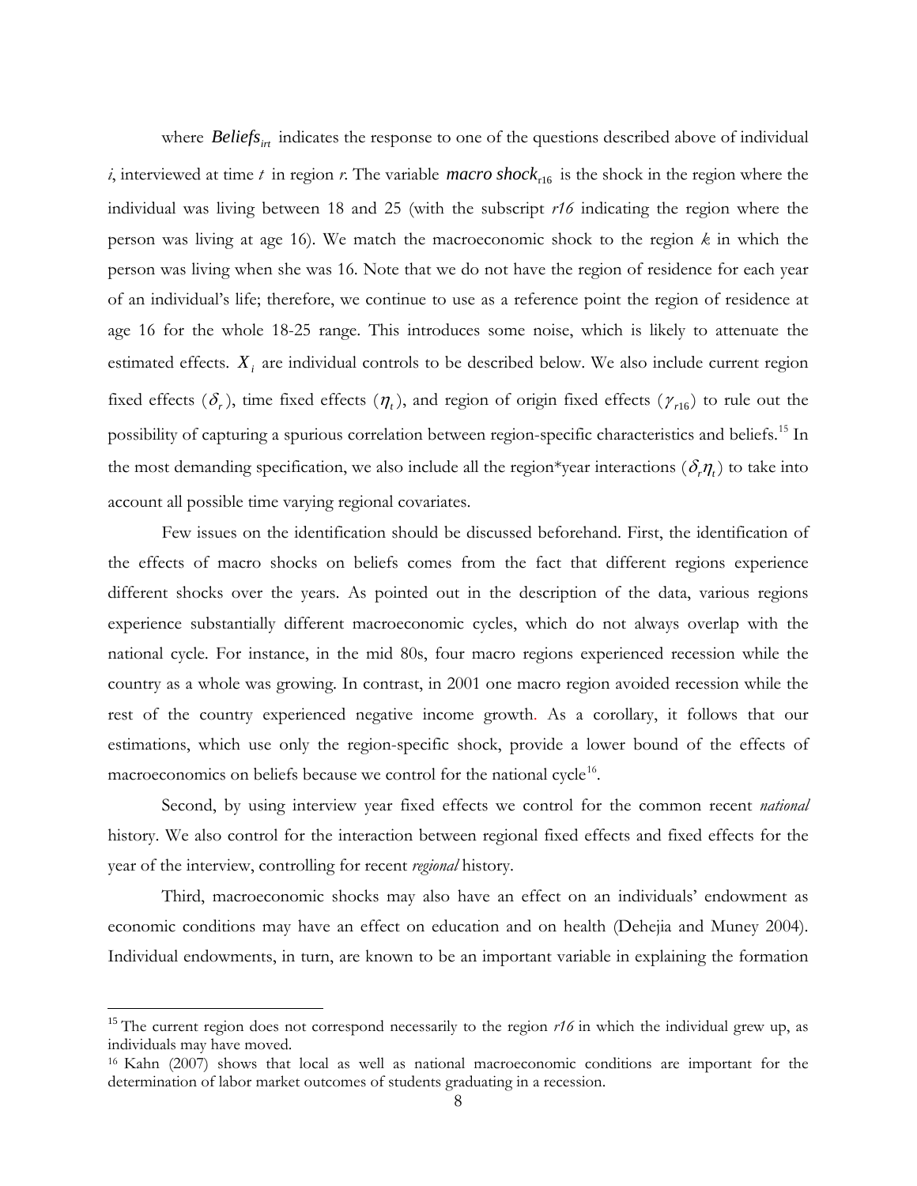where $Beliefs_{irt}$ indicates the response to one of the questions described above of individual *i*, interviewed at time $t$ in region *r*. The variable $macro\ shock_{r16}$ is the shock in the region where the individual was living between 18 and 25 (with the subscript *r16* indicating the region where the person was living at age 16). We match the macroeconomic shock to the region *k* in which the person was living when she was 16. Note that we do not have the region of residence for each year of an individual's life; therefore, we continue to use as a reference point the region of residence at age 16 for the whole 18-25 range. This introduces some noise, which is likely to attenuate the estimated effects. $X_i$ are individual controls to be described below. We also include current region fixed effects ($\delta_r$), time fixed effects ($\eta_t$), and region of origin fixed effects ($\gamma_{r16}$) to rule out the possibility of capturing a spurious correlation between region-specific characteristics and beliefs.[15] In the most demanding specification, we also include all the region*year interactions ($\delta_r \eta_t$) to take into account all possible time varying regional covariates.

Few issues on the identification should be discussed beforehand. First, the identification of the effects of macro shocks on beliefs comes from the fact that different regions experience different shocks over the years. As pointed out in the description of the data, various regions experience substantially different macroeconomic cycles, which do not always overlap with the national cycle. For instance, in the mid 80s, four macro regions experienced recession while the country as a whole was growing. In contrast, in 2001 one macro region avoided recession while the rest of the country experienced negative income growth. As a corollary, it follows that our estimations, which use only the region-specific shock, provide a lower bound of the effects of macroeconomics on beliefs because we control for the national cycle[16].

Second, by using interview year fixed effects we control for the common recent *national* history. We also control for the interaction between regional fixed effects and fixed effects for the year of the interview, controlling for recent *regional* history.

Third, macroeconomic shocks may also have an effect on an individuals' endowment as economic conditions may have an effect on education and on health (Dehejia and Muney 2004). Individual endowments, in turn, are known to be an important variable in explaining the formation

---

[15] The current region does not correspond necessarily to the region *r16* in which the individual grew up, as individuals may have moved.

[16] Kahn (2007) shows that local as well as national macroeconomic conditions are important for the determination of labor market outcomes of students graduating in a recession.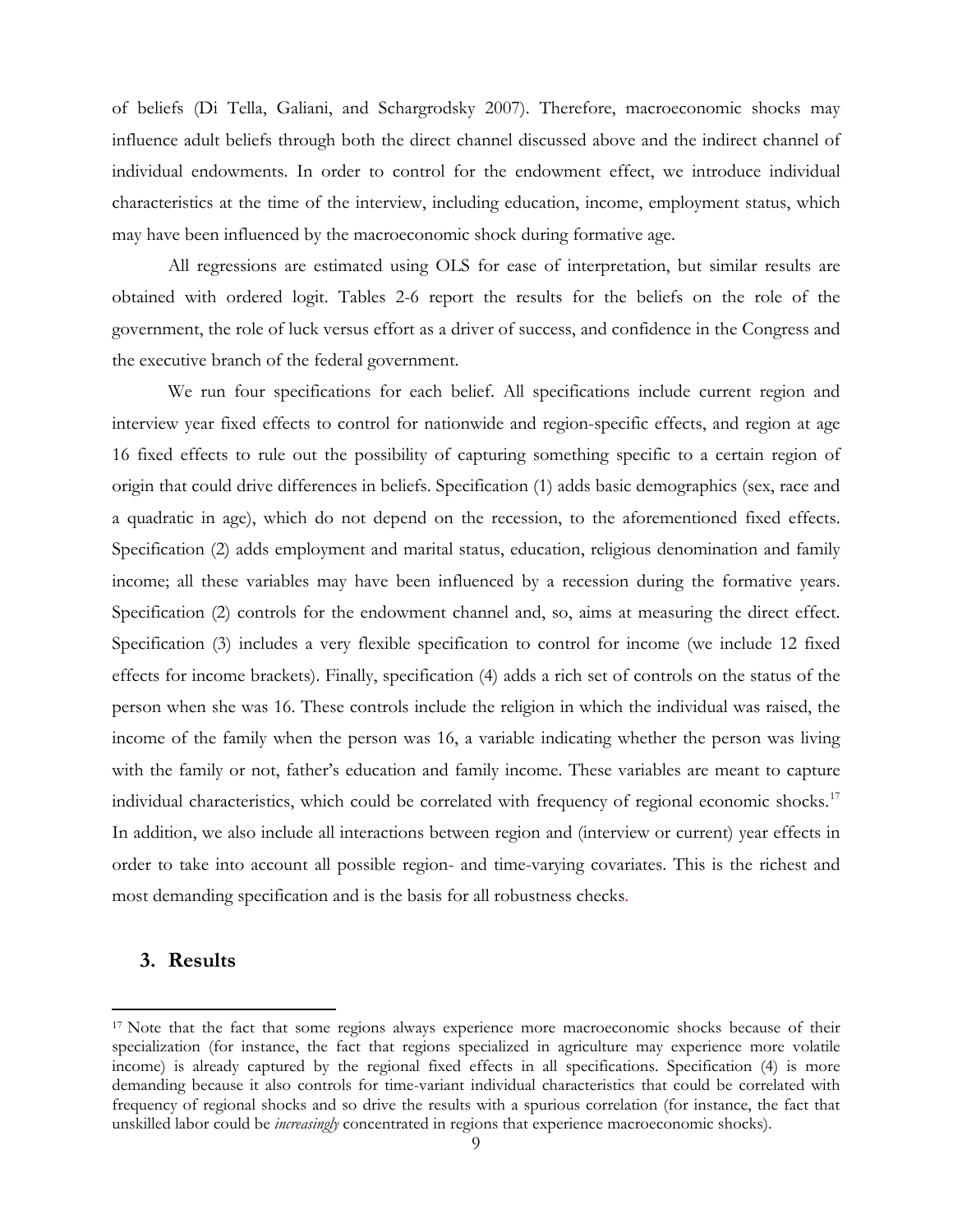of beliefs (Di Tella, Galiani, and Schargrodsky 2007). Therefore, macroeconomic shocks may influence adult beliefs through both the direct channel discussed above and the indirect channel of individual endowments. In order to control for the endowment effect, we introduce individual characteristics at the time of the interview, including education, income, employment status, which may have been influenced by the macroeconomic shock during formative age.

All regressions are estimated using OLS for ease of interpretation, but similar results are obtained with ordered logit. Tables 2-6 report the results for the beliefs on the role of the government, the role of luck versus effort as a driver of success, and confidence in the Congress and the executive branch of the federal government.

We run four specifications for each belief. All specifications include current region and interview year fixed effects to control for nationwide and region-specific effects, and region at age 16 fixed effects to rule out the possibility of capturing something specific to a certain region of origin that could drive differences in beliefs. Specification (1) adds basic demographics (sex, race and a quadratic in age), which do not depend on the recession, to the aforementioned fixed effects. Specification (2) adds employment and marital status, education, religious denomination and family income; all these variables may have been influenced by a recession during the formative years. Specification (2) controls for the endowment channel and, so, aims at measuring the direct effect. Specification (3) includes a very flexible specification to control for income (we include 12 fixed effects for income brackets). Finally, specification (4) adds a rich set of controls on the status of the person when she was 16. These controls include the religion in which the individual was raised, the income of the family when the person was 16, a variable indicating whether the person was living with the family or not, father's education and family income. These variables are meant to capture individual characteristics, which could be correlated with frequency of regional economic shocks.[17] In addition, we also include all interactions between region and (interview or current) year effects in order to take into account all possible region- and time-varying covariates. This is the richest and most demanding specification and is the basis for all robustness checks.

## 3. Results

[17] Note that the fact that some regions always experience more macroeconomic shocks because of their specialization (for instance, the fact that regions specialized in agriculture may experience more volatile income) is already captured by the regional fixed effects in all specifications. Specification (4) is more demanding because it also controls for time-variant individual characteristics that could be correlated with frequency of regional shocks and so drive the results with a spurious correlation (for instance, the fact that unskilled labor could be *increasingly* concentrated in regions that experience macroeconomic shocks).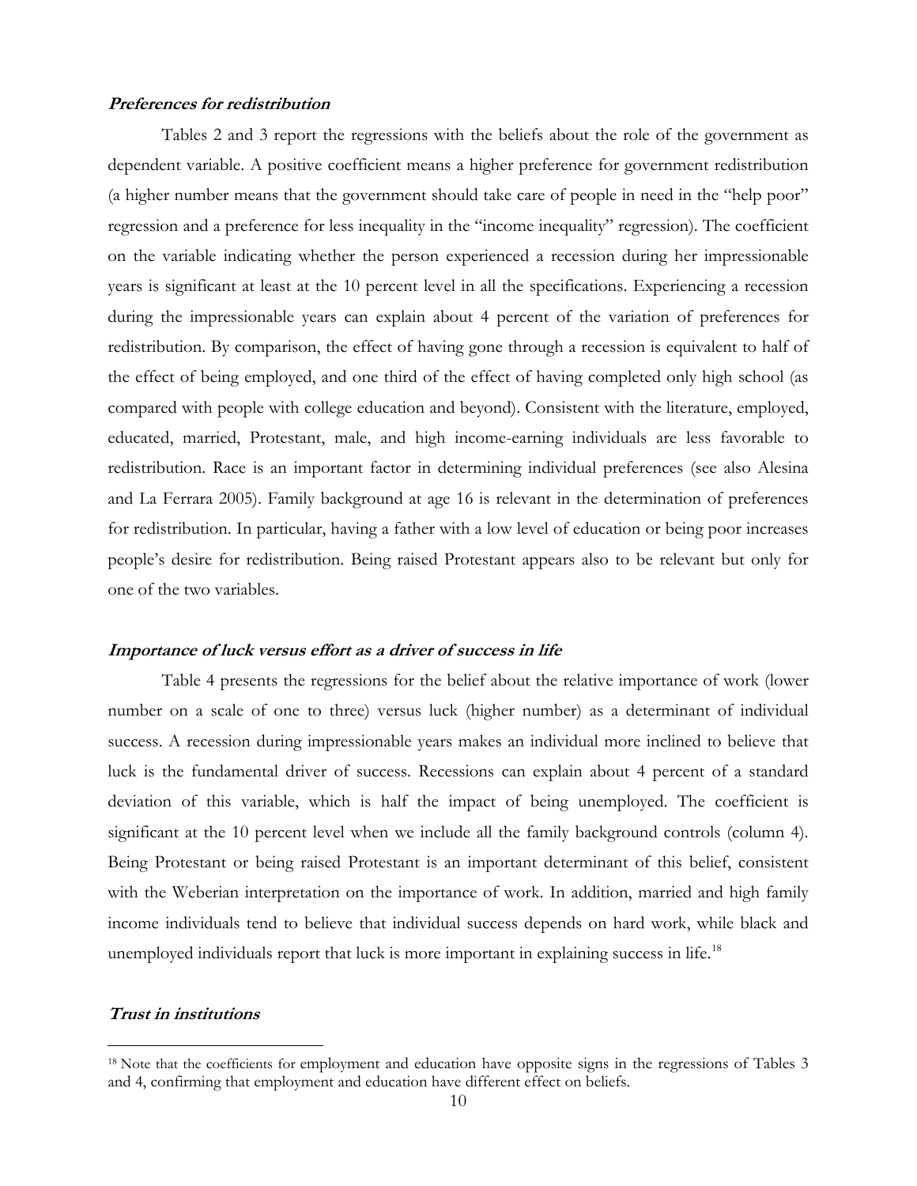***Preferences for redistribution***

Tables 2 and 3 report the regressions with the beliefs about the role of the government as dependent variable. A positive coefficient means a higher preference for government redistribution (a higher number means that the government should take care of people in need in the "help poor" regression and a preference for less inequality in the "income inequality" regression). The coefficient on the variable indicating whether the person experienced a recession during her impressionable years is significant at least at the 10 percent level in all the specifications. Experiencing a recession during the impressionable years can explain about 4 percent of the variation of preferences for redistribution. By comparison, the effect of having gone through a recession is equivalent to half of the effect of being employed, and one third of the effect of having completed only high school (as compared with people with college education and beyond). Consistent with the literature, employed, educated, married, Protestant, male, and high income-earning individuals are less favorable to redistribution. Race is an important factor in determining individual preferences (see also Alesina and La Ferrara 2005). Family background at age 16 is relevant in the determination of preferences for redistribution. In particular, having a father with a low level of education or being poor increases people's desire for redistribution. Being raised Protestant appears also to be relevant but only for one of the two variables.

***Importance of luck versus effort as a driver of success in life***

Table 4 presents the regressions for the belief about the relative importance of work (lower number on a scale of one to three) versus luck (higher number) as a determinant of individual success. A recession during impressionable years makes an individual more inclined to believe that luck is the fundamental driver of success. Recessions can explain about 4 percent of a standard deviation of this variable, which is half the impact of being unemployed. The coefficient is significant at the 10 percent level when we include all the family background controls (column 4). Being Protestant or being raised Protestant is an important determinant of this belief, consistent with the Weberian interpretation on the importance of work. In addition, married and high family income individuals tend to believe that individual success depends on hard work, while black and unemployed individuals report that luck is more important in explaining success in life.[18]

***Trust in institutions***

[18] Note that the coefficients for employment and education have opposite signs in the regressions of Tables 3 and 4, confirming that employment and education have different effect on beliefs.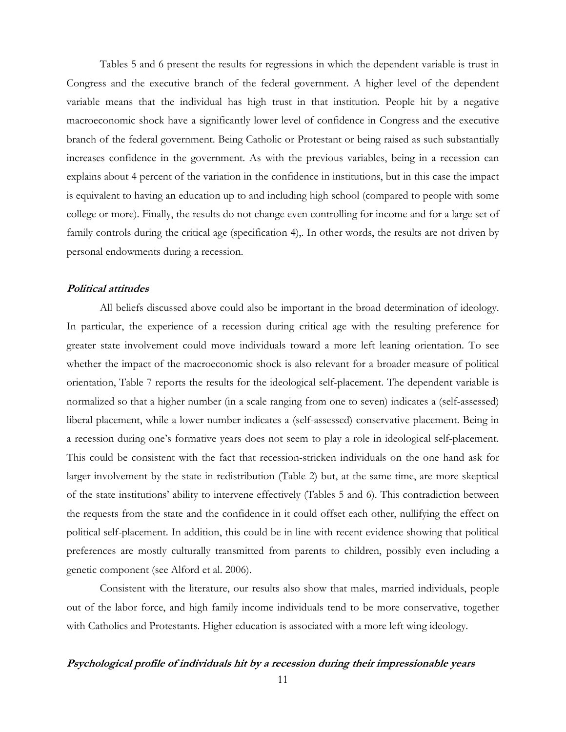Tables 5 and 6 present the results for regressions in which the dependent variable is trust in Congress and the executive branch of the federal government. A higher level of the dependent variable means that the individual has high trust in that institution. People hit by a negative macroeconomic shock have a significantly lower level of confidence in Congress and the executive branch of the federal government. Being Catholic or Protestant or being raised as such substantially increases confidence in the government. As with the previous variables, being in a recession can explains about 4 percent of the variation in the confidence in institutions, but in this case the impact is equivalent to having an education up to and including high school (compared to people with some college or more). Finally, the results do not change even controlling for income and for a large set of family controls during the critical age (specification 4),. In other words, the results are not driven by personal endowments during a recession.

#### ***Political attitudes***

All beliefs discussed above could also be important in the broad determination of ideology. In particular, the experience of a recession during critical age with the resulting preference for greater state involvement could move individuals toward a more left leaning orientation. To see whether the impact of the macroeconomic shock is also relevant for a broader measure of political orientation, Table 7 reports the results for the ideological self-placement. The dependent variable is normalized so that a higher number (in a scale ranging from one to seven) indicates a (self-assessed) liberal placement, while a lower number indicates a (self-assessed) conservative placement. Being in a recession during one's formative years does not seem to play a role in ideological self-placement. This could be consistent with the fact that recession-stricken individuals on the one hand ask for larger involvement by the state in redistribution (Table 2) but, at the same time, are more skeptical of the state institutions' ability to intervene effectively (Tables 5 and 6). This contradiction between the requests from the state and the confidence in it could offset each other, nullifying the effect on political self-placement. In addition, this could be in line with recent evidence showing that political preferences are mostly culturally transmitted from parents to children, possibly even including a genetic component (see Alford et al. 2006).

Consistent with the literature, our results also show that males, married individuals, people out of the labor force, and high family income individuals tend to be more conservative, together with Catholics and Protestants. Higher education is associated with a more left wing ideology.

#### ***Psychological profile of individuals hit by a recession during their impressionable years***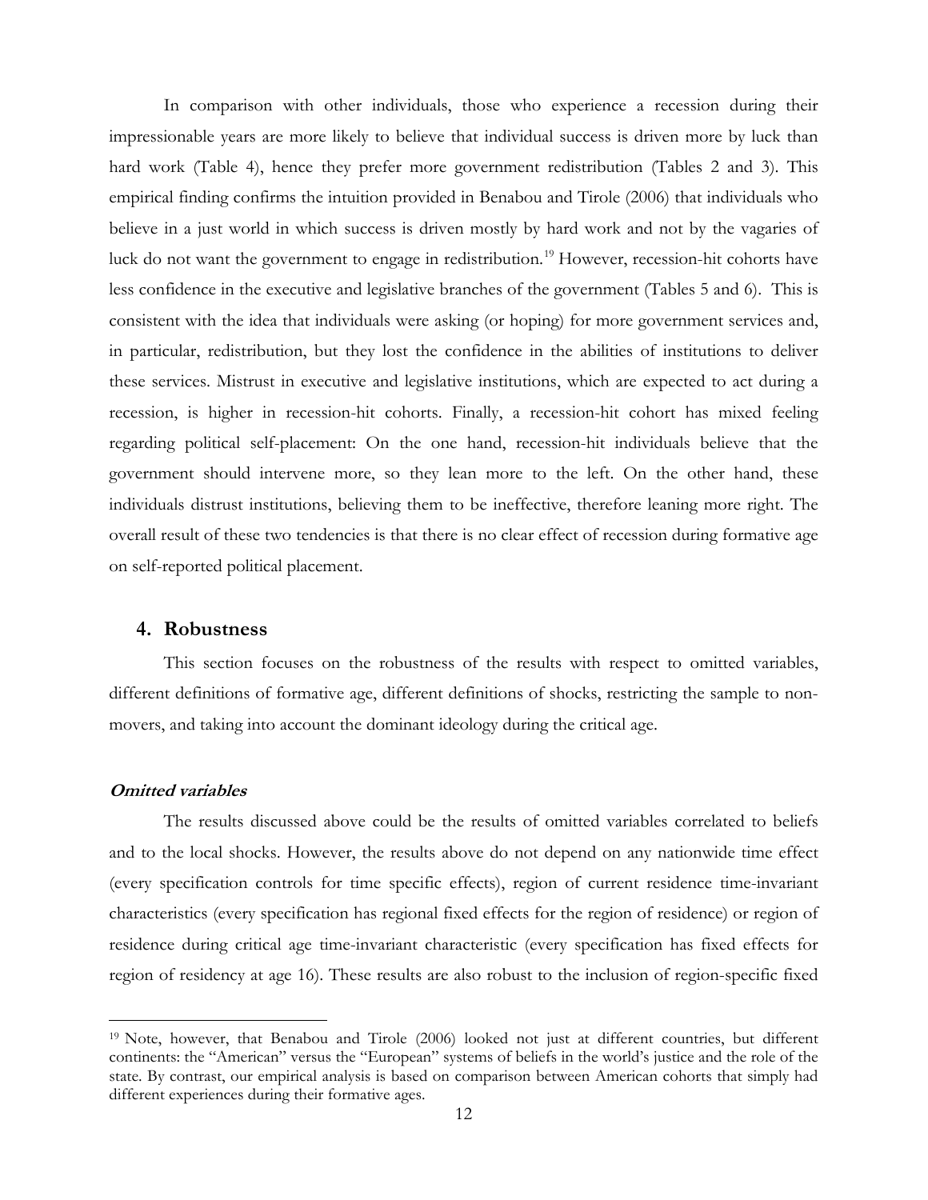In comparison with other individuals, those who experience a recession during their impressionable years are more likely to believe that individual success is driven more by luck than hard work (Table 4), hence they prefer more government redistribution (Tables 2 and 3). This empirical finding confirms the intuition provided in Benabou and Tirole (2006) that individuals who believe in a just world in which success is driven mostly by hard work and not by the vagaries of luck do not want the government to engage in redistribution.[19] However, recession-hit cohorts have less confidence in the executive and legislative branches of the government (Tables 5 and 6). This is consistent with the idea that individuals were asking (or hoping) for more government services and, in particular, redistribution, but they lost the confidence in the abilities of institutions to deliver these services. Mistrust in executive and legislative institutions, which are expected to act during a recession, is higher in recession-hit cohorts. Finally, a recession-hit cohort has mixed feeling regarding political self-placement: On the one hand, recession-hit individuals believe that the government should intervene more, so they lean more to the left. On the other hand, these individuals distrust institutions, believing them to be ineffective, therefore leaning more right. The overall result of these two tendencies is that there is no clear effect of recession during formative age on self-reported political placement.

## 4. Robustness

This section focuses on the robustness of the results with respect to omitted variables, different definitions of formative age, different definitions of shocks, restricting the sample to non-movers, and taking into account the dominant ideology during the critical age.

### *Omitted variables*

The results discussed above could be the results of omitted variables correlated to beliefs and to the local shocks. However, the results above do not depend on any nationwide time effect (every specification controls for time specific effects), region of current residence time-invariant characteristics (every specification has regional fixed effects for the region of residence) or region of residence during critical age time-invariant characteristic (every specification has fixed effects for region of residency at age 16). These results are also robust to the inclusion of region-specific fixed

---

[19] Note, however, that Benabou and Tirole (2006) looked not just at different countries, but different continents: the "American" versus the "European" systems of beliefs in the world's justice and the role of the state. By contrast, our empirical analysis is based on comparison between American cohorts that simply had different experiences during their formative ages.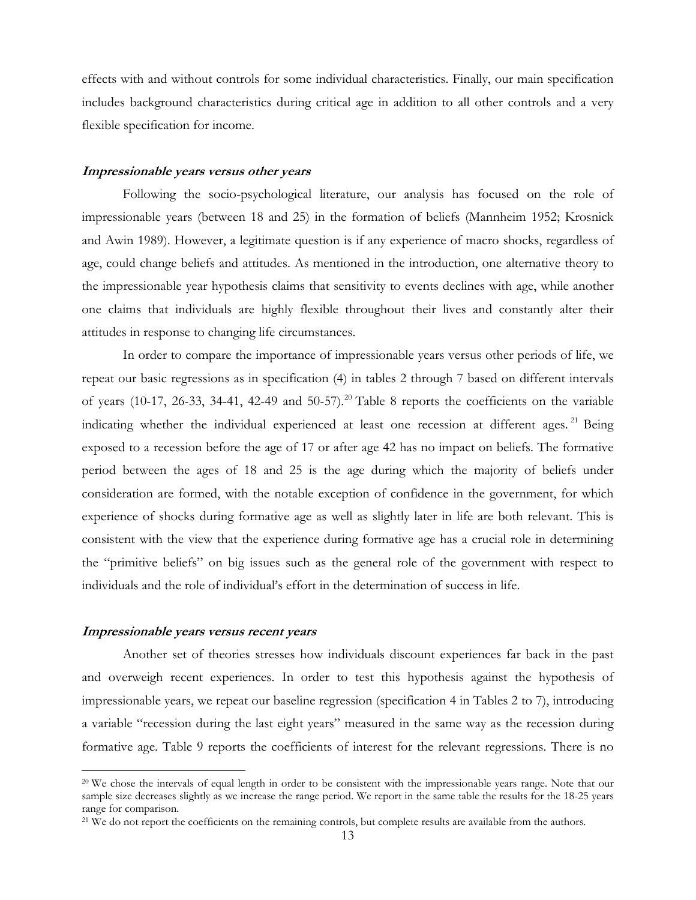effects with and without controls for some individual characteristics. Finally, our main specification includes background characteristics during critical age in addition to all other controls and a very flexible specification for income.

### *Impressionable years versus other years*

Following the socio-psychological literature, our analysis has focused on the role of impressionable years (between 18 and 25) in the formation of beliefs (Mannheim 1952; Krosnick and Awin 1989). However, a legitimate question is if any experience of macro shocks, regardless of age, could change beliefs and attitudes. As mentioned in the introduction, one alternative theory to the impressionable year hypothesis claims that sensitivity to events declines with age, while another one claims that individuals are highly flexible throughout their lives and constantly alter their attitudes in response to changing life circumstances.

In order to compare the importance of impressionable years versus other periods of life, we repeat our basic regressions as in specification (4) in tables 2 through 7 based on different intervals of years (10-17, 26-33, 34-41, 42-49 and 50-57).[20] Table 8 reports the coefficients on the variable indicating whether the individual experienced at least one recession at different ages.[21] Being exposed to a recession before the age of 17 or after age 42 has no impact on beliefs. The formative period between the ages of 18 and 25 is the age during which the majority of beliefs under consideration are formed, with the notable exception of confidence in the government, for which experience of shocks during formative age as well as slightly later in life are both relevant. This is consistent with the view that the experience during formative age has a crucial role in determining the "primitive beliefs" on big issues such as the general role of the government with respect to individuals and the role of individual's effort in the determination of success in life.

### *Impressionable years versus recent years*

Another set of theories stresses how individuals discount experiences far back in the past and overweigh recent experiences. In order to test this hypothesis against the hypothesis of impressionable years, we repeat our baseline regression (specification 4 in Tables 2 to 7), introducing a variable "recession during the last eight years" measured in the same way as the recession during formative age. Table 9 reports the coefficients of interest for the relevant regressions. There is no

[20] We chose the intervals of equal length in order to be consistent with the impressionable years range. Note that our sample size decreases slightly as we increase the range period. We report in the same table the results for the 18-25 years range for comparison.

[21] We do not report the coefficients on the remaining controls, but complete results are available from the authors.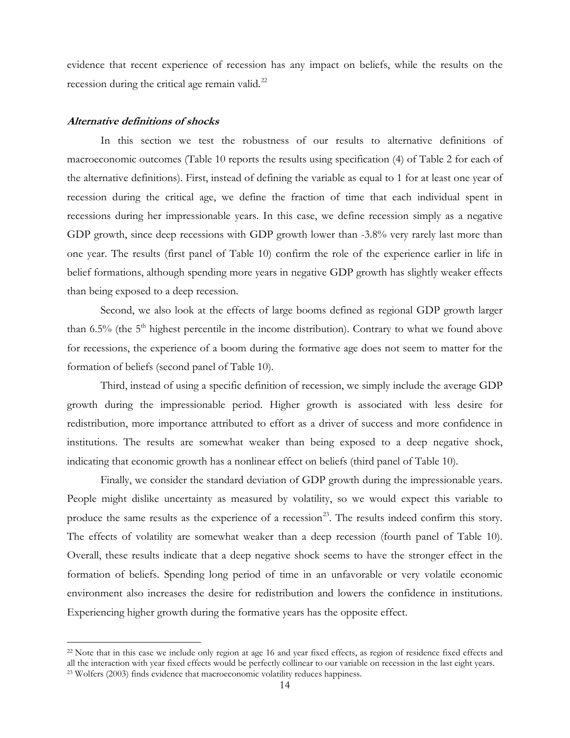evidence that recent experience of recession has any impact on beliefs, while the results on the recession during the critical age remain valid.[22]

***Alternative definitions of shocks***

In this section we test the robustness of our results to alternative definitions of macroeconomic outcomes (Table 10 reports the results using specification (4) of Table 2 for each of the alternative definitions). First, instead of defining the variable as equal to 1 for at least one year of recession during the critical age, we define the fraction of time that each individual spent in recessions during her impressionable years. In this case, we define recession simply as a negative GDP growth, since deep recessions with GDP growth lower than -3.8% very rarely last more than one year. The results (first panel of Table 10) confirm the role of the experience earlier in life in belief formations, although spending more years in negative GDP growth has slightly weaker effects than being exposed to a deep recession.

Second, we also look at the effects of large booms defined as regional GDP growth larger than 6.5% (the 5th highest percentile in the income distribution). Contrary to what we found above for recessions, the experience of a boom during the formative age does not seem to matter for the formation of beliefs (second panel of Table 10).

Third, instead of using a specific definition of recession, we simply include the average GDP growth during the impressionable period. Higher growth is associated with less desire for redistribution, more importance attributed to effort as a driver of success and more confidence in institutions. The results are somewhat weaker than being exposed to a deep negative shock, indicating that economic growth has a nonlinear effect on beliefs (third panel of Table 10).

Finally, we consider the standard deviation of GDP growth during the impressionable years. People might dislike uncertainty as measured by volatility, so we would expect this variable to produce the same results as the experience of a recession[23]. The results indeed confirm this story. The effects of volatility are somewhat weaker than a deep recession (fourth panel of Table 10). Overall, these results indicate that a deep negative shock seems to have the stronger effect in the formation of beliefs. Spending long period of time in an unfavorable or very volatile economic environment also increases the desire for redistribution and lowers the confidence in institutions. Experiencing higher growth during the formative years has the opposite effect.

[22] Note that in this case we include only region at age 16 and year fixed effects, as region of residence fixed effects and all the interaction with year fixed effects would be perfectly collinear to our variable on recession in the last eight years.

[23] Wolfers (2003) finds evidence that macroeconomic volatility reduces happiness.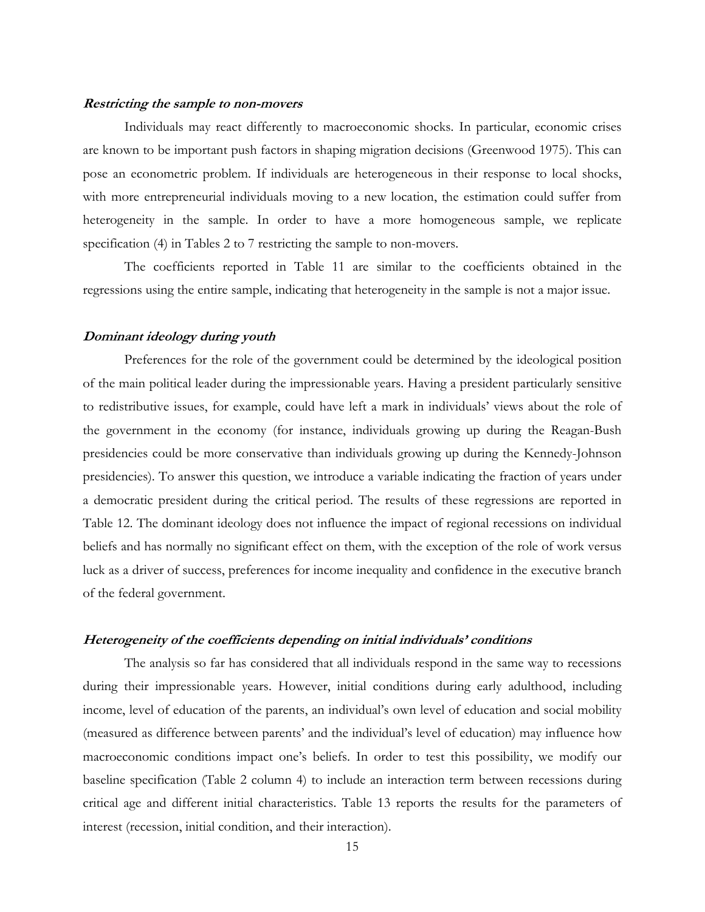### *Restricting the sample to non-movers*

Individuals may react differently to macroeconomic shocks. In particular, economic crises are known to be important push factors in shaping migration decisions (Greenwood 1975). This can pose an econometric problem. If individuals are heterogeneous in their response to local shocks, with more entrepreneurial individuals moving to a new location, the estimation could suffer from heterogeneity in the sample. In order to have a more homogeneous sample, we replicate specification (4) in Tables 2 to 7 restricting the sample to non-movers.

The coefficients reported in Table 11 are similar to the coefficients obtained in the regressions using the entire sample, indicating that heterogeneity in the sample is not a major issue.

### *Dominant ideology during youth*

Preferences for the role of the government could be determined by the ideological position of the main political leader during the impressionable years. Having a president particularly sensitive to redistributive issues, for example, could have left a mark in individuals' views about the role of the government in the economy (for instance, individuals growing up during the Reagan-Bush presidencies could be more conservative than individuals growing up during the Kennedy-Johnson presidencies). To answer this question, we introduce a variable indicating the fraction of years under a democratic president during the critical period. The results of these regressions are reported in Table 12. The dominant ideology does not influence the impact of regional recessions on individual beliefs and has normally no significant effect on them, with the exception of the role of work versus luck as a driver of success, preferences for income inequality and confidence in the executive branch of the federal government.

### *Heterogeneity of the coefficients depending on initial individuals' conditions*

The analysis so far has considered that all individuals respond in the same way to recessions during their impressionable years. However, initial conditions during early adulthood, including income, level of education of the parents, an individual's own level of education and social mobility (measured as difference between parents' and the individual's level of education) may influence how macroeconomic conditions impact one's beliefs. In order to test this possibility, we modify our baseline specification (Table 2 column 4) to include an interaction term between recessions during critical age and different initial characteristics. Table 13 reports the results for the parameters of interest (recession, initial condition, and their interaction).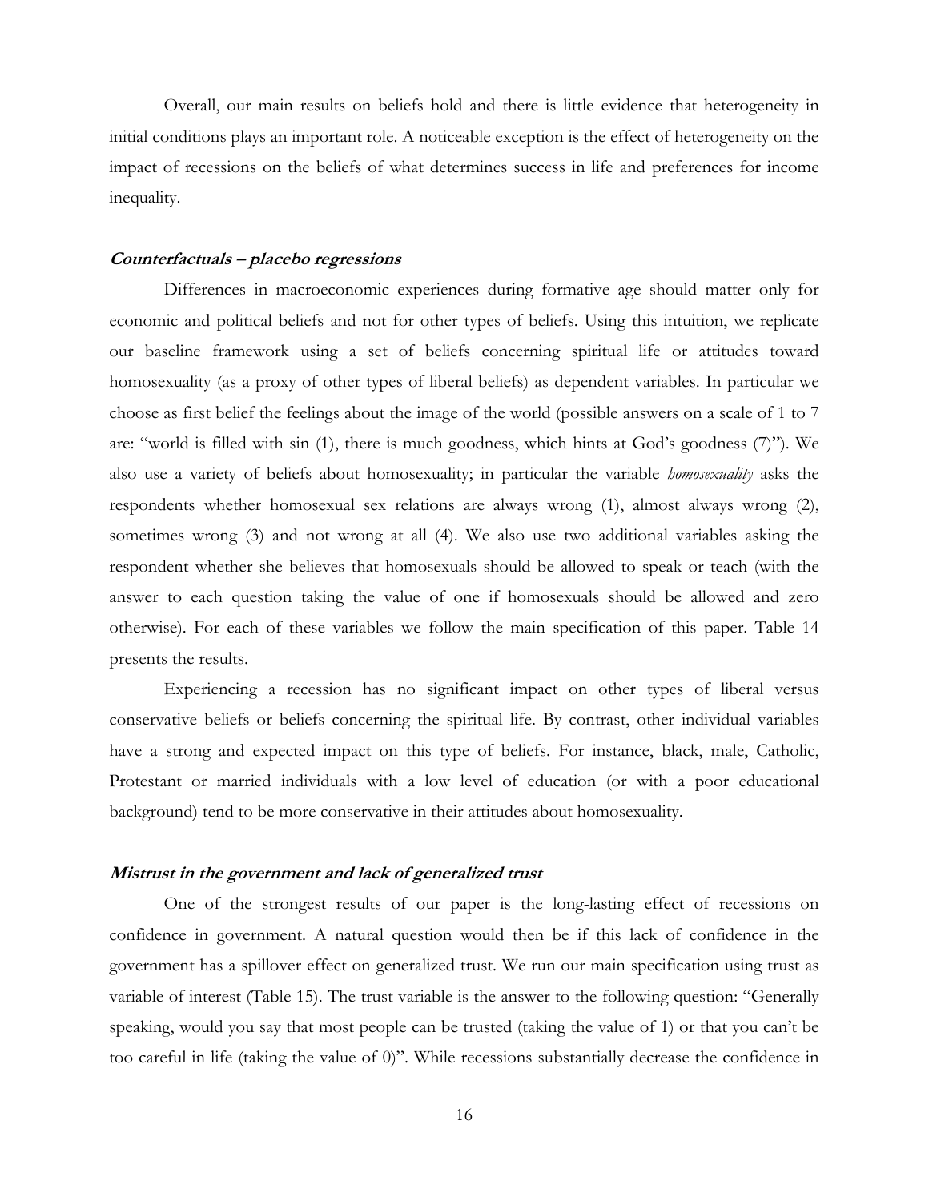Overall, our main results on beliefs hold and there is little evidence that heterogeneity in initial conditions plays an important role. A noticeable exception is the effect of heterogeneity on the impact of recessions on the beliefs of what determines success in life and preferences for income inequality.

### ***Counterfactuals – placebo regressions***

Differences in macroeconomic experiences during formative age should matter only for economic and political beliefs and not for other types of beliefs. Using this intuition, we replicate our baseline framework using a set of beliefs concerning spiritual life or attitudes toward homosexuality (as a proxy of other types of liberal beliefs) as dependent variables. In particular we choose as first belief the feelings about the image of the world (possible answers on a scale of 1 to 7 are: "world is filled with sin (1), there is much goodness, which hints at God's goodness (7)"). We also use a variety of beliefs about homosexuality; in particular the variable *homosexuality* asks the respondents whether homosexual sex relations are always wrong (1), almost always wrong (2), sometimes wrong (3) and not wrong at all (4). We also use two additional variables asking the respondent whether she believes that homosexuals should be allowed to speak or teach (with the answer to each question taking the value of one if homosexuals should be allowed and zero otherwise). For each of these variables we follow the main specification of this paper. Table 14 presents the results.

Experiencing a recession has no significant impact on other types of liberal versus conservative beliefs or beliefs concerning the spiritual life. By contrast, other individual variables have a strong and expected impact on this type of beliefs. For instance, black, male, Catholic, Protestant or married individuals with a low level of education (or with a poor educational background) tend to be more conservative in their attitudes about homosexuality.

### ***Mistrust in the government and lack of generalized trust***

One of the strongest results of our paper is the long-lasting effect of recessions on confidence in government. A natural question would then be if this lack of confidence in the government has a spillover effect on generalized trust. We run our main specification using trust as variable of interest (Table 15). The trust variable is the answer to the following question: "Generally speaking, would you say that most people can be trusted (taking the value of 1) or that you can't be too careful in life (taking the value of 0)". While recessions substantially decrease the confidence in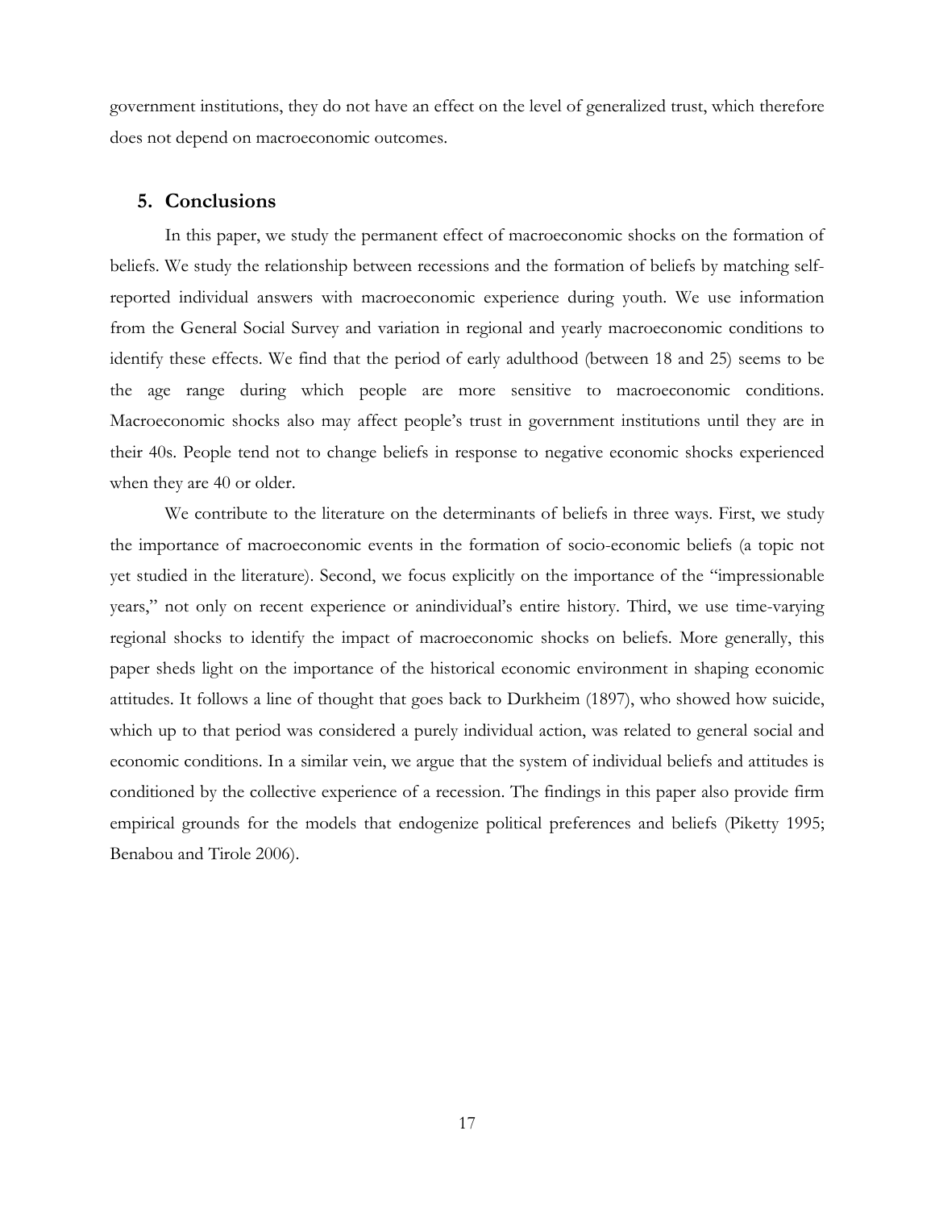government institutions, they do not have an effect on the level of generalized trust, which therefore does not depend on macroeconomic outcomes.

## 5. Conclusions

In this paper, we study the permanent effect of macroeconomic shocks on the formation of beliefs. We study the relationship between recessions and the formation of beliefs by matching self-reported individual answers with macroeconomic experience during youth. We use information from the General Social Survey and variation in regional and yearly macroeconomic conditions to identify these effects. We find that the period of early adulthood (between 18 and 25) seems to be the age range during which people are more sensitive to macroeconomic conditions. Macroeconomic shocks also may affect people's trust in government institutions until they are in their 40s. People tend not to change beliefs in response to negative economic shocks experienced when they are 40 or older.

We contribute to the literature on the determinants of beliefs in three ways. First, we study the importance of macroeconomic events in the formation of socio-economic beliefs (a topic not yet studied in the literature). Second, we focus explicitly on the importance of the "impressionable years," not only on recent experience or anindividual's entire history. Third, we use time-varying regional shocks to identify the impact of macroeconomic shocks on beliefs. More generally, this paper sheds light on the importance of the historical economic environment in shaping economic attitudes. It follows a line of thought that goes back to Durkheim (1897), who showed how suicide, which up to that period was considered a purely individual action, was related to general social and economic conditions. In a similar vein, we argue that the system of individual beliefs and attitudes is conditioned by the collective experience of a recession. The findings in this paper also provide firm empirical grounds for the models that endogenize political preferences and beliefs (Piketty 1995; Benabou and Tirole 2006).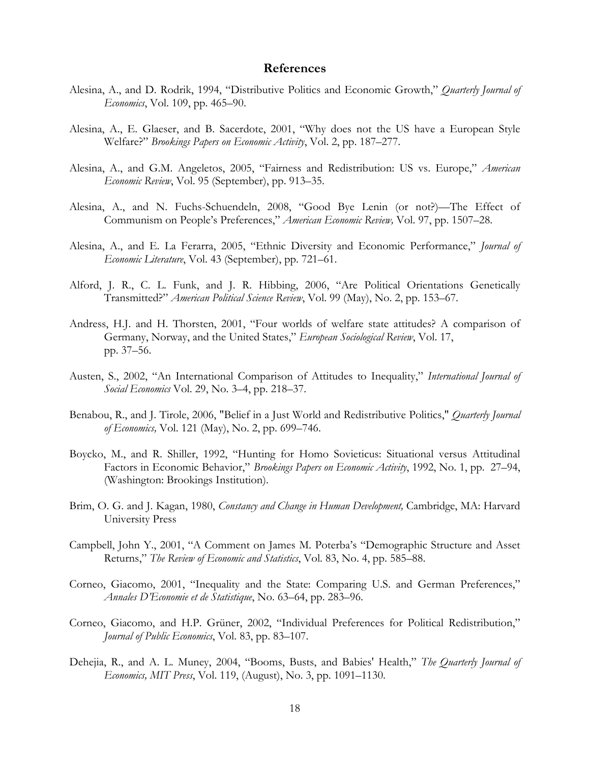# References

Alesina, A., and D. Rodrik, 1994, "Distributive Politics and Economic Growth," *Quarterly Journal of Economics*, Vol. 109, pp. 465–90.

Alesina, A., E. Glaeser, and B. Sacerdote, 2001, "Why does not the US have a European Style Welfare?" *Brookings Papers on Economic Activity*, Vol. 2, pp. 187–277.

Alesina, A., and G.M. Angeletos, 2005, "Fairness and Redistribution: US vs. Europe," *American Economic Review*, Vol. 95 (September), pp. 913–35.

Alesina, A., and N. Fuchs-Schuendeln, 2008, "Good Bye Lenin (or not?)—The Effect of Communism on People's Preferences," *American Economic Review,* Vol. 97, pp. 1507–28.

Alesina, A., and E. La Ferarra, 2005, "Ethnic Diversity and Economic Performance," *Journal of Economic Literature*, Vol. 43 (September), pp. 721–61.

Alford, J. R., C. L. Funk, and J. R. Hibbing, 2006, "Are Political Orientations Genetically Transmitted?" *American Political Science Review*, Vol. 99 (May), No. 2, pp. 153–67.

Andress, H.J. and H. Thorsten, 2001, "Four worlds of welfare state attitudes? A comparison of Germany, Norway, and the United States," *European Sociological Review*, Vol. 17, pp. 37–56.

Austen, S., 2002, "An International Comparison of Attitudes to Inequality," *International Journal of Social Economics* Vol. 29, No. 3–4, pp. 218–37.

Benabou, R., and J. Tirole, 2006, "Belief in a Just World and Redistributive Politics," *Quarterly Journal of Economics,* Vol. 121 (May), No. 2, pp. 699–746.

Boycko, M., and R. Shiller, 1992, "Hunting for Homo Sovieticus: Situational versus Attitudinal Factors in Economic Behavior," *Brookings Papers on Economic Activity*, 1992, No. 1, pp. 27–94, (Washington: Brookings Institution).

Brim, O. G. and J. Kagan, 1980, *Constancy and Change in Human Development,* Cambridge, MA: Harvard University Press

Campbell, John Y., 2001, "A Comment on James M. Poterba's "Demographic Structure and Asset Returns," *The Review of Economic and Statistics*, Vol. 83, No. 4, pp. 585–88.

Corneo, Giacomo, 2001, "Inequality and the State: Comparing U.S. and German Preferences," *Annales D'Economie et de Statistique*, No. 63–64, pp. 283–96.

Corneo, Giacomo, and H.P. Grüner, 2002, "Individual Preferences for Political Redistribution," *Journal of Public Economics*, Vol. 83, pp. 83–107.

Dehejia, R., and A. L. Muney, 2004, "Booms, Busts, and Babies' Health," *The Quarterly Journal of Economics, MIT Press*, Vol. 119, (August), No. 3, pp. 1091–1130.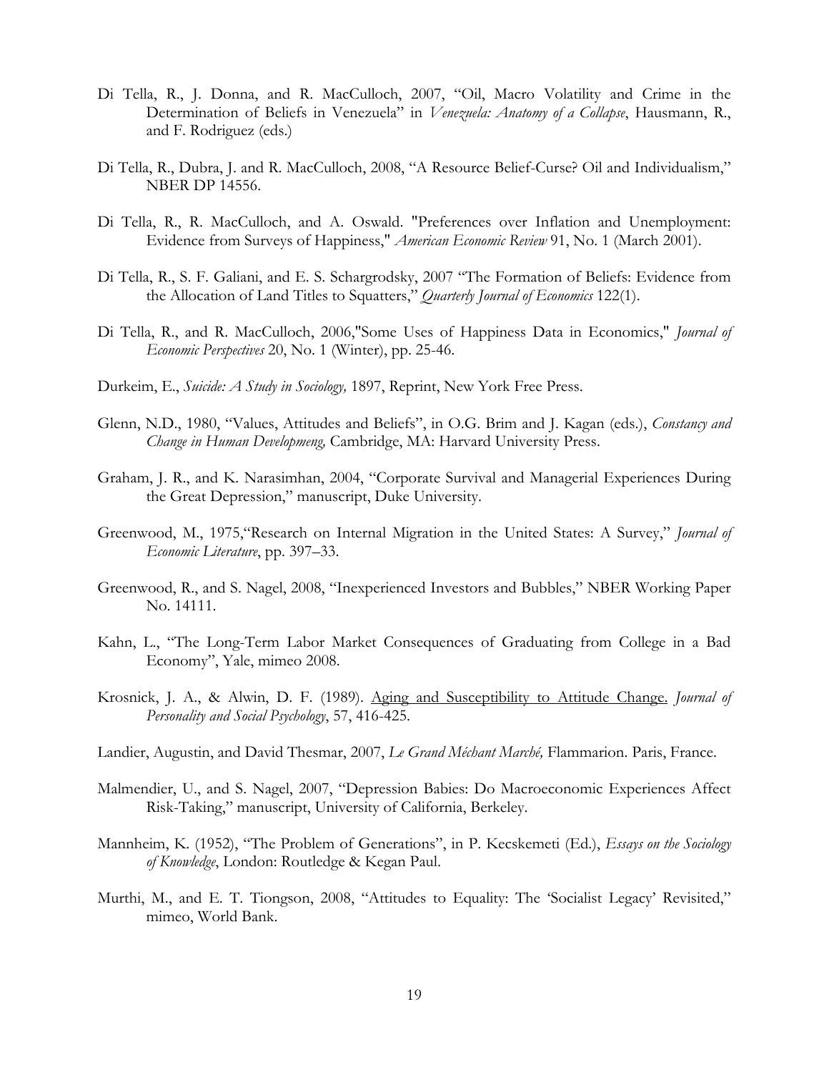Di Tella, R., J. Donna, and R. MacCulloch, 2007, "Oil, Macro Volatility and Crime in the Determination of Beliefs in Venezuela" in *Venezuela: Anatomy of a Collapse*, Hausmann, R., and F. Rodriguez (eds.)

Di Tella, R., Dubra, J. and R. MacCulloch, 2008, "A Resource Belief-Curse? Oil and Individualism," NBER DP 14556.

Di Tella, R., R. MacCulloch, and A. Oswald. "Preferences over Inflation and Unemployment: Evidence from Surveys of Happiness," *American Economic Review* 91, No. 1 (March 2001).

Di Tella, R., S. F. Galiani, and E. S. Schargrodsky, 2007 "The Formation of Beliefs: Evidence from the Allocation of Land Titles to Squatters," *Quarterly Journal of Economics* 122(1).

Di Tella, R., and R. MacCulloch, 2006,"Some Uses of Happiness Data in Economics," *Journal of Economic Perspectives* 20, No. 1 (Winter), pp. 25-46.

Durkeim, E., *Suicide: A Study in Sociology,* 1897, Reprint, New York Free Press.

Glenn, N.D., 1980, "Values, Attitudes and Beliefs", in O.G. Brim and J. Kagan (eds.), *Constancy and Change in Human Developmeng,* Cambridge, MA: Harvard University Press.

Graham, J. R., and K. Narasimhan, 2004, "Corporate Survival and Managerial Experiences During the Great Depression," manuscript, Duke University.

Greenwood, M., 1975,"Research on Internal Migration in the United States: A Survey," *Journal of Economic Literature*, pp. 397–33.

Greenwood, R., and S. Nagel, 2008, "Inexperienced Investors and Bubbles," NBER Working Paper No. 14111.

Kahn, L., "The Long-Term Labor Market Consequences of Graduating from College in a Bad Economy", Yale, mimeo 2008.

Krosnick, J. A., & Alwin, D. F. (1989). Aging and Susceptibility to Attitude Change. *Journal of Personality and Social Psychology*, 57, 416-425.

Landier, Augustin, and David Thesmar, 2007, *Le Grand Méchant Marché,* Flammarion. Paris, France.

Malmendier, U., and S. Nagel, 2007, "Depression Babies: Do Macroeconomic Experiences Affect Risk-Taking," manuscript, University of California, Berkeley.

Mannheim, K. (1952), "The Problem of Generations", in P. Kecskemeti (Ed.), *Essays on the Sociology of Knowledge*, London: Routledge & Kegan Paul.

Murthi, M., and E. T. Tiongson, 2008, "Attitudes to Equality: The 'Socialist Legacy' Revisited," mimeo, World Bank.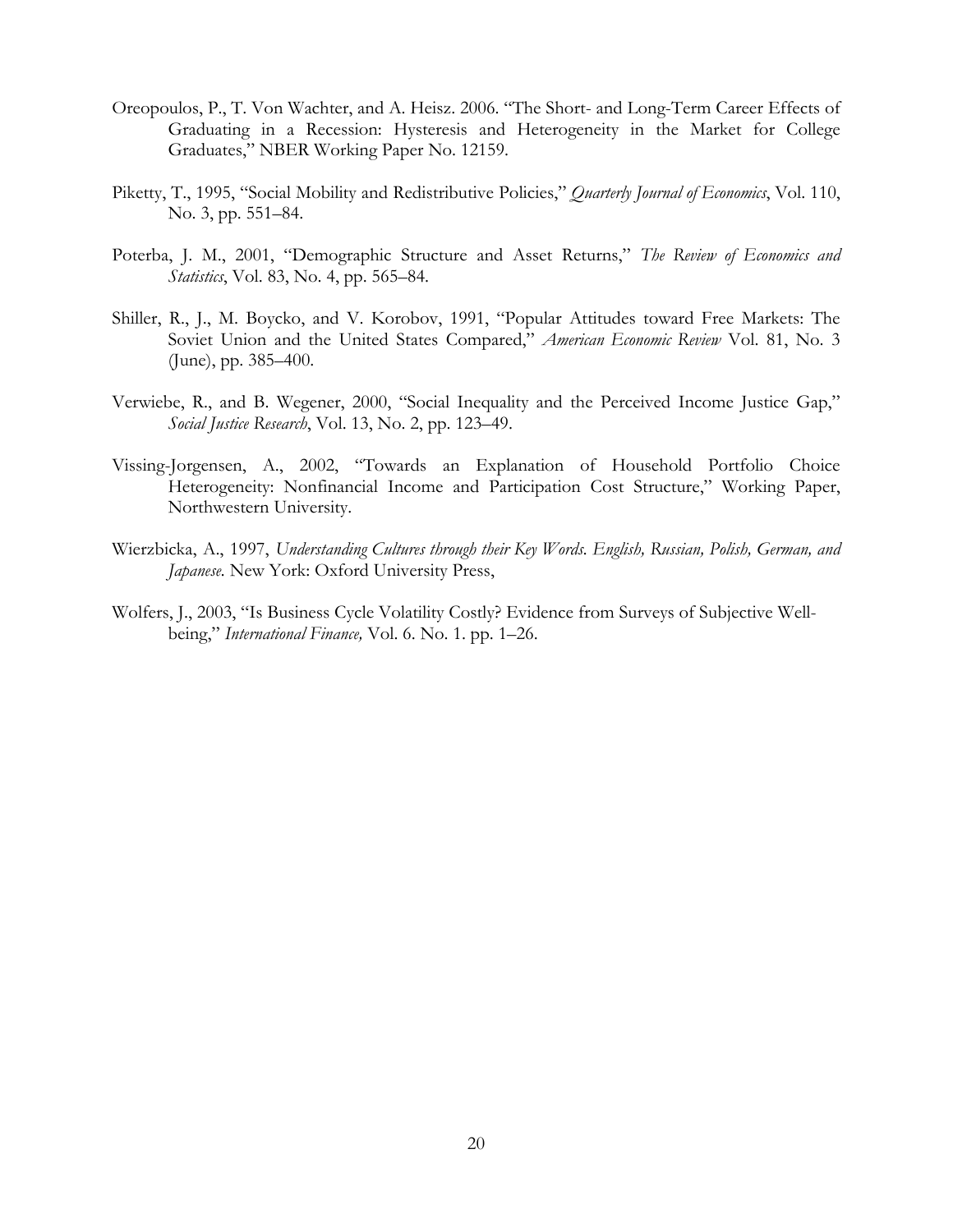Oreopoulos, P., T. Von Wachter, and A. Heisz. 2006. "The Short- and Long-Term Career Effects of Graduating in a Recession: Hysteresis and Heterogeneity in the Market for College Graduates," NBER Working Paper No. 12159.

Piketty, T., 1995, "Social Mobility and Redistributive Policies," *Quarterly Journal of Economics*, Vol. 110, No. 3, pp. 551–84.

Poterba, J. M., 2001, "Demographic Structure and Asset Returns," *The Review of Economics and Statistics*, Vol. 83, No. 4, pp. 565–84.

Shiller, R., J., M. Boycko, and V. Korobov, 1991, "Popular Attitudes toward Free Markets: The Soviet Union and the United States Compared," *American Economic Review* Vol. 81, No. 3 (June), pp. 385–400.

Verwiebe, R., and B. Wegener, 2000, "Social Inequality and the Perceived Income Justice Gap," *Social Justice Research*, Vol. 13, No. 2, pp. 123–49.

Vissing-Jorgensen, A., 2002, "Towards an Explanation of Household Portfolio Choice Heterogeneity: Nonfinancial Income and Participation Cost Structure," Working Paper, Northwestern University.

Wierzbicka, A., 1997, *Understanding Cultures through their Key Words. English, Russian, Polish, German, and Japanese.* New York: Oxford University Press,

Wolfers, J., 2003, "Is Business Cycle Volatility Costly? Evidence from Surveys of Subjective Well-being," *International Finance,* Vol. 6. No. 1. pp. 1–26.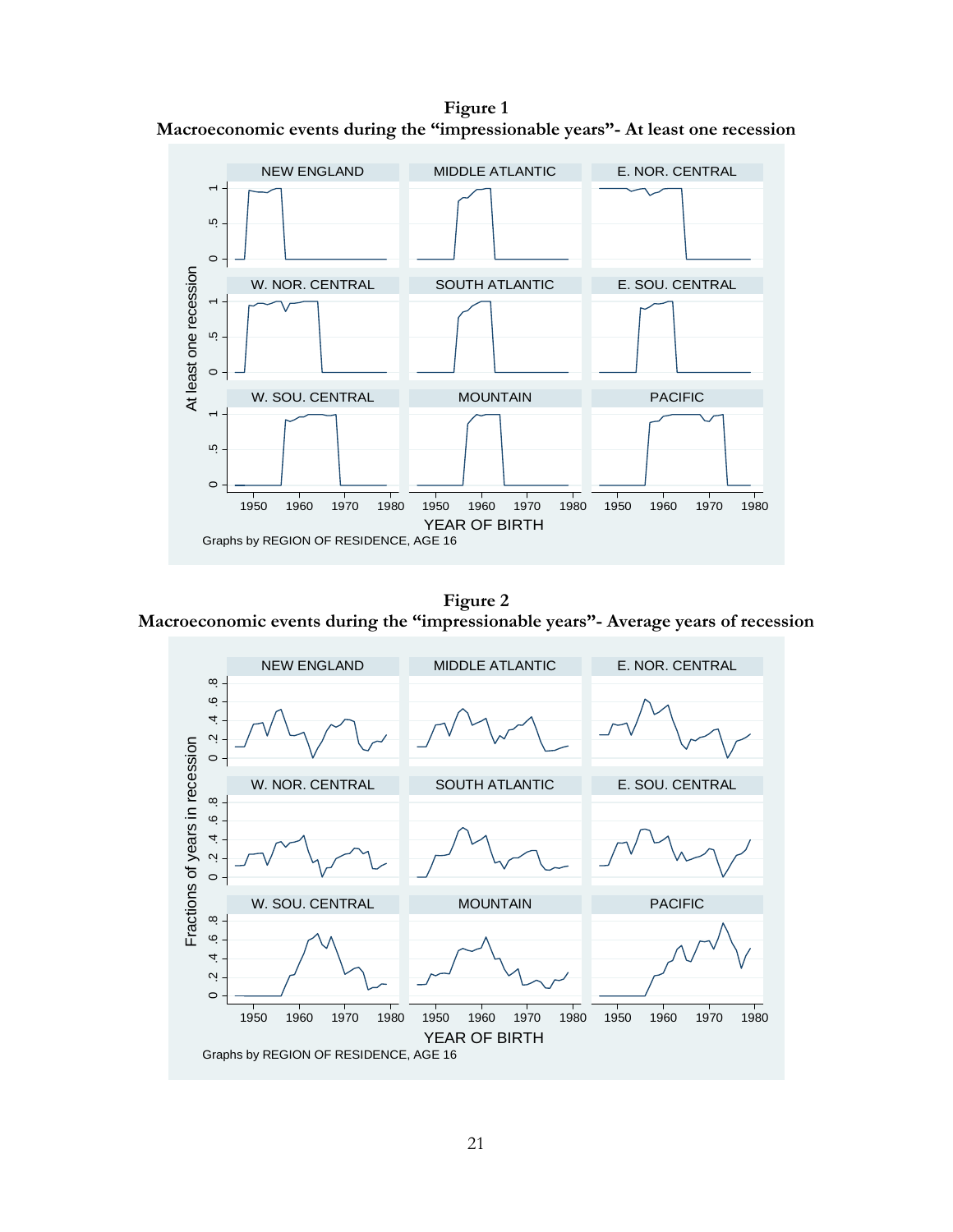**Figure 1**

**Macroeconomic events during the "impressionable years"- At least one recession**

**Figure 2**

**Macroeconomic events during the "impressionable years"- Average years of recession**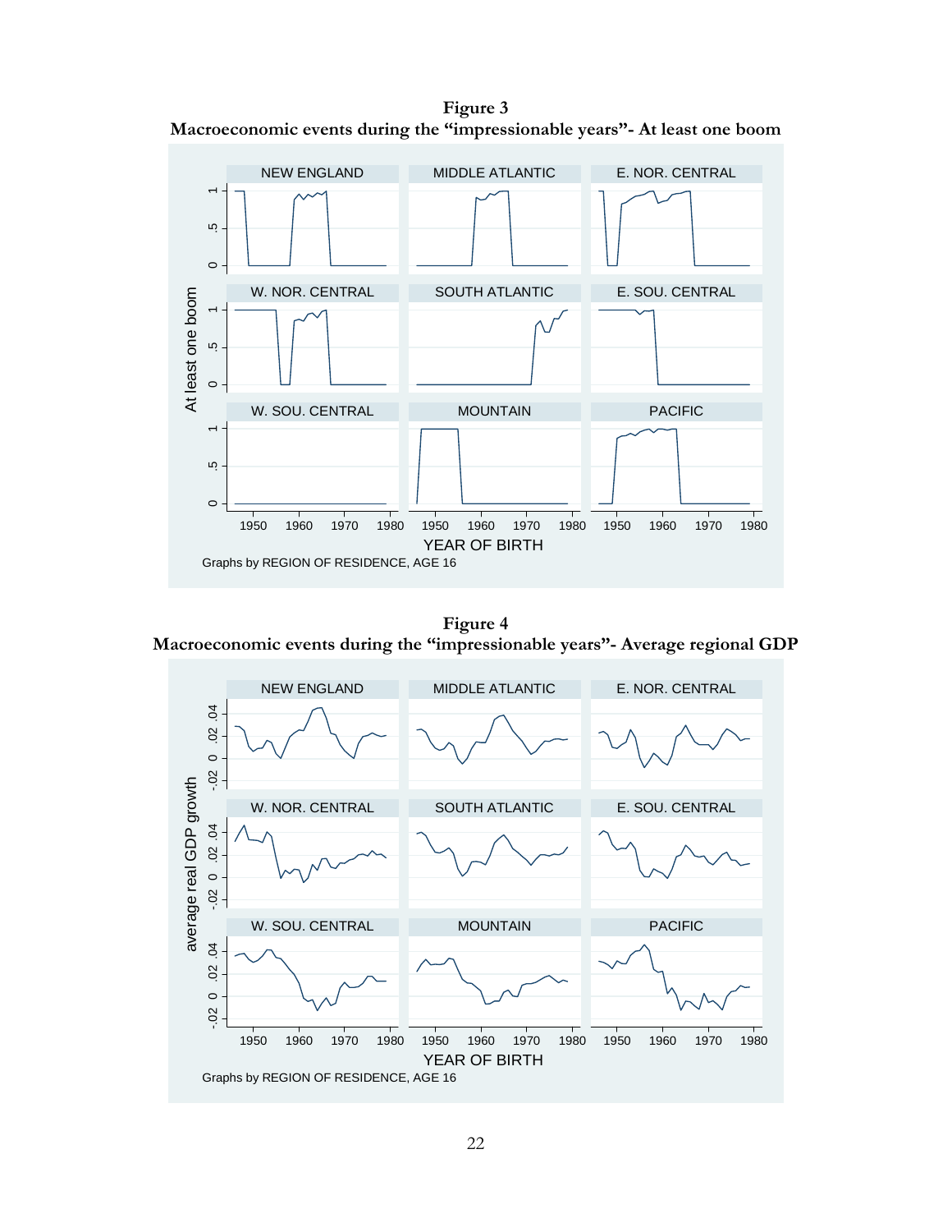**Figure 3**
**Macroeconomic events during the "impressionable years"- At least one boom**

**Figure 4**
**Macroeconomic events during the "impressionable years"- Average regional GDP**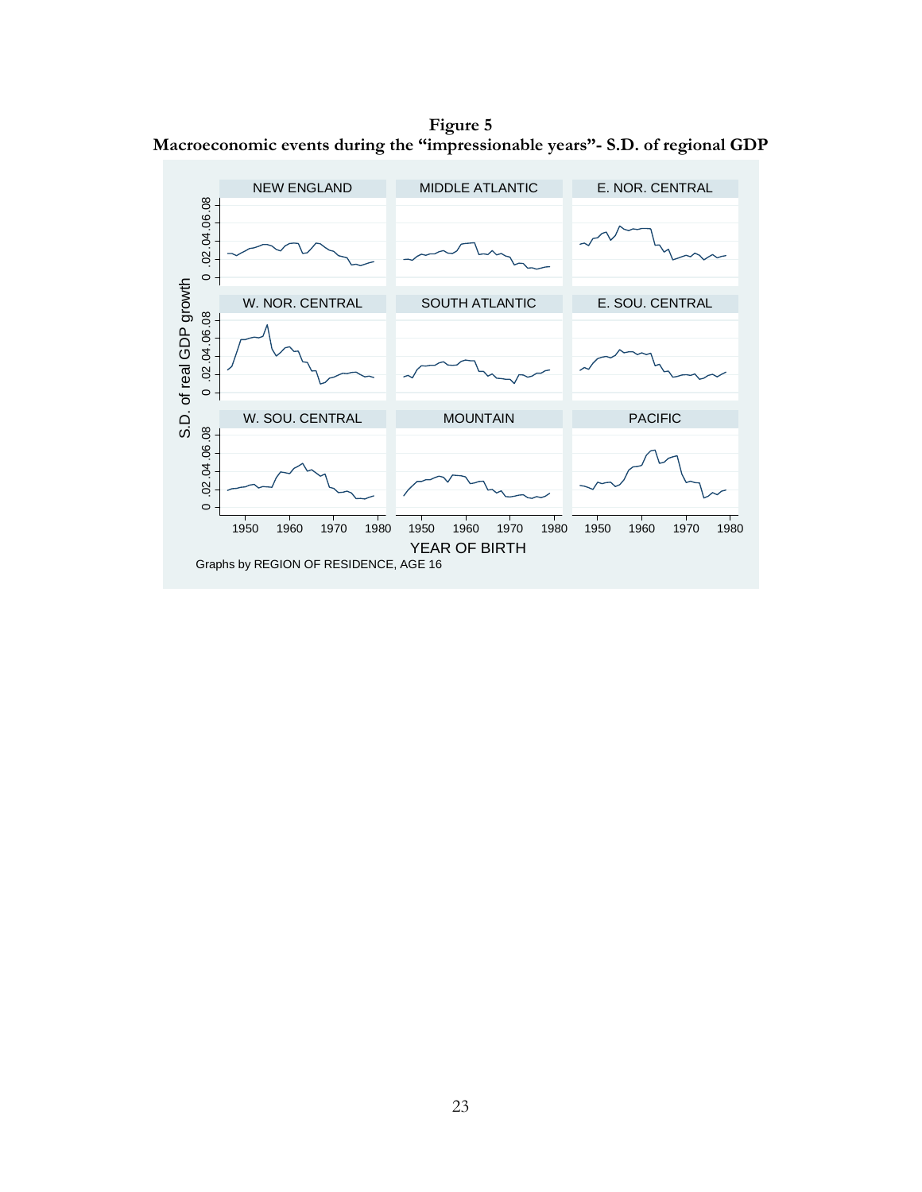**Figure 5**
**Macroeconomic events during the "impressionable years"- S.D. of regional GDP**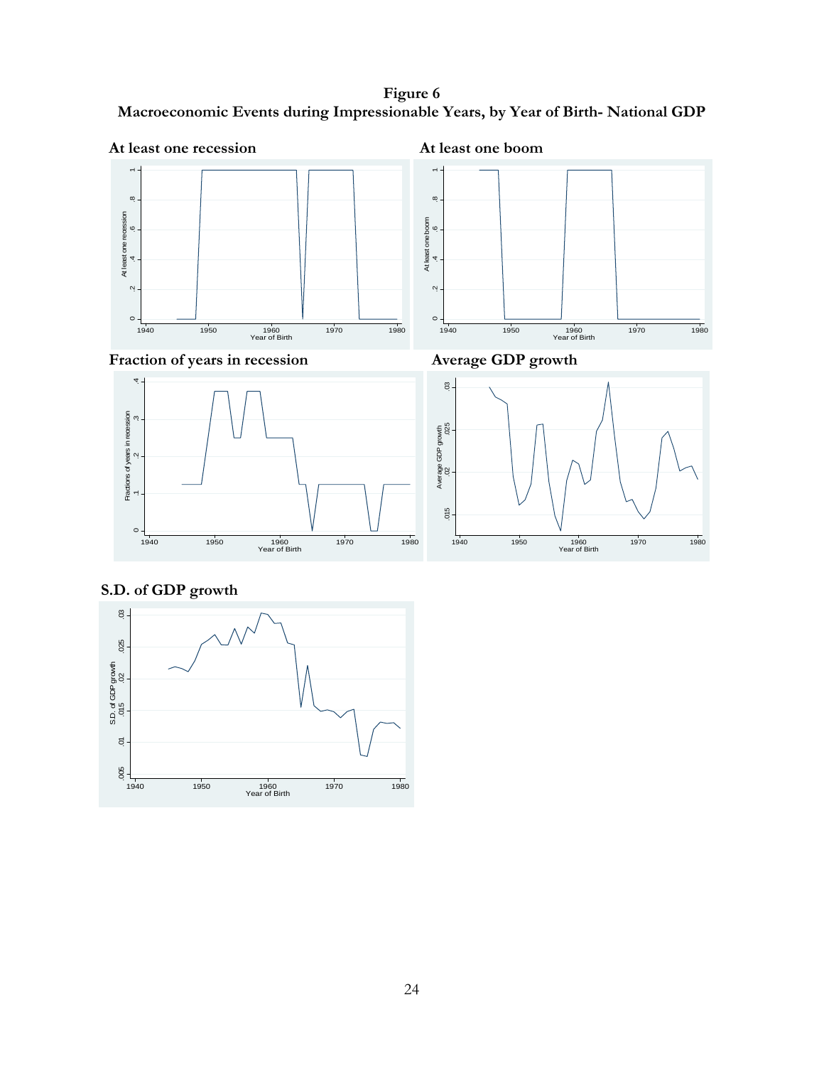**Figure 6**
**Macroeconomic Events during Impressionable Years, by Year of Birth- National GDP**

**At least one recession**

**At least one boom**

**Fraction of years in recession**

**Average GDP growth**

**S.D. of GDP growth**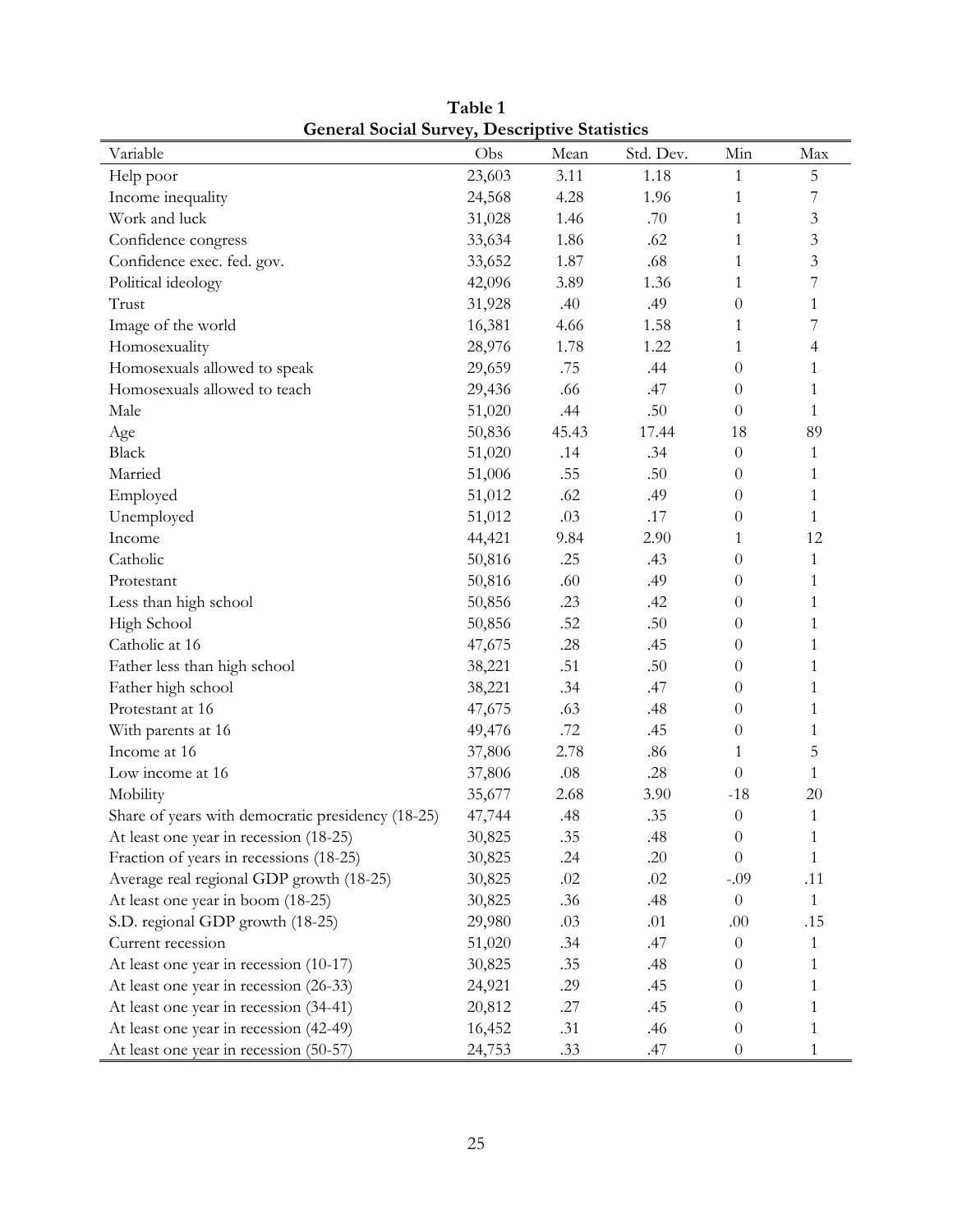**Table 1**
**General Social Survey, Descriptive Statistics**

| Variable | Obs | Mean | Std. Dev. | Min | Max |
|---|---|---|---|---|---|
| Help poor | 23,603 | 3.11 | 1.18 | 1 | 5 |
| Income inequality | 24,568 | 4.28 | 1.96 | 1 | 7 |
| Work and luck | 31,028 | 1.46 | .70 | 1 | 3 |
| Confidence congress | 33,634 | 1.86 | .62 | 1 | 3 |
| Confidence exec. fed. gov. | 33,652 | 1.87 | .68 | 1 | 3 |
| Political ideology | 42,096 | 3.89 | 1.36 | 1 | 7 |
| Trust | 31,928 | .40 | .49 | 0 | 1 |
| Image of the world | 16,381 | 4.66 | 1.58 | 1 | 7 |
| Homosexuality | 28,976 | 1.78 | 1.22 | 1 | 4 |
| Homosexuals allowed to speak | 29,659 | .75 | .44 | 0 | 1 |
| Homosexuals allowed to teach | 29,436 | .66 | .47 | 0 | 1 |
| Male | 51,020 | .44 | .50 | 0 | 1 |
| Age | 50,836 | 45.43 | 17.44 | 18 | 89 |
| Black | 51,020 | .14 | .34 | 0 | 1 |
| Married | 51,006 | .55 | .50 | 0 | 1 |
| Employed | 51,012 | .62 | .49 | 0 | 1 |
| Unemployed | 51,012 | .03 | .17 | 0 | 1 |
| Income | 44,421 | 9.84 | 2.90 | 1 | 12 |
| Catholic | 50,816 | .25 | .43 | 0 | 1 |
| Protestant | 50,816 | .60 | .49 | 0 | 1 |
| Less than high school | 50,856 | .23 | .42 | 0 | 1 |
| High School | 50,856 | .52 | .50 | 0 | 1 |
| Catholic at 16 | 47,675 | .28 | .45 | 0 | 1 |
| Father less than high school | 38,221 | .51 | .50 | 0 | 1 |
| Father high school | 38,221 | .34 | .47 | 0 | 1 |
| Protestant at 16 | 47,675 | .63 | .48 | 0 | 1 |
| With parents at 16 | 49,476 | .72 | .45 | 0 | 1 |
| Income at 16 | 37,806 | 2.78 | .86 | 1 | 5 |
| Low income at 16 | 37,806 | .08 | .28 | 0 | 1 |
| Mobility | 35,677 | 2.68 | 3.90 | -18 | 20 |
| Share of years with democratic presidency (18-25) | 47,744 | .48 | .35 | 0 | 1 |
| At least one year in recession (18-25) | 30,825 | .35 | .48 | 0 | 1 |
| Fraction of years in recessions (18-25) | 30,825 | .24 | .20 | 0 | 1 |
| Average real regional GDP growth (18-25) | 30,825 | .02 | .02 | -.09 | .11 |
| At least one year in boom (18-25) | 30,825 | .36 | .48 | 0 | 1 |
| S.D. regional GDP growth (18-25) | 29,980 | .03 | .01 | .00 | .15 |
| Current recession | 51,020 | .34 | .47 | 0 | 1 |
| At least one year in recession (10-17) | 30,825 | .35 | .48 | 0 | 1 |
| At least one year in recession (26-33) | 24,921 | .29 | .45 | 0 | 1 |
| At least one year in recession (34-41) | 20,812 | .27 | .45 | 0 | 1 |
| At least one year in recession (42-49) | 16,452 | .31 | .46 | 0 | 1 |
| At least one year in recession (50-57) | 24,753 | .33 | .47 | 0 | 1 |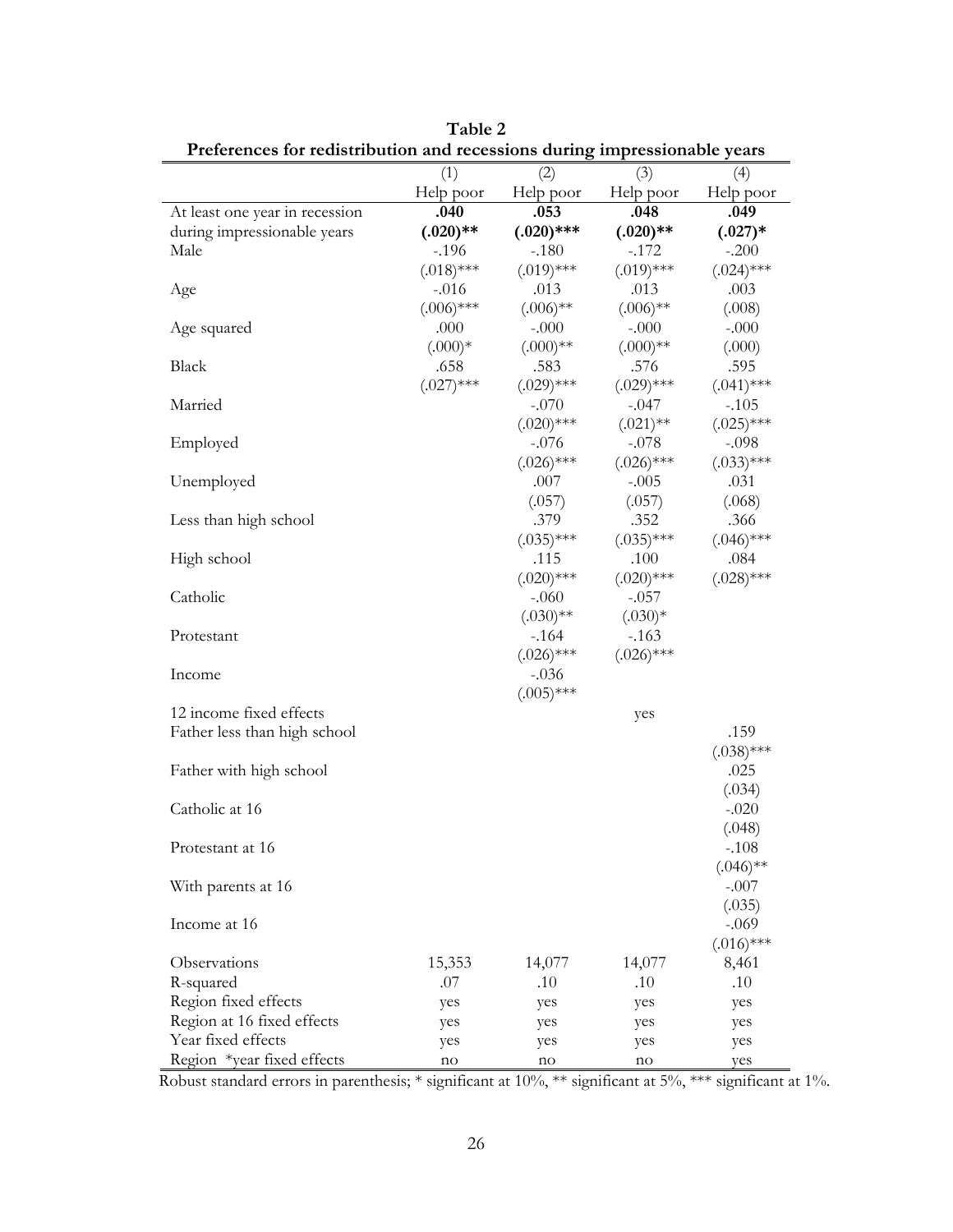**Table 2**
**Preferences for redistribution and recessions during impressionable years**

| | (1) | (2) | (3) | (4) |
|---|---|---|---|---|
| | Help poor | Help poor | Help poor | Help poor |
| At least one year in recession | **.040** | **.053** | **.048** | **.049** |
| during impressionable years | **(.020)\*\*** | **(.020)\*\*\*** | **(.020)\*\*** | **(.027)\*** |
| Male | -.196 | -.180 | -.172 | -.200 |
| | (.018)\*\*\* | (.019)\*\*\* | (.019)\*\*\* | (.024)\*\*\* |
| Age | -.016 | .013 | .013 | .003 |
| | (.006)\*\*\* | (.006)\*\* | (.006)\*\* | (.008) |
| Age squared | .000 | -.000 | -.000 | -.000 |
| | (.000)\* | (.000)\*\* | (.000)\*\* | (.000) |
| Black | .658 | .583 | .576 | .595 |
| | (.027)\*\*\* | (.029)\*\*\* | (.029)\*\*\* | (.041)\*\*\* |
| Married | | -.070 | -.047 | -.105 |
| | | (.020)\*\*\* | (.021)\*\* | (.025)\*\*\* |
| Employed | | -.076 | -.078 | -.098 |
| | | (.026)\*\*\* | (.026)\*\*\* | (.033)\*\*\* |
| Unemployed | | .007 | -.005 | .031 |
| | | (.057) | (.057) | (.068) |
| Less than high school | | .379 | .352 | .366 |
| | | (.035)\*\*\* | (.035)\*\*\* | (.046)\*\*\* |
| High school | | .115 | .100 | .084 |
| | | (.020)\*\*\* | (.020)\*\*\* | (.028)\*\*\* |
| Catholic | | -.060 | -.057 | |
| | | (.030)\*\* | (.030)\* | |
| Protestant | | -.164 | -.163 | |
| | | (.026)\*\*\* | (.026)\*\*\* | |
| Income | | -.036 | | |
| | | (.005)\*\*\* | | |
| 12 income fixed effects | | | yes | |
| Father less than high school | | | | .159 |
| | | | | (.038)\*\*\* |
| Father with high school | | | | .025 |
| | | | | (.034) |
| Catholic at 16 | | | | -.020 |
| | | | | (.048) |
| Protestant at 16 | | | | -.108 |
| | | | | (.046)\*\* |
| With parents at 16 | | | | -.007 |
| | | | | (.035) |
| Income at 16 | | | | -.069 |
| | | | | (.016)\*\*\* |
| Observations | 15,353 | 14,077 | 14,077 | 8,461 |
| R-squared | .07 | .10 | .10 | .10 |
| Region fixed effects | yes | yes | yes | yes |
| Region at 16 fixed effects | yes | yes | yes | yes |
| Year fixed effects | yes | yes | yes | yes |
| Region \*year fixed effects | no | no | no | yes |

Robust standard errors in parenthesis; * significant at 10%, ** significant at 5%, *** significant at 1%.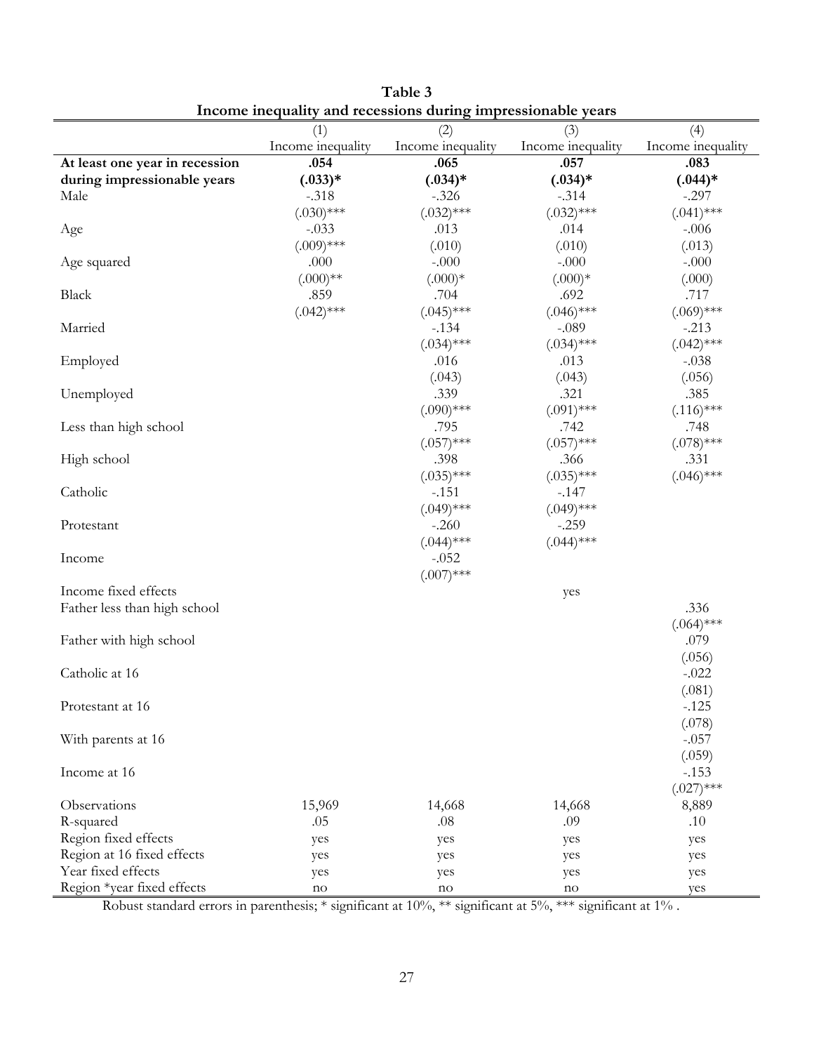**Table 3**
**Income inequality and recessions during impressionable years**

| | (1) | (2) | (3) | (4) |
|---|---|---|---|---|
| | Income inequality | Income inequality | Income inequality | Income inequality |
| **At least one year in recession** | **.054** | **.065** | **.057** | **.083** |
| **during impressionable years** | **(.033)*** | **(.034)*** | **(.034)*** | **(.044)*** |
| Male | -.318 | -.326 | -.314 | -.297 |
| | (.030)*** | (.032)*** | (.032)*** | (.041)*** |
| Age | -.033 | .013 | .014 | -.006 |
| | (.009)*** | (.010) | (.010) | (.013) |
| Age squared | .000 | -.000 | -.000 | -.000 |
| | (.000)** | (.000)* | (.000)* | (.000) |
| Black | .859 | .704 | .692 | .717 |
| | (.042)*** | (.045)*** | (.046)*** | (.069)*** |
| Married | | -.134 | -.089 | -.213 |
| | | (.034)*** | (.034)*** | (.042)*** |
| Employed | | .016 | .013 | -.038 |
| | | (.043) | (.043) | (.056) |
| Unemployed | | .339 | .321 | .385 |
| | | (.090)*** | (.091)*** | (.116)*** |
| Less than high school | | .795 | .742 | .748 |
| | | (.057)*** | (.057)*** | (.078)*** |
| High school | | .398 | .366 | .331 |
| | | (.035)*** | (.035)*** | (.046)*** |
| Catholic | | -.151 | -.147 | |
| | | (.049)*** | (.049)*** | |
| Protestant | | -.260 | -.259 | |
| | | (.044)*** | (.044)*** | |
| Income | | -.052 | | |
| | | (.007)*** | | |
| Income fixed effects | | | yes | |
| Father less than high school | | | | .336 |
| | | | | (.064)*** |
| Father with high school | | | | .079 |
| | | | | (.056) |
| Catholic at 16 | | | | -.022 |
| | | | | (.081) |
| Protestant at 16 | | | | -.125 |
| | | | | (.078) |
| With parents at 16 | | | | -.057 |
| | | | | (.059) |
| Income at 16 | | | | -.153 |
| | | | | (.027)*** |
| Observations | 15,969 | 14,668 | 14,668 | 8,889 |
| R-squared | .05 | .08 | .09 | .10 |
| Region fixed effects | yes | yes | yes | yes |
| Region at 16 fixed effects | yes | yes | yes | yes |
| Year fixed effects | yes | yes | yes | yes |
| Region *year fixed effects | no | no | no | yes |

Robust standard errors in parenthesis; * significant at 10%, ** significant at 5%, *** significant at 1% .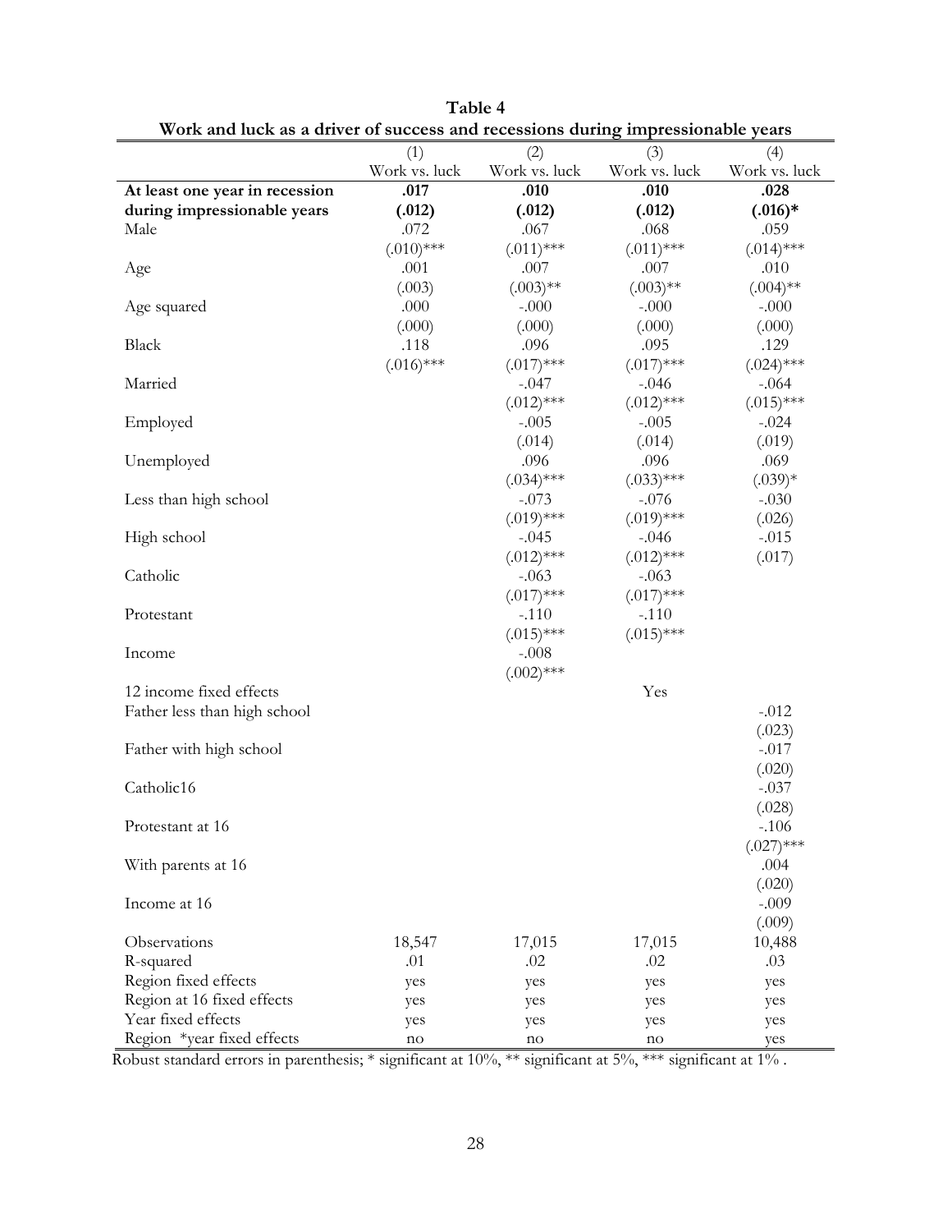**Table 4**

**Work and luck as a driver of success and recessions during impressionable years**

| | (1) | (2) | (3) | (4) |
|---|---|---|---|---|
| | Work vs. luck | Work vs. luck | Work vs. luck | Work vs. luck |
| **At least one year in recession** | **.017** | **.010** | **.010** | **.028** |
| **during impressionable years** | **(.012)** | **(.012)** | **(.012)** | **(.016)*** |
| Male | .072 | .067 | .068 | .059 |
| | (.010)*** | (.011)*** | (.011)*** | (.014)*** |
| Age | .001 | .007 | .007 | .010 |
| | (.003) | (.003)** | (.003)** | (.004)** |
| Age squared | .000 | -.000 | -.000 | -.000 |
| | (.000) | (.000) | (.000) | (.000) |
| Black | .118 | .096 | .095 | .129 |
| | (.016)*** | (.017)*** | (.017)*** | (.024)*** |
| Married | | -.047 | -.046 | -.064 |
| | | (.012)*** | (.012)*** | (.015)*** |
| Employed | | -.005 | -.005 | -.024 |
| | | (.014) | (.014) | (.019) |
| Unemployed | | .096 | .096 | .069 |
| | | (.034)*** | (.033)*** | (.039)* |
| Less than high school | | -.073 | -.076 | -.030 |
| | | (.019)*** | (.019)*** | (.026) |
| High school | | -.045 | -.046 | -.015 |
| | | (.012)*** | (.012)*** | (.017) |
| Catholic | | -.063 | -.063 | |
| | | (.017)*** | (.017)*** | |
| Protestant | | -.110 | -.110 | |
| | | (.015)*** | (.015)*** | |
| Income | | -.008 | | |
| | | (.002)*** | | |
| 12 income fixed effects | | | Yes | |
| Father less than high school | | | | -.012 |
| | | | | (.023) |
| Father with high school | | | | -.017 |
| | | | | (.020) |
| Catholic16 | | | | -.037 |
| | | | | (.028) |
| Protestant at 16 | | | | -.106 |
| | | | | (.027)*** |
| With parents at 16 | | | | .004 |
| | | | | (.020) |
| Income at 16 | | | | -.009 |
| | | | | (.009) |
| Observations | 18,547 | 17,015 | 17,015 | 10,488 |
| R-squared | .01 | .02 | .02 | .03 |
| Region fixed effects | yes | yes | yes | yes |
| Region at 16 fixed effects | yes | yes | yes | yes |
| Year fixed effects | yes | yes | yes | yes |
| Region *year fixed effects | no | no | no | yes |

Robust standard errors in parenthesis; * significant at 10%, ** significant at 5%, *** significant at 1% .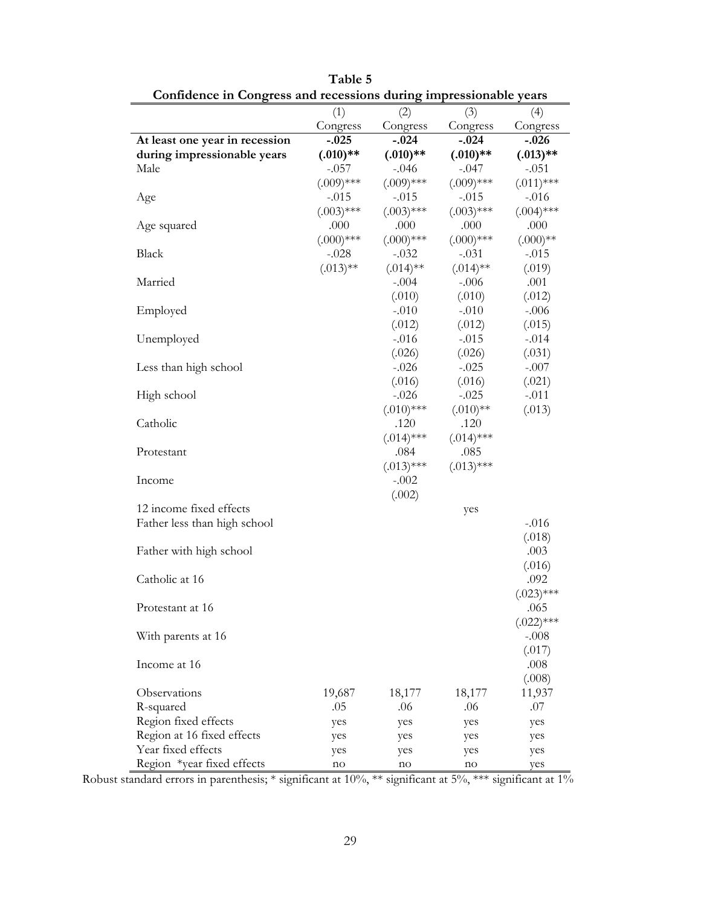**Table 5**

**Confidence in Congress and recessions during impressionable years**

| | (1) | (2) | (3) | (4) |
|---|---|---|---|---|
| | Congress | Congress | Congress | Congress |
| **At least one year in recession** | **-.025** | **-.024** | **-.024** | **-.026** |
| **during impressionable years** | **(.010)**** | **(.010)**** | **(.010)**** | **(.013)**** |
| Male | -.057 | -.046 | -.047 | -.051 |
| | (.009)*** | (.009)*** | (.009)*** | (.011)*** |
| Age | -.015 | -.015 | -.015 | -.016 |
| | (.003)*** | (.003)*** | (.003)*** | (.004)*** |
| Age squared | .000 | .000 | .000 | .000 |
| | (.000)*** | (.000)*** | (.000)*** | (.000)** |
| Black | -.028 | -.032 | -.031 | -.015 |
| | (.013)** | (.014)** | (.014)** | (.019) |
| Married | | -.004 | -.006 | .001 |
| | | (.010) | (.010) | (.012) |
| Employed | | -.010 | -.010 | -.006 |
| | | (.012) | (.012) | (.015) |
| Unemployed | | -.016 | -.015 | -.014 |
| | | (.026) | (.026) | (.031) |
| Less than high school | | -.026 | -.025 | -.007 |
| | | (.016) | (.016) | (.021) |
| High school | | -.026 | -.025 | -.011 |
| | | (.010)*** | (.010)** | (.013) |
| Catholic | | .120 | .120 | |
| | | (.014)*** | (.014)*** | |
| Protestant | | .084 | .085 | |
| | | (.013)*** | (.013)*** | |
| Income | | -.002 | | |
| | | (.002) | | |
| 12 income fixed effects | | | yes | |
| Father less than high school | | | | -.016 |
| | | | | (.018) |
| Father with high school | | | | .003 |
| | | | | (.016) |
| Catholic at 16 | | | | .092 |
| | | | | (.023)*** |
| Protestant at 16 | | | | .065 |
| | | | | (.022)*** |
| With parents at 16 | | | | -.008 |
| | | | | (.017) |
| Income at 16 | | | | .008 |
| | | | | (.008) |
| Observations | 19,687 | 18,177 | 18,177 | 11,937 |
| R-squared | .05 | .06 | .06 | .07 |
| Region fixed effects | yes | yes | yes | yes |
| Region at 16 fixed effects | yes | yes | yes | yes |
| Year fixed effects | yes | yes | yes | yes |
| Region *year fixed effects | no | no | no | yes |

Robust standard errors in parenthesis; * significant at 10%, ** significant at 5%, *** significant at 1%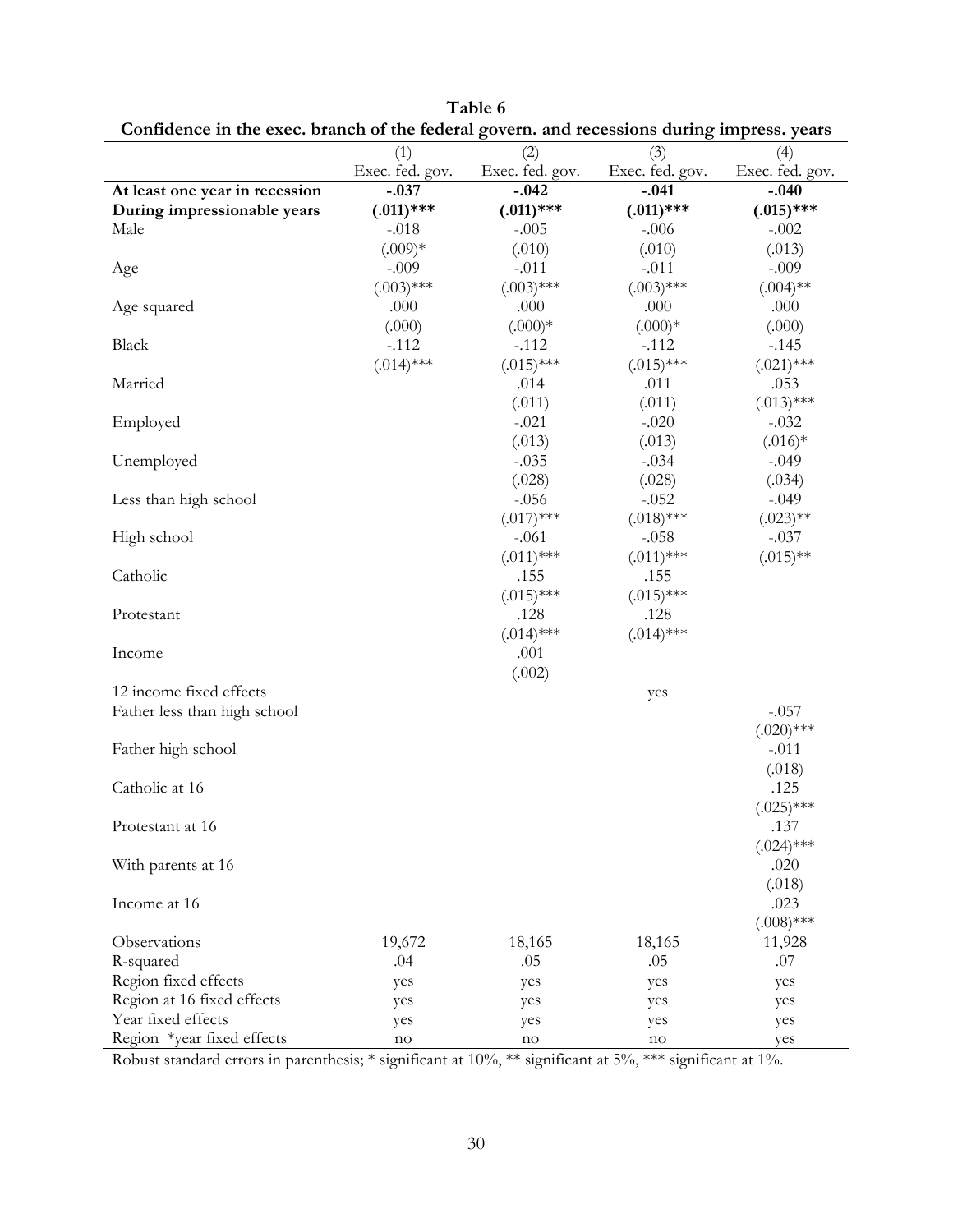**Table 6**

**Confidence in the exec. branch of the federal govern. and recessions during impress. years**

| | (1) | (2) | (3) | (4) |
|---|---|---|---|---|
| | Exec. fed. gov. | Exec. fed. gov. | Exec. fed. gov. | Exec. fed. gov. |
| **At least one year in recession** | **-.037** | **-.042** | **-.041** | **-.040** |
| **During impressionable years** | **(.011)\*\*\*** | **(.011)\*\*\*** | **(.011)\*\*\*** | **(.015)\*\*\*** |
| Male | -.018 | -.005 | -.006 | -.002 |
| | (.009)* | (.010) | (.010) | (.013) |
| Age | -.009 | -.011 | -.011 | -.009 |
| | (.003)\*\*\* | (.003)\*\*\* | (.003)\*\*\* | (.004)\*\* |
| Age squared | .000 | .000 | .000 | .000 |
| | (.000) | (.000)* | (.000)* | (.000) |
| Black | -.112 | -.112 | -.112 | -.145 |
| | (.014)\*\*\* | (.015)\*\*\* | (.015)\*\*\* | (.021)\*\*\* |
| Married | | .014 | .011 | .053 |
| | | (.011) | (.011) | (.013)\*\*\* |
| Employed | | -.021 | -.020 | -.032 |
| | | (.013) | (.013) | (.016)* |
| Unemployed | | -.035 | -.034 | -.049 |
| | | (.028) | (.028) | (.034) |
| Less than high school | | -.056 | -.052 | -.049 |
| | | (.017)\*\*\* | (.018)\*\*\* | (.023)\*\* |
| High school | | -.061 | -.058 | -.037 |
| | | (.011)\*\*\* | (.011)\*\*\* | (.015)\*\* |
| Catholic | | .155 | .155 | |
| | | (.015)\*\*\* | (.015)\*\*\* | |
| Protestant | | .128 | .128 | |
| | | (.014)\*\*\* | (.014)\*\*\* | |
| Income | | .001 | | |
| | | (.002) | | |
| 12 income fixed effects | | | yes | |
| Father less than high school | | | | -.057 |
| | | | | (.020)\*\*\* |
| Father high school | | | | -.011 |
| | | | | (.018) |
| Catholic at 16 | | | | .125 |
| | | | | (.025)\*\*\* |
| Protestant at 16 | | | | .137 |
| | | | | (.024)\*\*\* |
| With parents at 16 | | | | .020 |
| | | | | (.018) |
| Income at 16 | | | | .023 |
| | | | | (.008)\*\*\* |
| Observations | 19,672 | 18,165 | 18,165 | 11,928 |
| R-squared | .04 | .05 | .05 | .07 |
| Region fixed effects | yes | yes | yes | yes |
| Region at 16 fixed effects | yes | yes | yes | yes |
| Year fixed effects | yes | yes | yes | yes |
| Region *year fixed effects | no | no | no | yes |

Robust standard errors in parenthesis; * significant at 10%, ** significant at 5%, *** significant at 1%.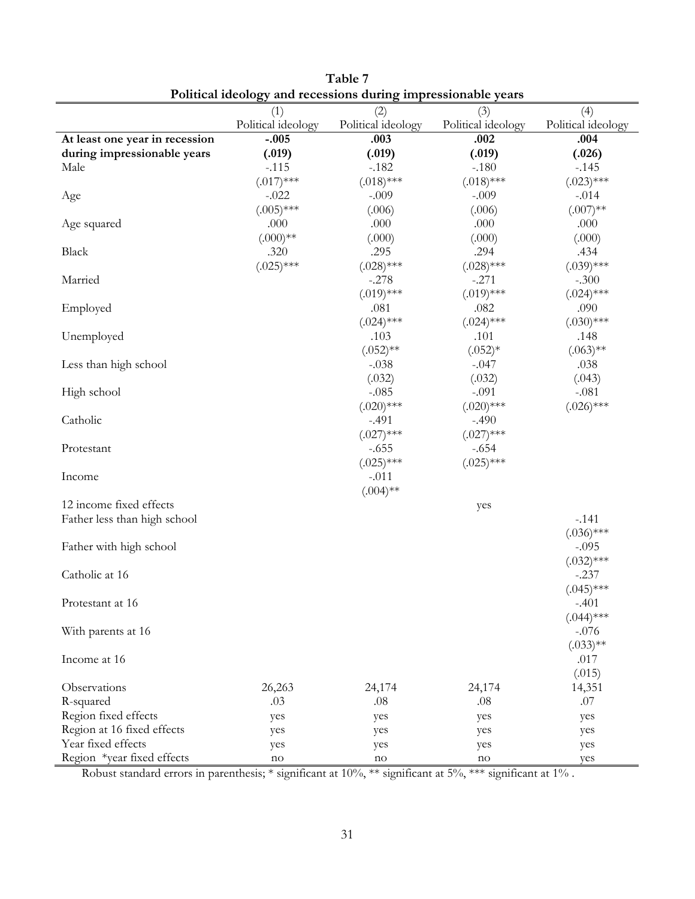**Table 7**
**Political ideology and recessions during impressionable years**

| | (1) Political ideology | (2) Political ideology | (3) Political ideology | (4) Political ideology |
|---|---|---|---|---|
| **At least one year in recession** | **-.005** | **.003** | **.002** | **.004** |
| **during impressionable years** | **(.019)** | **(.019)** | **(.019)** | **(.026)** |
| Male | -.115 | -.182 | -.180 | -.145 |
| | (.017)*** | (.018)*** | (.018)*** | (.023)*** |
| Age | -.022 | -.009 | -.009 | -.014 |
| | (.005)*** | (.006) | (.006) | (.007)** |
| Age squared | .000 | .000 | .000 | .000 |
| | (.000)** | (.000) | (.000) | (.000) |
| Black | .320 | .295 | .294 | .434 |
| | (.025)*** | (.028)*** | (.028)*** | (.039)*** |
| Married | | -.278 | -.271 | -.300 |
| | | (.019)*** | (.019)*** | (.024)*** |
| Employed | | .081 | .082 | .090 |
| | | (.024)*** | (.024)*** | (.030)*** |
| Unemployed | | .103 | .101 | .148 |
| | | (.052)** | (.052)* | (.063)** |
| Less than high school | | -.038 | -.047 | .038 |
| | | (.032) | (.032) | (.043) |
| High school | | -.085 | -.091 | -.081 |
| | | (.020)*** | (.020)*** | (.026)*** |
| Catholic | | -.491 | -.490 | |
| | | (.027)*** | (.027)*** | |
| Protestant | | -.655 | -.654 | |
| | | (.025)*** | (.025)*** | |
| Income | | -.011 | | |
| | | (.004)** | | |
| 12 income fixed effects | | | yes | |
| Father less than high school | | | | -.141 |
| | | | | (.036)*** |
| Father with high school | | | | -.095 |
| | | | | (.032)*** |
| Catholic at 16 | | | | -.237 |
| | | | | (.045)*** |
| Protestant at 16 | | | | -.401 |
| | | | | (.044)*** |
| With parents at 16 | | | | -.076 |
| | | | | (.033)** |
| Income at 16 | | | | .017 |
| | | | | (.015) |
| Observations | 26,263 | 24,174 | 24,174 | 14,351 |
| R-squared | .03 | .08 | .08 | .07 |
| Region fixed effects | yes | yes | yes | yes |
| Region at 16 fixed effects | yes | yes | yes | yes |
| Year fixed effects | yes | yes | yes | yes |
| Region *year fixed effects | no | no | no | yes |

Robust standard errors in parenthesis; * significant at 10%, ** significant at 5%, *** significant at 1% .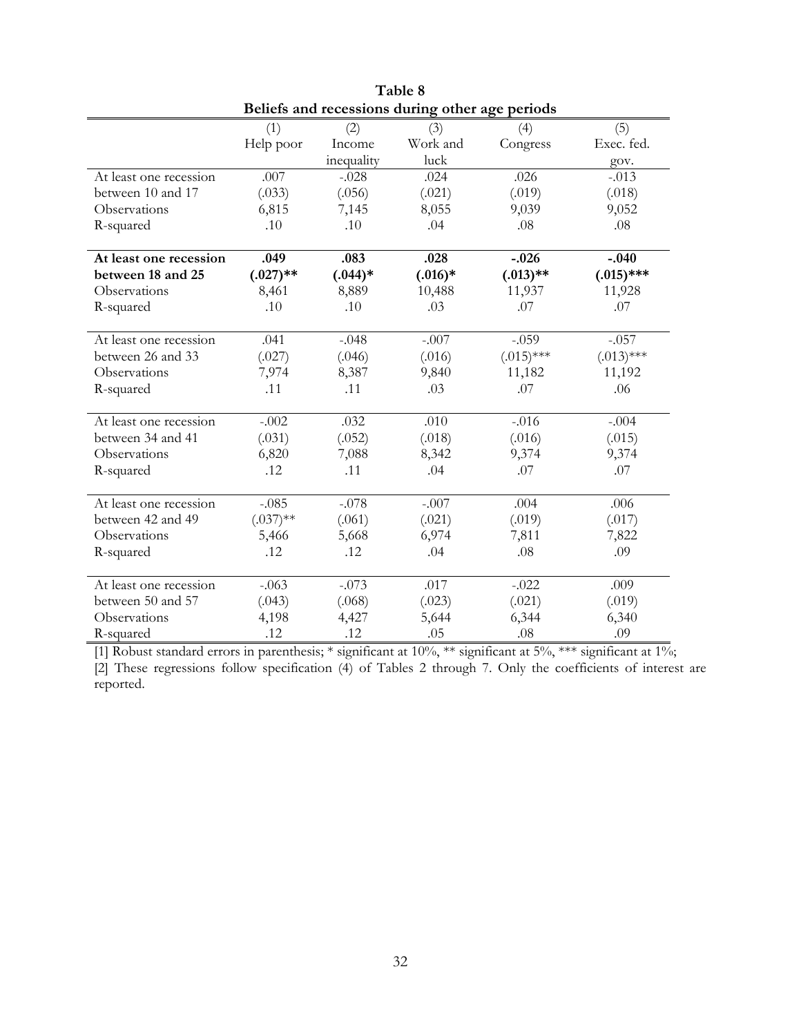**Table 8**

**Beliefs and recessions during other age periods**

| | (1) Help poor | (2) Income inequality | (3) Work and luck | (4) Congress | (5) Exec. fed. gov. |
|---|---|---|---|---|---|
| At least one recession between 10 and 17 | .007 | -.028 | .024 | .026 | -.013 |
| | (.033) | (.056) | (.021) | (.019) | (.018) |
| Observations | 6,815 | 7,145 | 8,055 | 9,039 | 9,052 |
| R-squared | .10 | .10 | .04 | .08 | .08 |
| **At least one recession between 18 and 25** | **.049** | **.083** | **.028** | **-.026** | **-.040** |
| | **(.027)\*\*** | **(.044)\*** | **(.016)\*** | **(.013)\*\*** | **(.015)\*\*\*** |
| Observations | 8,461 | 8,889 | 10,488 | 11,937 | 11,928 |
| R-squared | .10 | .10 | .03 | .07 | .07 |
| At least one recession between 26 and 33 | .041 | -.048 | -.007 | -.059 | -.057 |
| | (.027) | (.046) | (.016) | (.015)*** | (.013)*** |
| Observations | 7,974 | 8,387 | 9,840 | 11,182 | 11,192 |
| R-squared | .11 | .11 | .03 | .07 | .06 |
| At least one recession between 34 and 41 | -.002 | .032 | .010 | -.016 | -.004 |
| | (.031) | (.052) | (.018) | (.016) | (.015) |
| Observations | 6,820 | 7,088 | 8,342 | 9,374 | 9,374 |
| R-squared | .12 | .11 | .04 | .07 | .07 |
| At least one recession between 42 and 49 | -.085 | -.078 | -.007 | .004 | .006 |
| | (.037)** | (.061) | (.021) | (.019) | (.017) |
| Observations | 5,466 | 5,668 | 6,974 | 7,811 | 7,822 |
| R-squared | .12 | .12 | .04 | .08 | .09 |
| At least one recession between 50 and 57 | -.063 | -.073 | .017 | -.022 | .009 |
| | (.043) | (.068) | (.023) | (.021) | (.019) |
| Observations | 4,198 | 4,427 | 5,644 | 6,344 | 6,340 |
| R-squared | .12 | .12 | .05 | .08 | .09 |

[1] Robust standard errors in parenthesis; * significant at 10%, ** significant at 5%, *** significant at 1%;
[2] These regressions follow specification (4) of Tables 2 through 7. Only the coefficients of interest are reported.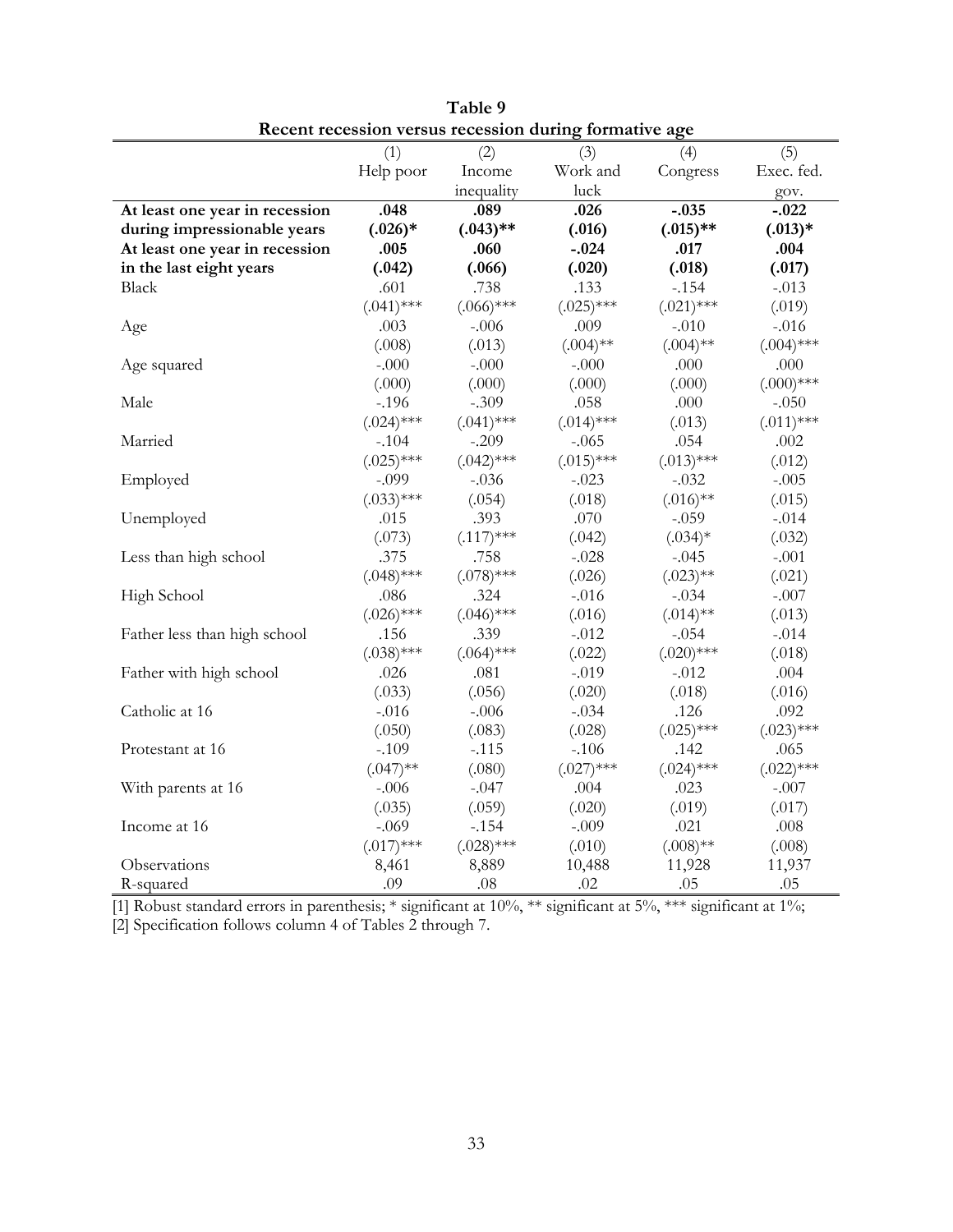**Table 9**
**Recent recession versus recession during formative age**

| | (1)<br>Help poor | (2)<br>Income inequality | (3)<br>Work and luck | (4)<br>Congress | (5)<br>Exec. fed. gov. |
|---|---|---|---|---|---|
| **At least one year in recession during impressionable years** | **.048**<br>**(.026)*** | **.089**<br>**(.043)**** | **.026**<br>**(.016)** | **-.035**<br>**(.015)**** | **-.022**<br>**(.013)*** |
| **At least one year in recession in the last eight years** | **.005**<br>**(.042)** | **.060**<br>**(.066)** | **-.024**<br>**(.020)** | **.017**<br>**(.018)** | **.004**<br>**(.017)** |
| Black | .601<br>(.041)*** | .738<br>(.066)*** | .133<br>(.025)*** | -.154<br>(.021)*** | -.013<br>(.019) |
| Age | .003<br>(.008) | -.006<br>(.013) | .009<br>(.004)** | -.010<br>(.004)** | -.016<br>(.004)*** |
| Age squared | -.000<br>(.000) | -.000<br>(.000) | -.000<br>(.000) | .000<br>(.000) | .000<br>(.000)*** |
| Male | -.196<br>(.024)*** | -.309<br>(.041)*** | .058<br>(.014)*** | .000<br>(.013) | -.050<br>(.011)*** |
| Married | -.104<br>(.025)*** | -.209<br>(.042)*** | -.065<br>(.015)*** | .054<br>(.013)*** | .002<br>(.012) |
| Employed | -.099<br>(.033)*** | -.036<br>(.054) | -.023<br>(.018) | -.032<br>(.016)** | -.005<br>(.015) |
| Unemployed | .015<br>(.073) | .393<br>(.117)*** | .070<br>(.042) | -.059<br>(.034)* | -.014<br>(.032) |
| Less than high school | .375<br>(.048)*** | .758<br>(.078)*** | -.028<br>(.026) | -.045<br>(.023)** | -.001<br>(.021) |
| High School | .086<br>(.026)*** | .324<br>(.046)*** | -.016<br>(.016) | -.034<br>(.014)** | -.007<br>(.013) |
| Father less than high school | .156<br>(.038)*** | .339<br>(.064)*** | -.012<br>(.022) | -.054<br>(.020)*** | -.014<br>(.018) |
| Father with high school | .026<br>(.033) | .081<br>(.056) | -.019<br>(.020) | -.012<br>(.018) | .004<br>(.016) |
| Catholic at 16 | -.016<br>(.050) | -.006<br>(.083) | -.034<br>(.028) | .126<br>(.025)*** | .092<br>(.023)*** |
| Protestant at 16 | -.109<br>(.047)** | -.115<br>(.080) | -.106<br>(.027)*** | .142<br>(.024)*** | .065<br>(.022)*** |
| With parents at 16 | -.006<br>(.035) | -.047<br>(.059) | .004<br>(.020) | .023<br>(.019) | -.007<br>(.017) |
| Income at 16 | -.069<br>(.017)*** | -.154<br>(.028)*** | -.009<br>(.010) | .021<br>(.008)** | .008<br>(.008) |
| Observations | 8,461 | 8,889 | 10,488 | 11,928 | 11,937 |
| R-squared | .09 | .08 | .02 | .05 | .05 |

[1] Robust standard errors in parenthesis; * significant at 10%, ** significant at 5%, *** significant at 1%;
[2] Specification follows column 4 of Tables 2 through 7.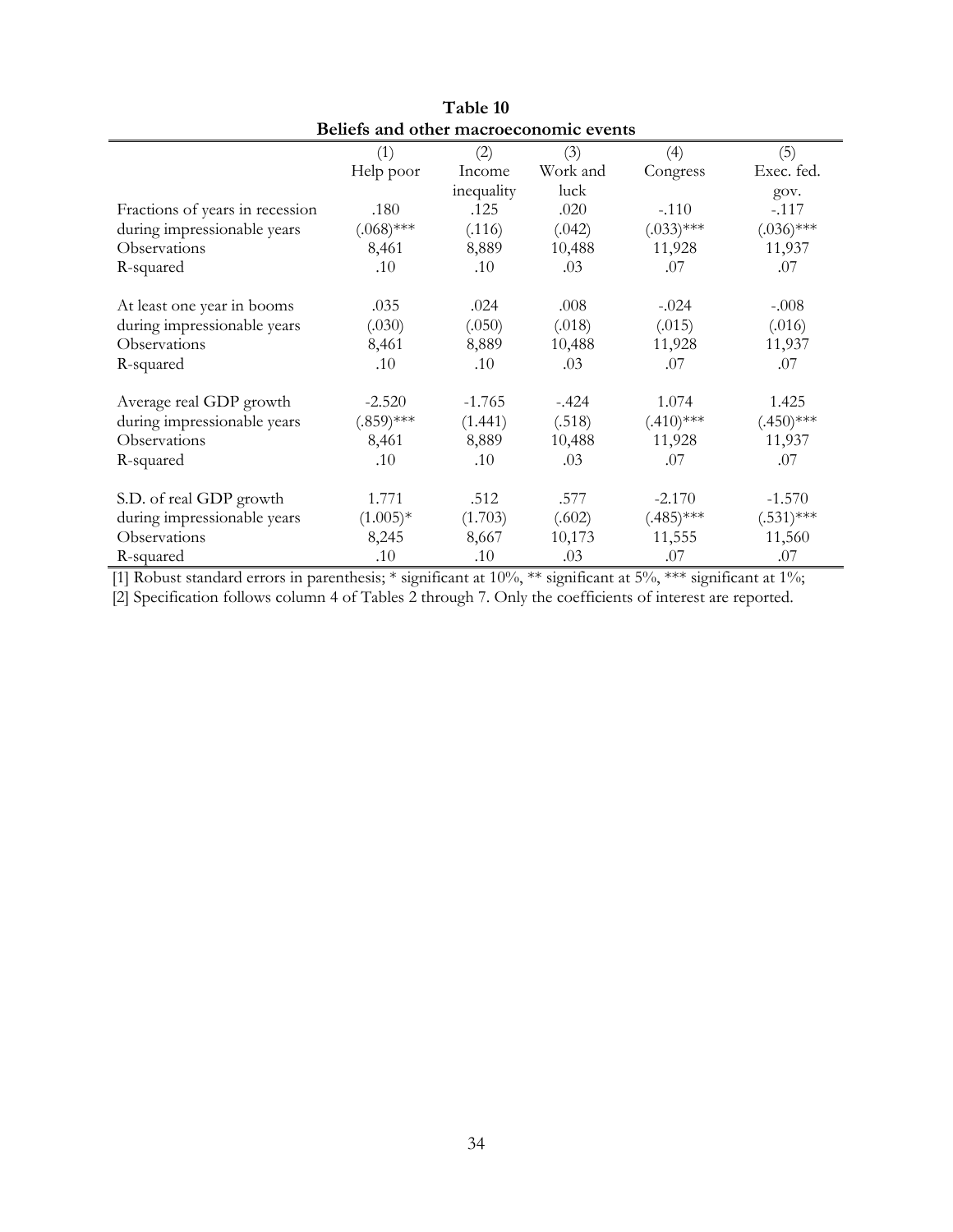**Table 10**
**Beliefs and other macroeconomic events**

| | (1) Help poor | (2) Income inequality | (3) Work and luck | (4) Congress | (5) Exec. fed. gov. |
|---|---|---|---|---|---|
| Fractions of years in recession | .180 | .125 | .020 | -.110 | -.117 |
| during impressionable years | (.068)*** | (.116) | (.042) | (.033)*** | (.036)*** |
| Observations | 8,461 | 8,889 | 10,488 | 11,928 | 11,937 |
| R-squared | .10 | .10 | .03 | .07 | .07 |
| | | | | | |
| At least one year in booms | .035 | .024 | .008 | -.024 | -.008 |
| during impressionable years | (.030) | (.050) | (.018) | (.015) | (.016) |
| Observations | 8,461 | 8,889 | 10,488 | 11,928 | 11,937 |
| R-squared | .10 | .10 | .03 | .07 | .07 |
| | | | | | |
| Average real GDP growth | -2.520 | -1.765 | -.424 | 1.074 | 1.425 |
| during impressionable years | (.859)*** | (1.441) | (.518) | (.410)*** | (.450)*** |
| Observations | 8,461 | 8,889 | 10,488 | 11,928 | 11,937 |
| R-squared | .10 | .10 | .03 | .07 | .07 |
| | | | | | |
| S.D. of real GDP growth | 1.771 | .512 | .577 | -2.170 | -1.570 |
| during impressionable years | (1.005)* | (1.703) | (.602) | (.485)*** | (.531)*** |
| Observations | 8,245 | 8,667 | 10,173 | 11,555 | 11,560 |
| R-squared | .10 | .10 | .03 | .07 | .07 |

[1] Robust standard errors in parenthesis; * significant at 10%, ** significant at 5%, *** significant at 1%;
[2] Specification follows column 4 of Tables 2 through 7. Only the coefficients of interest are reported.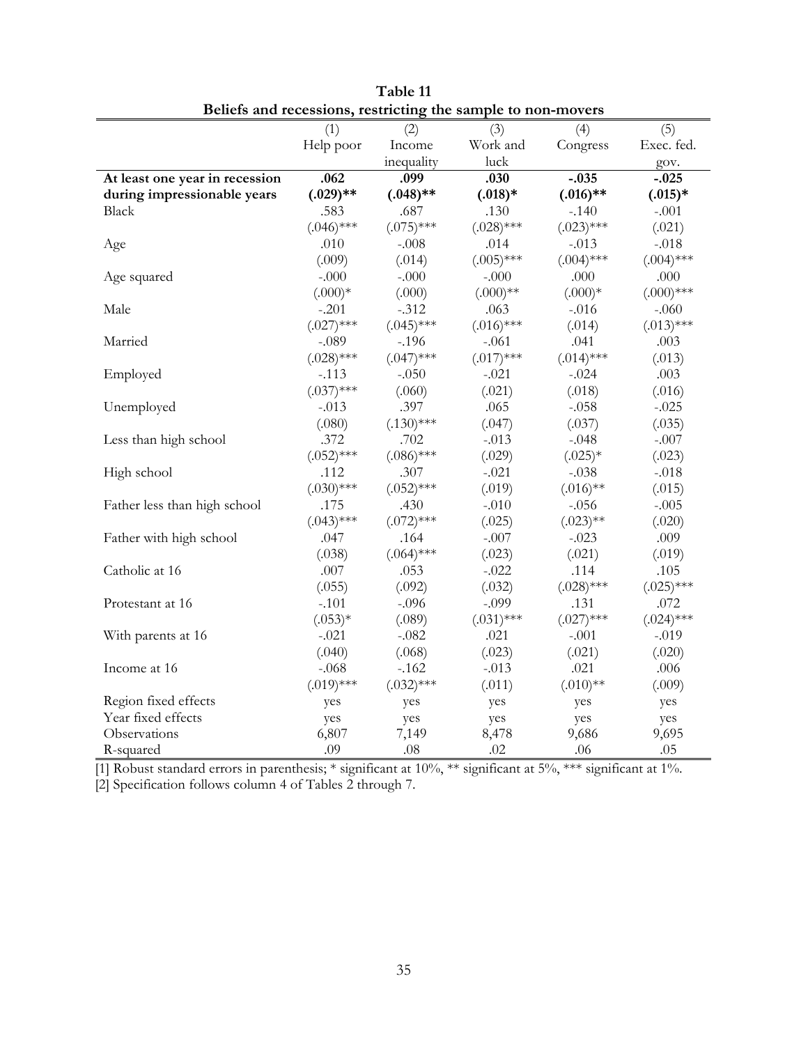**Table 11**
**Beliefs and recessions, restricting the sample to non-movers**

| | (1) Help poor | (2) Income inequality | (3) Work and luck | (4) Congress | (5) Exec. fed. gov. |
|---|---|---|---|---|---|
| **At least one year in recession** | **.062** | **.099** | **.030** | **-.035** | **-.025** |
| **during impressionable years** | **(.029)**** | **(.048)**** | **(.018)*** | **(.016)**** | **(.015)*** |
| Black | .583 | .687 | .130 | -.140 | -.001 |
| | (.046)*** | (.075)*** | (.028)*** | (.023)*** | (.021) |
| Age | .010 | -.008 | .014 | -.013 | -.018 |
| | (.009) | (.014) | (.005)*** | (.004)*** | (.004)*** |
| Age squared | -.000 | -.000 | -.000 | .000 | .000 |
| | (.000)* | (.000) | (.000)** | (.000)* | (.000)*** |
| Male | -.201 | -.312 | .063 | -.016 | -.060 |
| | (.027)*** | (.045)*** | (.016)*** | (.014) | (.013)*** |
| Married | -.089 | -.196 | -.061 | .041 | .003 |
| | (.028)*** | (.047)*** | (.017)*** | (.014)*** | (.013) |
| Employed | -.113 | -.050 | -.021 | -.024 | .003 |
| | (.037)*** | (.060) | (.021) | (.018) | (.016) |
| Unemployed | -.013 | .397 | .065 | -.058 | -.025 |
| | (.080) | (.130)*** | (.047) | (.037) | (.035) |
| Less than high school | .372 | .702 | -.013 | -.048 | -.007 |
| | (.052)*** | (.086)*** | (.029) | (.025)* | (.023) |
| High school | .112 | .307 | -.021 | -.038 | -.018 |
| | (.030)*** | (.052)*** | (.019) | (.016)** | (.015) |
| Father less than high school | .175 | .430 | -.010 | -.056 | -.005 |
| | (.043)*** | (.072)*** | (.025) | (.023)** | (.020) |
| Father with high school | .047 | .164 | -.007 | -.023 | .009 |
| | (.038) | (.064)*** | (.023) | (.021) | (.019) |
| Catholic at 16 | .007 | .053 | -.022 | .114 | .105 |
| | (.055) | (.092) | (.032) | (.028)*** | (.025)*** |
| Protestant at 16 | -.101 | -.096 | -.099 | .131 | .072 |
| | (.053)* | (.089) | (.031)*** | (.027)*** | (.024)*** |
| With parents at 16 | -.021 | -.082 | .021 | -.001 | -.019 |
| | (.040) | (.068) | (.023) | (.021) | (.020) |
| Income at 16 | -.068 | -.162 | -.013 | .021 | .006 |
| | (.019)*** | (.032)*** | (.011) | (.010)** | (.009) |
| Region fixed effects | yes | yes | yes | yes | yes |
| Year fixed effects | yes | yes | yes | yes | yes |
| Observations | 6,807 | 7,149 | 8,478 | 9,686 | 9,695 |
| R-squared | .09 | .08 | .02 | .06 | .05 |

[1] Robust standard errors in parenthesis; * significant at 10%, ** significant at 5%, *** significant at 1%.
[2] Specification follows column 4 of Tables 2 through 7.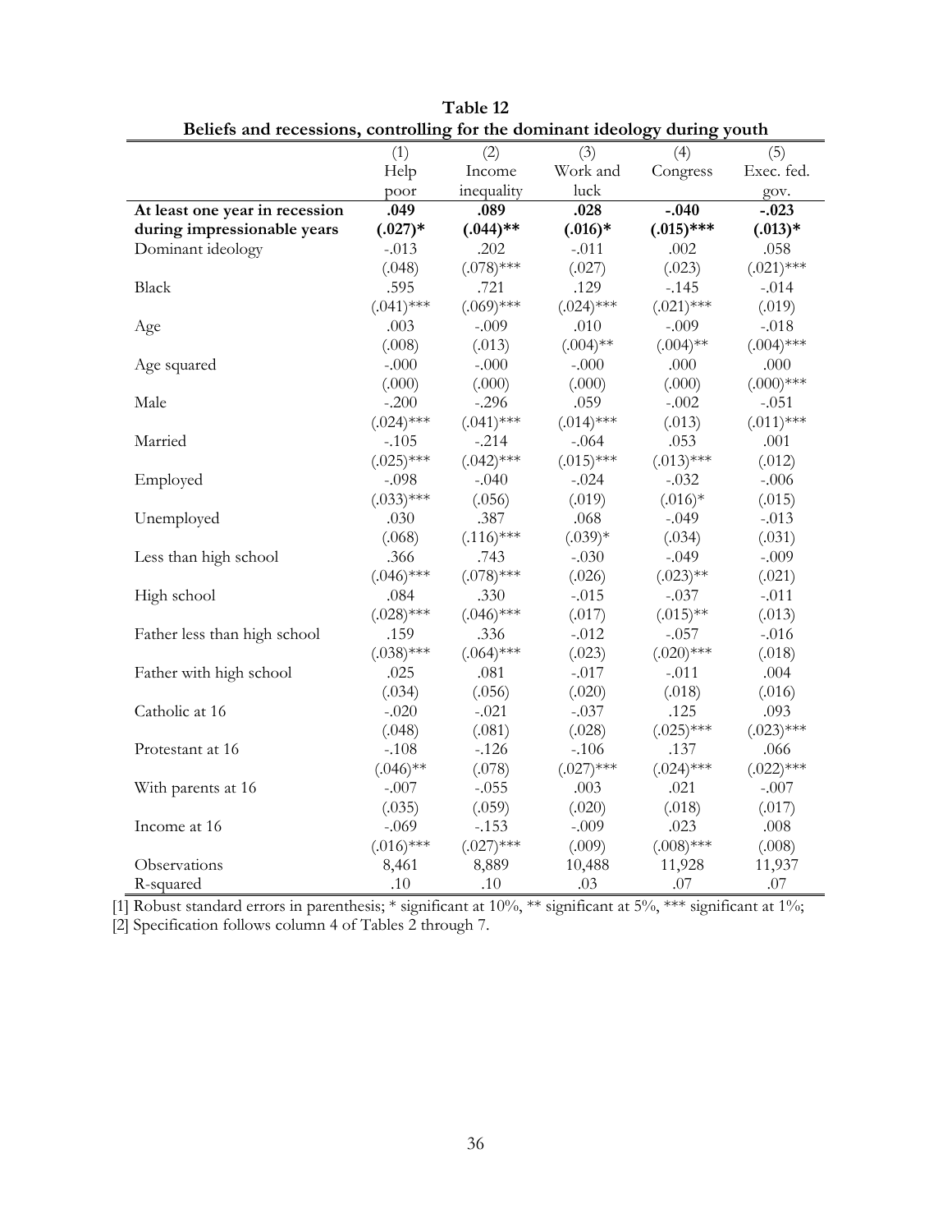**Table 12**
**Beliefs and recessions, controlling for the dominant ideology during youth**

| | (1)<br>Help poor | (2)<br>Income inequality | (3)<br>Work and luck | (4)<br>Congress | (5)<br>Exec. fed. gov. |
|---|---|---|---|---|---|
| **At least one year in recession during impressionable years** | **.049**<br>**(.027)*** | **.089**<br>**(.044)**** | **.028**<br>**(.016)*** | **-.040**<br>**(.015)***** | **-.023**<br>**(.013)*** |
| Dominant ideology | -.013<br>(.048) | .202<br>(.078)*** | -.011<br>(.027) | .002<br>(.023) | .058<br>(.021)*** |
| Black | .595<br>(.041)*** | .721<br>(.069)*** | .129<br>(.024)*** | -.145<br>(.021)*** | -.014<br>(.019) |
| Age | .003<br>(.008) | -.009<br>(.013) | .010<br>(.004)** | -.009<br>(.004)** | -.018<br>(.004)*** |
| Age squared | -.000<br>(.000) | -.000<br>(.000) | -.000<br>(.000) | .000<br>(.000) | .000<br>(.000)*** |
| Male | -.200<br>(.024)*** | -.296<br>(.041)*** | .059<br>(.014)*** | -.002<br>(.013) | -.051<br>(.011)*** |
| Married | -.105<br>(.025)*** | -.214<br>(.042)*** | -.064<br>(.015)*** | .053<br>(.013)*** | .001<br>(.012) |
| Employed | -.098<br>(.033)*** | -.040<br>(.056) | -.024<br>(.019) | -.032<br>(.016)* | -.006<br>(.015) |
| Unemployed | .030<br>(.068) | .387<br>(.116)*** | .068<br>(.039)* | -.049<br>(.034) | -.013<br>(.031) |
| Less than high school | .366<br>(.046)*** | .743<br>(.078)*** | -.030<br>(.026) | -.049<br>(.023)** | -.009<br>(.021) |
| High school | .084<br>(.028)*** | .330<br>(.046)*** | -.015<br>(.017) | -.037<br>(.015)** | -.011<br>(.013) |
| Father less than high school | .159<br>(.038)*** | .336<br>(.064)*** | -.012<br>(.023) | -.057<br>(.020)*** | -.016<br>(.018) |
| Father with high school | .025<br>(.034) | .081<br>(.056) | -.017<br>(.020) | -.011<br>(.018) | .004<br>(.016) |
| Catholic at 16 | -.020<br>(.048) | -.021<br>(.081) | -.037<br>(.028) | .125<br>(.025)*** | .093<br>(.023)*** |
| Protestant at 16 | -.108<br>(.046)** | -.126<br>(.078) | -.106<br>(.027)*** | .137<br>(.024)*** | .066<br>(.022)*** |
| With parents at 16 | -.007<br>(.035) | -.055<br>(.059) | .003<br>(.020) | .021<br>(.018) | -.007<br>(.017) |
| Income at 16 | -.069<br>(.016)*** | -.153<br>(.027)*** | -.009<br>(.009) | .023<br>(.008)*** | .008<br>(.008) |
| Observations | 8,461 | 8,889 | 10,488 | 11,928 | 11,937 |
| R-squared | .10 | .10 | .03 | .07 | .07 |

[1] Robust standard errors in parenthesis; * significant at 10%, ** significant at 5%, *** significant at 1%;
[2] Specification follows column 4 of Tables 2 through 7.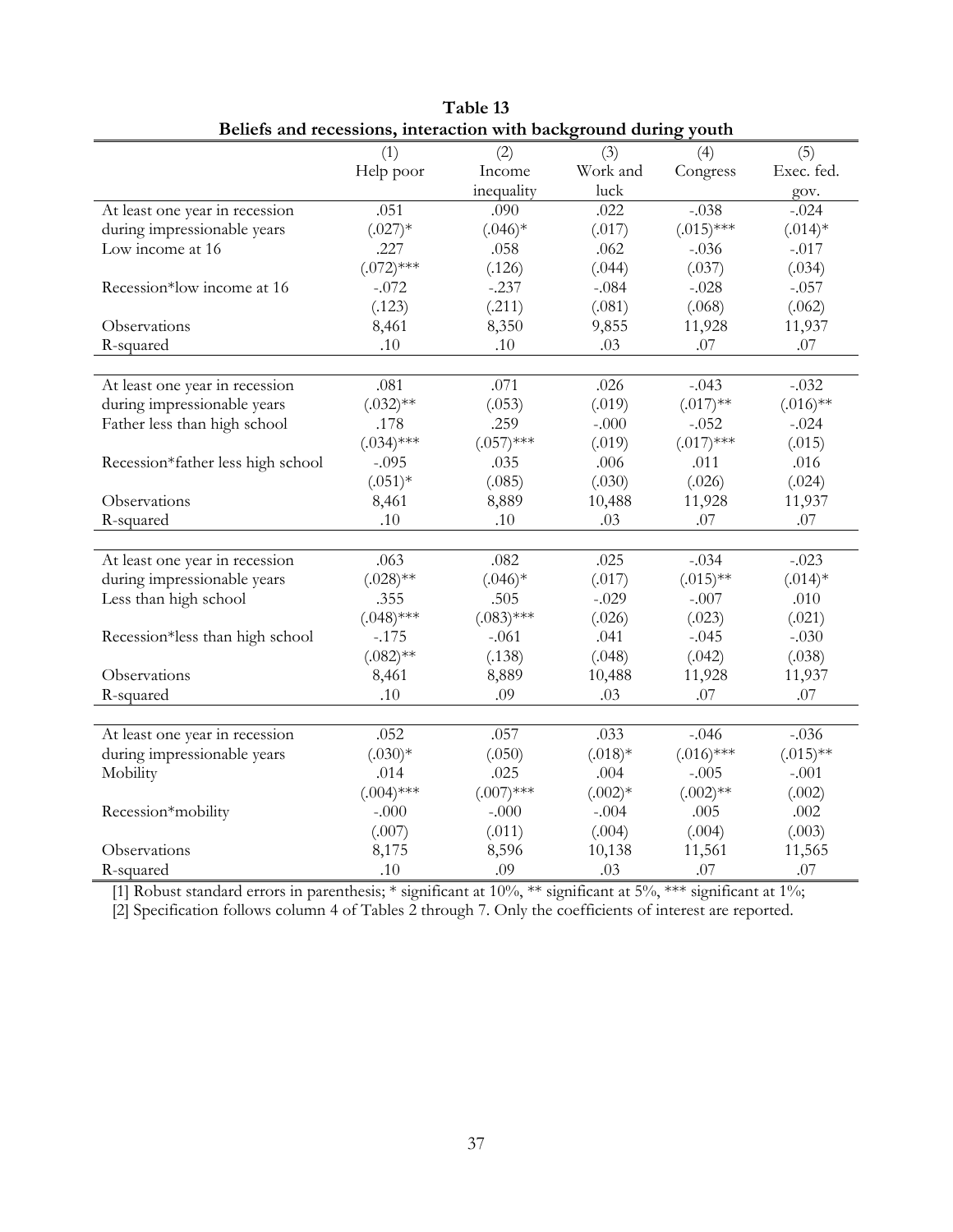**Table 13**
**Beliefs and recessions, interaction with background during youth**

| | (1) Help poor | (2) Income inequality | (3) Work and luck | (4) Congress | (5) Exec. fed. gov. |
|---|---|---|---|---|---|
| At least one year in recession | .051 | .090 | .022 | -.038 | -.024 |
| during impressionable years | (.027)* | (.046)* | (.017) | (.015)*** | (.014)* |
| Low income at 16 | .227 | .058 | .062 | -.036 | -.017 |
| | (.072)*** | (.126) | (.044) | (.037) | (.034) |
| Recession*low income at 16 | -.072 | -.237 | -.084 | -.028 | -.057 |
| | (.123) | (.211) | (.081) | (.068) | (.062) |
| Observations | 8,461 | 8,350 | 9,855 | 11,928 | 11,937 |
| R-squared | .10 | .10 | .03 | .07 | .07 |
| | | | | | |
| At least one year in recession | .081 | .071 | .026 | -.043 | -.032 |
| during impressionable years | (.032)** | (.053) | (.019) | (.017)** | (.016)** |
| Father less than high school | .178 | .259 | -.000 | -.052 | -.024 |
| | (.034)*** | (.057)*** | (.019) | (.017)*** | (.015) |
| Recession*father less high school | -.095 | .035 | .006 | .011 | .016 |
| | (.051)* | (.085) | (.030) | (.026) | (.024) |
| Observations | 8,461 | 8,889 | 10,488 | 11,928 | 11,937 |
| R-squared | .10 | .10 | .03 | .07 | .07 |
| | | | | | |
| At least one year in recession | .063 | .082 | .025 | -.034 | -.023 |
| during impressionable years | (.028)** | (.046)* | (.017) | (.015)** | (.014)* |
| Less than high school | .355 | .505 | -.029 | -.007 | .010 |
| | (.048)*** | (.083)*** | (.026) | (.023) | (.021) |
| Recession*less than high school | -.175 | -.061 | .041 | -.045 | -.030 |
| | (.082)** | (.138) | (.048) | (.042) | (.038) |
| Observations | 8,461 | 8,889 | 10,488 | 11,928 | 11,937 |
| R-squared | .10 | .09 | .03 | .07 | .07 |
| | | | | | |
| At least one year in recession | .052 | .057 | .033 | -.046 | -.036 |
| during impressionable years | (.030)* | (.050) | (.018)* | (.016)*** | (.015)** |
| Mobility | .014 | .025 | .004 | -.005 | -.001 |
| | (.004)*** | (.007)*** | (.002)* | (.002)** | (.002) |
| Recession*mobility | -.000 | -.000 | -.004 | .005 | .002 |
| | (.007) | (.011) | (.004) | (.004) | (.003) |
| Observations | 8,175 | 8,596 | 10,138 | 11,561 | 11,565 |
| R-squared | .10 | .09 | .03 | .07 | .07 |

[1] Robust standard errors in parenthesis; * significant at 10%, ** significant at 5%, *** significant at 1%;

[2] Specification follows column 4 of Tables 2 through 7. Only the coefficients of interest are reported.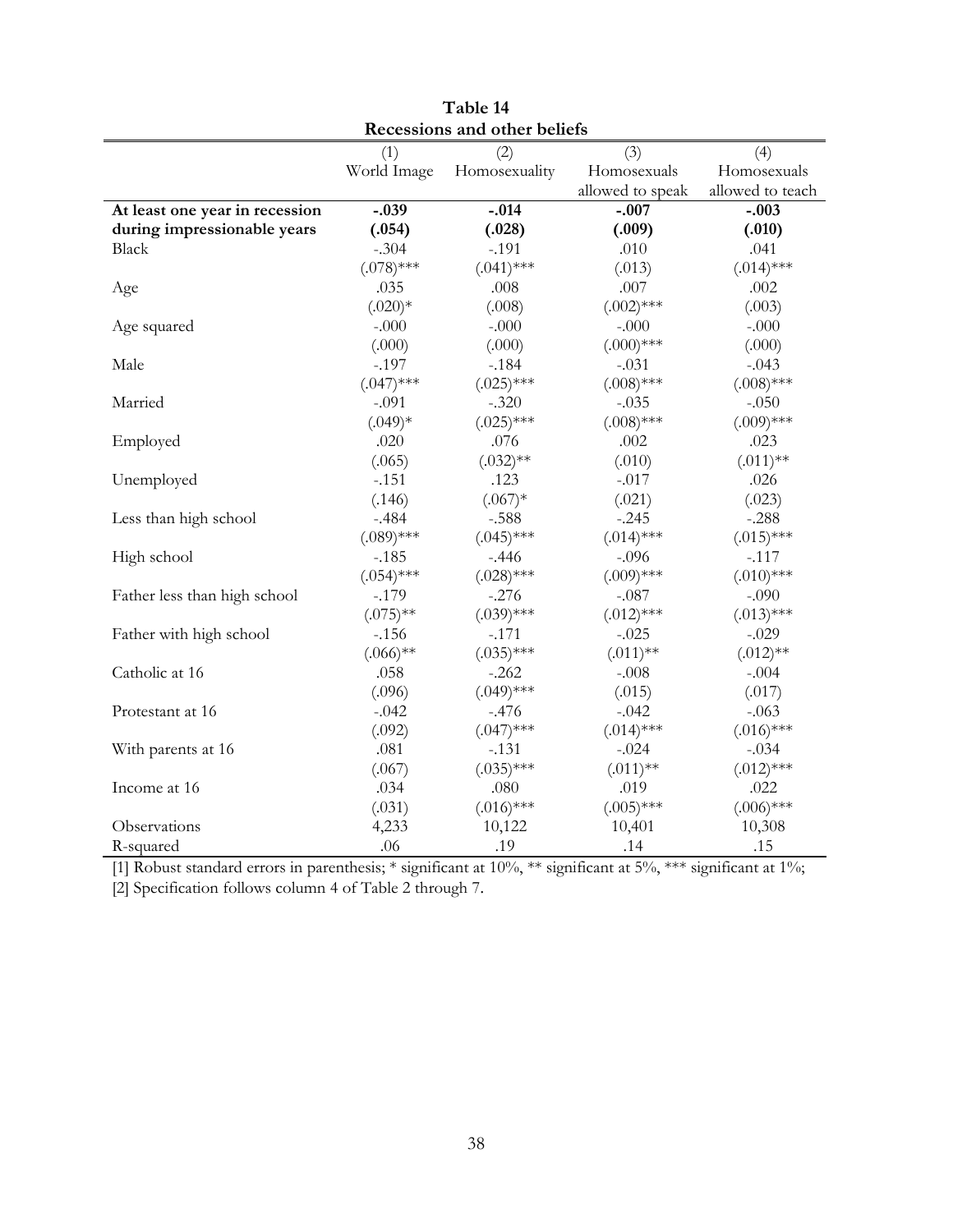**Table 14**

**Recessions and other beliefs**

| | (1) World Image | (2) Homosexuality | (3) Homosexuals allowed to speak | (4) Homosexuals allowed to teach |
|---|---|---|---|---|
| **At least one year in recession** | **-.039** | **-.014** | **-.007** | **-.003** |
| **during impressionable years** | **(.054)** | **(.028)** | **(.009)** | **(.010)** |
| Black | -.304 | -.191 | .010 | .041 |
| | (.078)*** | (.041)*** | (.013) | (.014)*** |
| Age | .035 | .008 | .007 | .002 |
| | (.020)* | (.008) | (.002)*** | (.003) |
| Age squared | -.000 | -.000 | -.000 | -.000 |
| | (.000) | (.000) | (.000)*** | (.000) |
| Male | -.197 | -.184 | -.031 | -.043 |
| | (.047)*** | (.025)*** | (.008)*** | (.008)*** |
| Married | -.091 | -.320 | -.035 | -.050 |
| | (.049)* | (.025)*** | (.008)*** | (.009)*** |
| Employed | .020 | .076 | .002 | .023 |
| | (.065) | (.032)** | (.010) | (.011)** |
| Unemployed | -.151 | .123 | -.017 | .026 |
| | (.146) | (.067)* | (.021) | (.023) |
| Less than high school | -.484 | -.588 | -.245 | -.288 |
| | (.089)*** | (.045)*** | (.014)*** | (.015)*** |
| High school | -.185 | -.446 | -.096 | -.117 |
| | (.054)*** | (.028)*** | (.009)*** | (.010)*** |
| Father less than high school | -.179 | -.276 | -.087 | -.090 |
| | (.075)** | (.039)*** | (.012)*** | (.013)*** |
| Father with high school | -.156 | -.171 | -.025 | -.029 |
| | (.066)** | (.035)*** | (.011)** | (.012)** |
| Catholic at 16 | .058 | -.262 | -.008 | -.004 |
| | (.096) | (.049)*** | (.015) | (.017) |
| Protestant at 16 | -.042 | -.476 | -.042 | -.063 |
| | (.092) | (.047)*** | (.014)*** | (.016)*** |
| With parents at 16 | .081 | -.131 | -.024 | -.034 |
| | (.067) | (.035)*** | (.011)** | (.012)*** |
| Income at 16 | .034 | .080 | .019 | .022 |
| | (.031) | (.016)*** | (.005)*** | (.006)*** |
| Observations | 4,233 | 10,122 | 10,401 | 10,308 |
| R-squared | .06 | .19 | .14 | .15 |

[1] Robust standard errors in parenthesis; * significant at 10%, ** significant at 5%, *** significant at 1%;
[2] Specification follows column 4 of Table 2 through 7.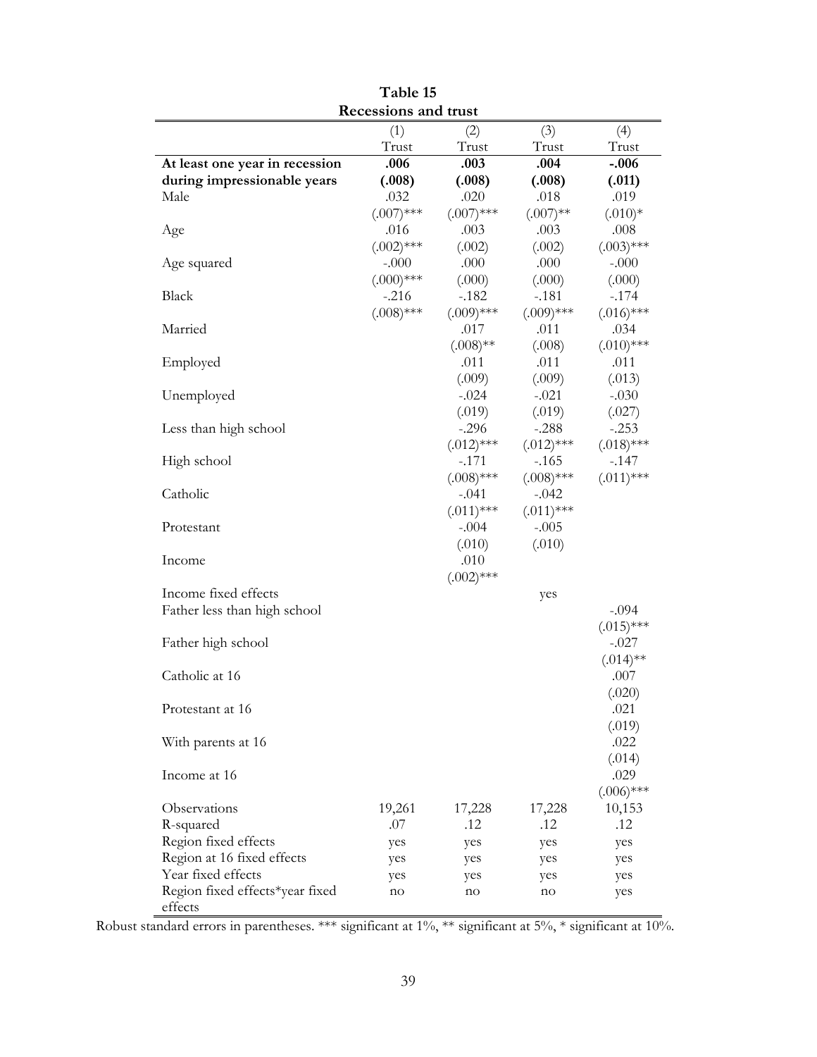**Table 15**
**Recessions and trust**

| | (1) | (2) | (3) | (4) |
|---|---|---|---|---|
| | Trust | Trust | Trust | Trust |
| **At least one year in recession** | **.006** | **.003** | **.004** | **-.006** |
| **during impressionable years** | **(.008)** | **(.008)** | **(.008)** | **(.011)** |
| Male | .032 | .020 | .018 | .019 |
| | (.007)*** | (.007)*** | (.007)** | (.010)* |
| Age | .016 | .003 | .003 | .008 |
| | (.002)*** | (.002) | (.002) | (.003)*** |
| Age squared | -.000 | .000 | .000 | -.000 |
| | (.000)*** | (.000) | (.000) | (.000) |
| Black | -.216 | -.182 | -.181 | -.174 |
| | (.008)*** | (.009)*** | (.009)*** | (.016)*** |
| Married | | .017 | .011 | .034 |
| | | (.008)** | (.008) | (.010)*** |
| Employed | | .011 | .011 | .011 |
| | | (.009) | (.009) | (.013) |
| Unemployed | | -.024 | -.021 | -.030 |
| | | (.019) | (.019) | (.027) |
| Less than high school | | -.296 | -.288 | -.253 |
| | | (.012)*** | (.012)*** | (.018)*** |
| High school | | -.171 | -.165 | -.147 |
| | | (.008)*** | (.008)*** | (.011)*** |
| Catholic | | -.041 | -.042 | |
| | | (.011)*** | (.011)*** | |
| Protestant | | -.004 | -.005 | |
| | | (.010) | (.010) | |
| Income | | .010 | | |
| | | (.002)*** | | |
| Income fixed effects | | | yes | |
| Father less than high school | | | | -.094 |
| | | | | (.015)*** |
| Father high school | | | | -.027 |
| | | | | (.014)** |
| Catholic at 16 | | | | .007 |
| | | | | (.020) |
| Protestant at 16 | | | | .021 |
| | | | | (.019) |
| With parents at 16 | | | | .022 |
| | | | | (.014) |
| Income at 16 | | | | .029 |
| | | | | (.006)*** |
| Observations | 19,261 | 17,228 | 17,228 | 10,153 |
| R-squared | .07 | .12 | .12 | .12 |
| Region fixed effects | yes | yes | yes | yes |
| Region at 16 fixed effects | yes | yes | yes | yes |
| Year fixed effects | yes | yes | yes | yes |
| Region fixed effects*year fixed effects | no | no | no | yes |

Robust standard errors in parentheses. *** significant at 1%, ** significant at 5%, * significant at 10%.